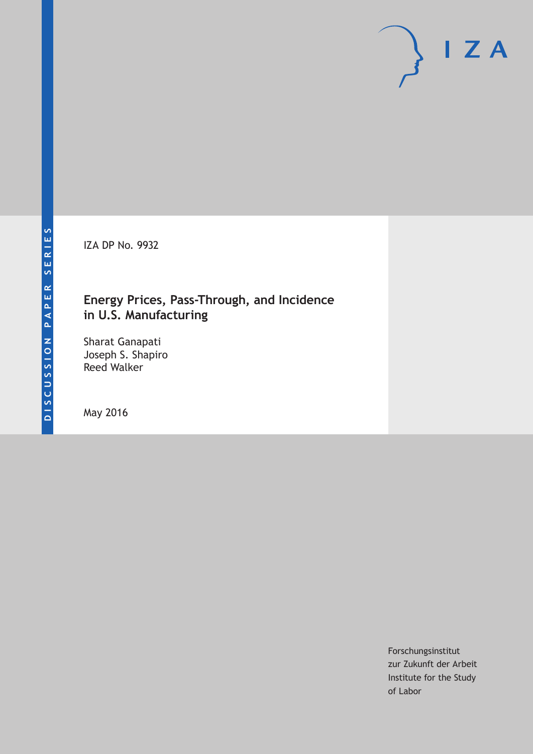DISCUSSION PAPER SERIES

IZA DP No. 9932

# Energy Prices, Pass-Through, and Incidence in U.S. Manufacturing

Sharat Ganapati
Joseph S. Shapiro
Reed Walker

May 2016

Forschungsinstitut
zur Zukunft der Arbeit
Institute for the Study
of Labor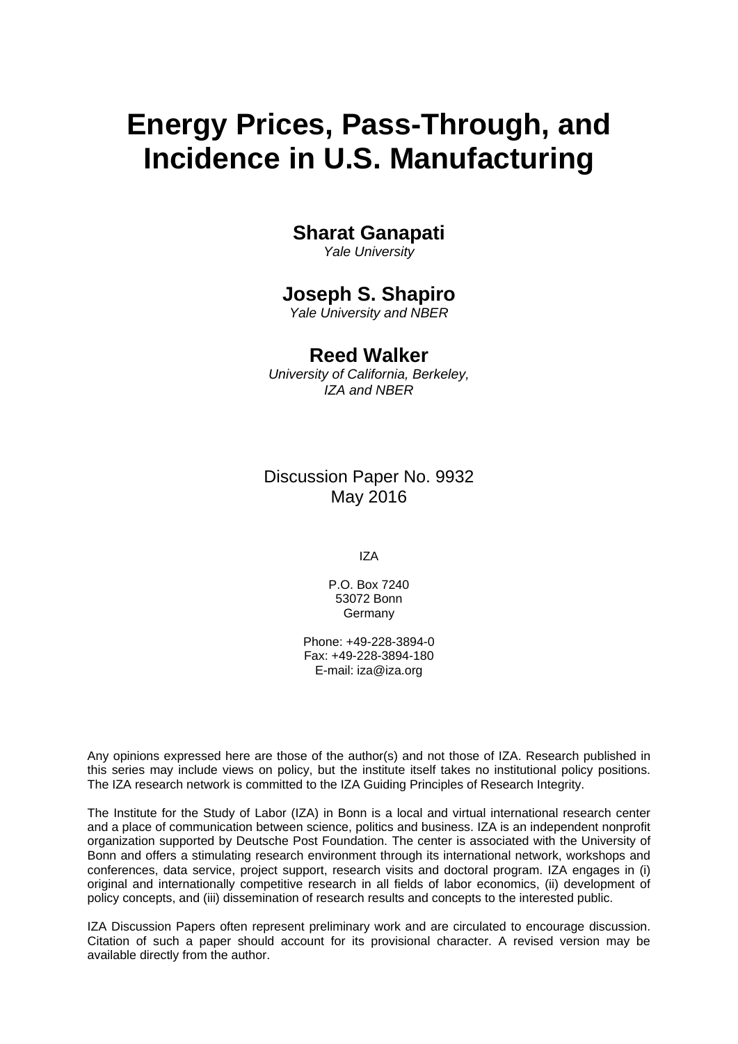# Energy Prices, Pass-Through, and Incidence in U.S. Manufacturing

**Sharat Ganapati**
*Yale University*

**Joseph S. Shapiro**
*Yale University and NBER*

**Reed Walker**
*University of California, Berkeley, IZA and NBER*

Discussion Paper No. 9932
May 2016

IZA

P.O. Box 7240
53072 Bonn
Germany

Phone: +49-228-3894-0
Fax: +49-228-3894-180
E-mail: iza@iza.org

Any opinions expressed here are those of the author(s) and not those of IZA. Research published in this series may include views on policy, but the institute itself takes no institutional policy positions. The IZA research network is committed to the IZA Guiding Principles of Research Integrity.

The Institute for the Study of Labor (IZA) in Bonn is a local and virtual international research center and a place of communication between science, politics and business. IZA is an independent nonprofit organization supported by Deutsche Post Foundation. The center is associated with the University of Bonn and offers a stimulating research environment through its international network, workshops and conferences, data service, project support, research visits and doctoral program. IZA engages in (i) original and internationally competitive research in all fields of labor economics, (ii) development of policy concepts, and (iii) dissemination of research results and concepts to the interested public.

IZA Discussion Papers often represent preliminary work and are circulated to encourage discussion. Citation of such a paper should account for its provisional character. A revised version may be available directly from the author.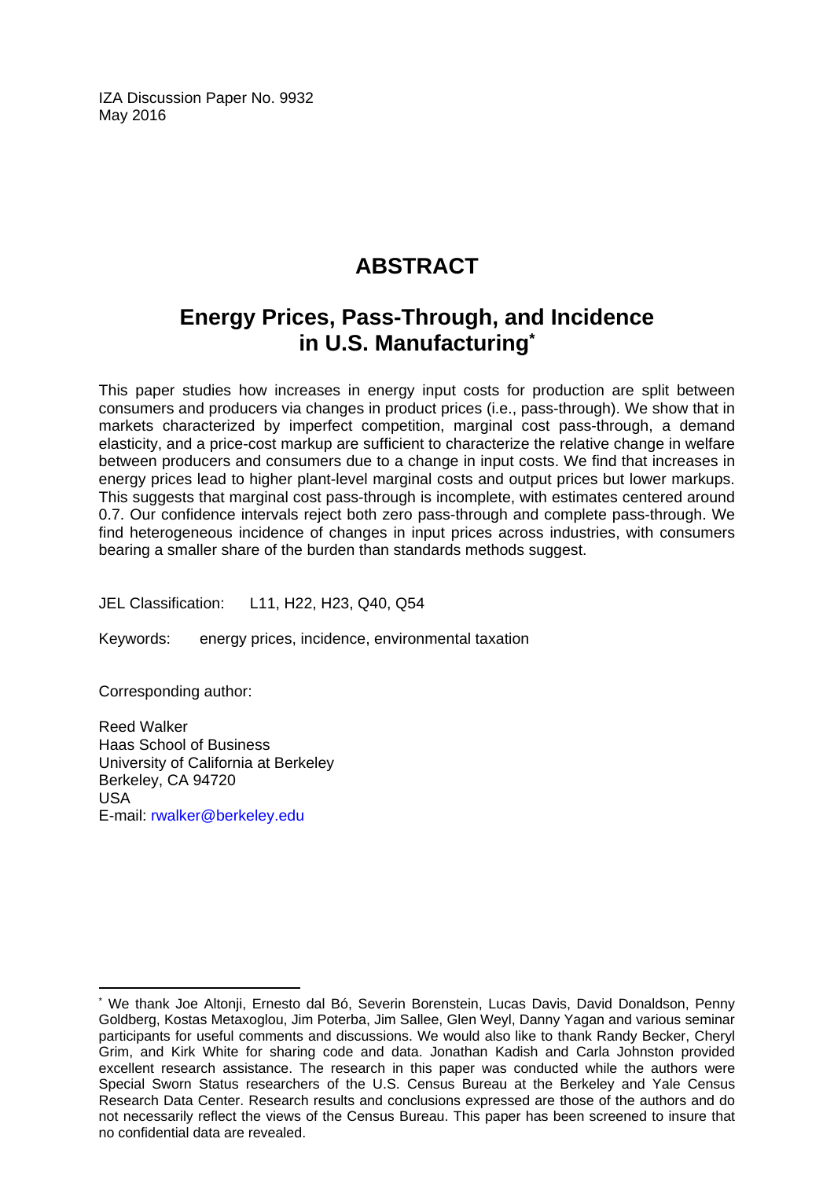IZA Discussion Paper No. 9932
May 2016

# ABSTRACT

## Energy Prices, Pass-Through, and Incidence in U.S. Manufacturing*

This paper studies how increases in energy input costs for production are split between consumers and producers via changes in product prices (i.e., pass-through). We show that in markets characterized by imperfect competition, marginal cost pass-through, a demand elasticity, and a price-cost markup are sufficient to characterize the relative change in welfare between producers and consumers due to a change in input costs. We find that increases in energy prices lead to higher plant-level marginal costs and output prices but lower markups. This suggests that marginal cost pass-through is incomplete, with estimates centered around 0.7. Our confidence intervals reject both zero pass-through and complete pass-through. We find heterogeneous incidence of changes in input prices across industries, with consumers bearing a smaller share of the burden than standards methods suggest.

JEL Classification: L11, H22, H23, Q40, Q54

Keywords: energy prices, incidence, environmental taxation

Corresponding author:

Reed Walker
Haas School of Business
University of California at Berkeley
Berkeley, CA 94720
USA
E-mail: rwalker@berkeley.edu

---

* We thank Joe Altonji, Ernesto dal Bó, Severin Borenstein, Lucas Davis, David Donaldson, Penny Goldberg, Kostas Metaxoglou, Jim Poterba, Jim Sallee, Glen Weyl, Danny Yagan and various seminar participants for useful comments and discussions. We would also like to thank Randy Becker, Cheryl Grim, and Kirk White for sharing code and data. Jonathan Kadish and Carla Johnston provided excellent research assistance. The research in this paper was conducted while the authors were Special Sworn Status researchers of the U.S. Census Bureau at the Berkeley and Yale Census Research Data Center. Research results and conclusions expressed are those of the authors and do not necessarily reflect the views of the Census Bureau. This paper has been screened to insure that no confidential data are revealed.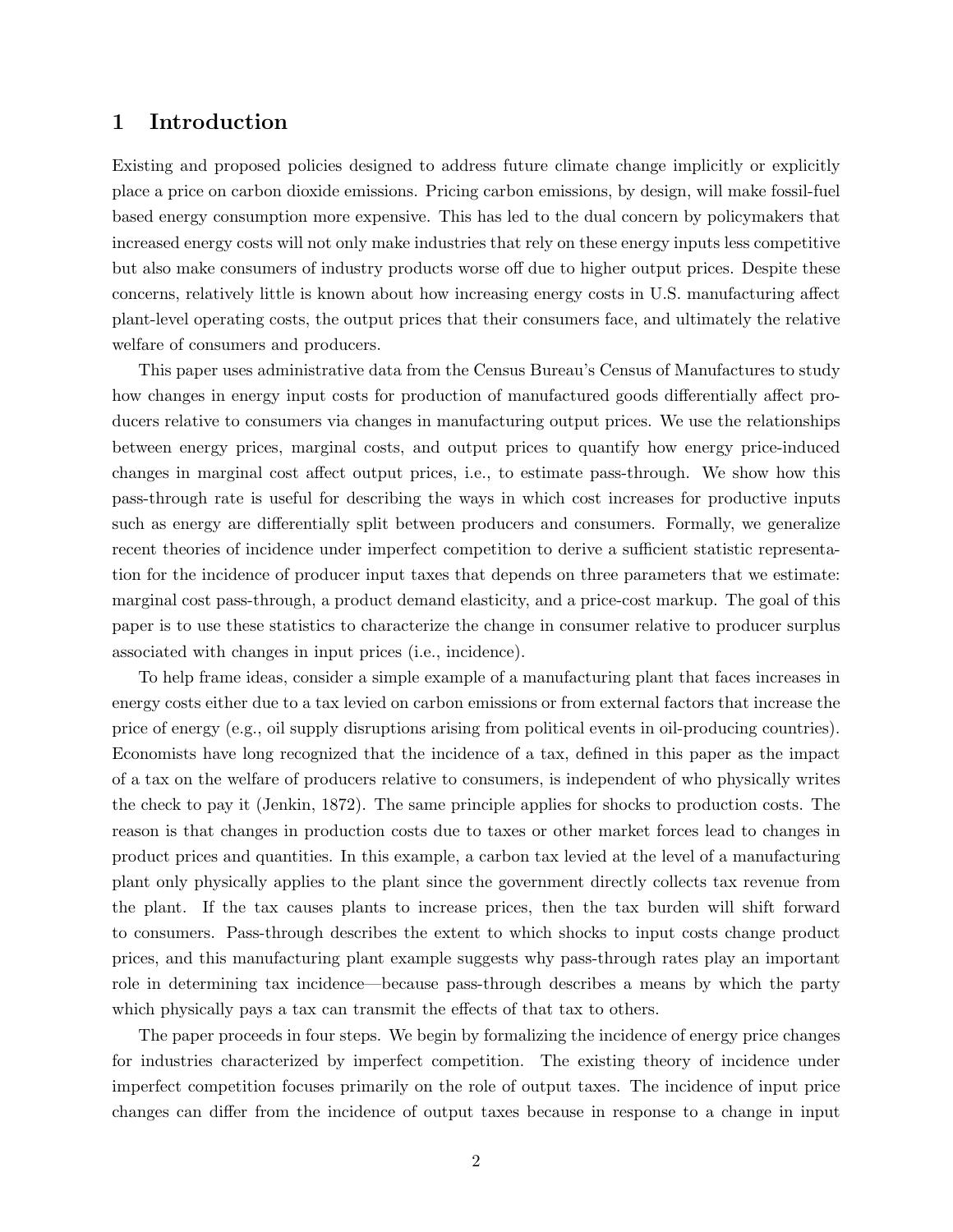# 1 Introduction

Existing and proposed policies designed to address future climate change implicitly or explicitly place a price on carbon dioxide emissions. Pricing carbon emissions, by design, will make fossil-fuel based energy consumption more expensive. This has led to the dual concern by policymakers that increased energy costs will not only make industries that rely on these energy inputs less competitive but also make consumers of industry products worse off due to higher output prices. Despite these concerns, relatively little is known about how increasing energy costs in U.S. manufacturing affect plant-level operating costs, the output prices that their consumers face, and ultimately the relative welfare of consumers and producers.

This paper uses administrative data from the Census Bureau's Census of Manufactures to study how changes in energy input costs for production of manufactured goods differentially affect producers relative to consumers via changes in manufacturing output prices. We use the relationships between energy prices, marginal costs, and output prices to quantify how energy price-induced changes in marginal cost affect output prices, i.e., to estimate pass-through. We show how this pass-through rate is useful for describing the ways in which cost increases for productive inputs such as energy are differentially split between producers and consumers. Formally, we generalize recent theories of incidence under imperfect competition to derive a sufficient statistic representation for the incidence of producer input taxes that depends on three parameters that we estimate: marginal cost pass-through, a product demand elasticity, and a price-cost markup. The goal of this paper is to use these statistics to characterize the change in consumer relative to producer surplus associated with changes in input prices (i.e., incidence).

To help frame ideas, consider a simple example of a manufacturing plant that faces increases in energy costs either due to a tax levied on carbon emissions or from external factors that increase the price of energy (e.g., oil supply disruptions arising from political events in oil-producing countries). Economists have long recognized that the incidence of a tax, defined in this paper as the impact of a tax on the welfare of producers relative to consumers, is independent of who physically writes the check to pay it (Jenkin, 1872). The same principle applies for shocks to production costs. The reason is that changes in production costs due to taxes or other market forces lead to changes in product prices and quantities. In this example, a carbon tax levied at the level of a manufacturing plant only physically applies to the plant since the government directly collects tax revenue from the plant. If the tax causes plants to increase prices, then the tax burden will shift forward to consumers. Pass-through describes the extent to which shocks to input costs change product prices, and this manufacturing plant example suggests why pass-through rates play an important role in determining tax incidence—because pass-through describes a means by which the party which physically pays a tax can transmit the effects of that tax to others.

The paper proceeds in four steps. We begin by formalizing the incidence of energy price changes for industries characterized by imperfect competition. The existing theory of incidence under imperfect competition focuses primarily on the role of output taxes. The incidence of input price changes can differ from the incidence of output taxes because in response to a change in input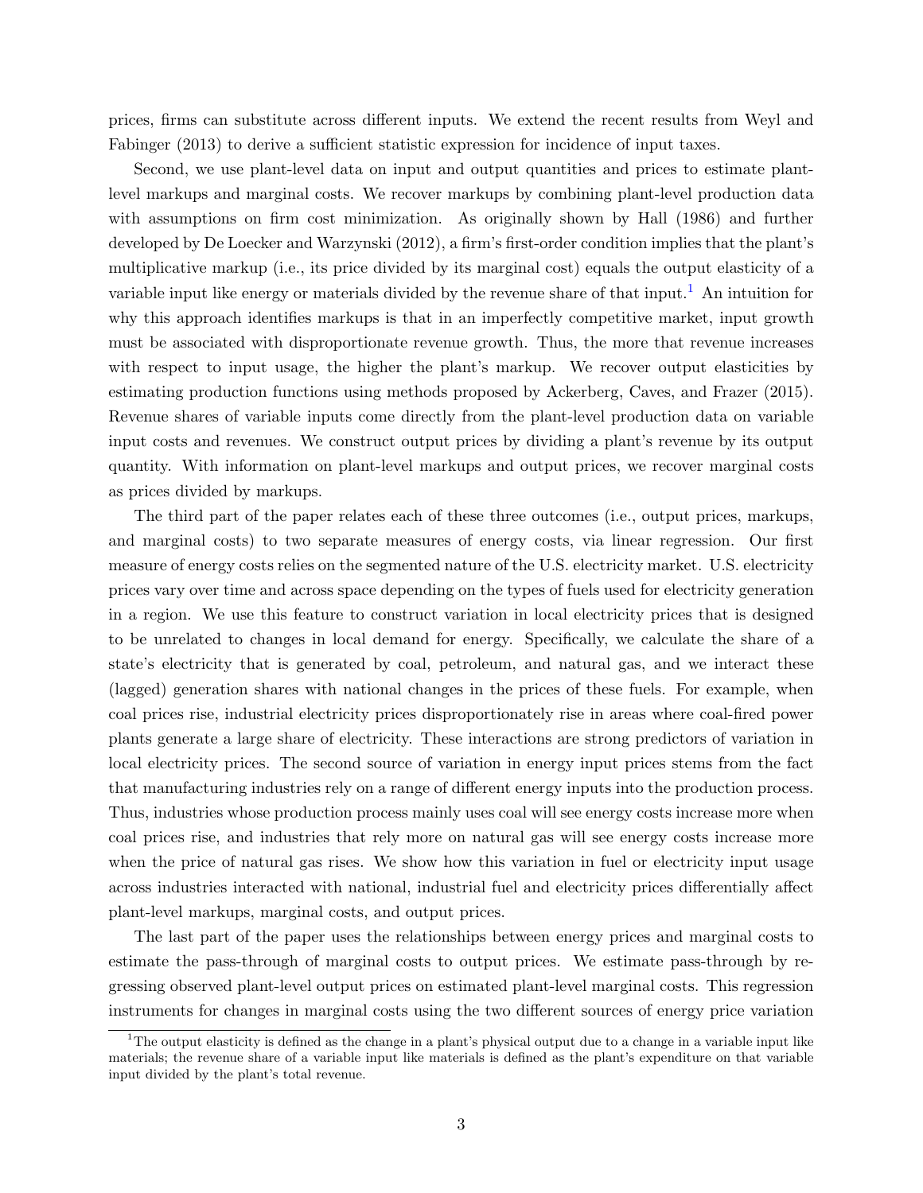prices, firms can substitute across different inputs. We extend the recent results from Weyl and Fabinger (2013) to derive a sufficient statistic expression for incidence of input taxes.

Second, we use plant-level data on input and output quantities and prices to estimate plant-level markups and marginal costs. We recover markups by combining plant-level production data with assumptions on firm cost minimization. As originally shown by Hall (1986) and further developed by De Loecker and Warzynski (2012), a firm's first-order condition implies that the plant's multiplicative markup (i.e., its price divided by its marginal cost) equals the output elasticity of a variable input like energy or materials divided by the revenue share of that input.[1] An intuition for why this approach identifies markups is that in an imperfectly competitive market, input growth must be associated with disproportionate revenue growth. Thus, the more that revenue increases with respect to input usage, the higher the plant's markup. We recover output elasticities by estimating production functions using methods proposed by Ackerberg, Caves, and Frazer (2015). Revenue shares of variable inputs come directly from the plant-level production data on variable input costs and revenues. We construct output prices by dividing a plant's revenue by its output quantity. With information on plant-level markups and output prices, we recover marginal costs as prices divided by markups.

The third part of the paper relates each of these three outcomes (i.e., output prices, markups, and marginal costs) to two separate measures of energy costs, via linear regression. Our first measure of energy costs relies on the segmented nature of the U.S. electricity market. U.S. electricity prices vary over time and across space depending on the types of fuels used for electricity generation in a region. We use this feature to construct variation in local electricity prices that is designed to be unrelated to changes in local demand for energy. Specifically, we calculate the share of a state's electricity that is generated by coal, petroleum, and natural gas, and we interact these (lagged) generation shares with national changes in the prices of these fuels. For example, when coal prices rise, industrial electricity prices disproportionately rise in areas where coal-fired power plants generate a large share of electricity. These interactions are strong predictors of variation in local electricity prices. The second source of variation in energy input prices stems from the fact that manufacturing industries rely on a range of different energy inputs into the production process. Thus, industries whose production process mainly uses coal will see energy costs increase more when coal prices rise, and industries that rely more on natural gas will see energy costs increase more when the price of natural gas rises. We show how this variation in fuel or electricity input usage across industries interacted with national, industrial fuel and electricity prices differentially affect plant-level markups, marginal costs, and output prices.

The last part of the paper uses the relationships between energy prices and marginal costs to estimate the pass-through of marginal costs to output prices. We estimate pass-through by regressing observed plant-level output prices on estimated plant-level marginal costs. This regression instruments for changes in marginal costs using the two different sources of energy price variation

[1] The output elasticity is defined as the change in a plant's physical output due to a change in a variable input like materials; the revenue share of a variable input like materials is defined as the plant's expenditure on that variable input divided by the plant's total revenue.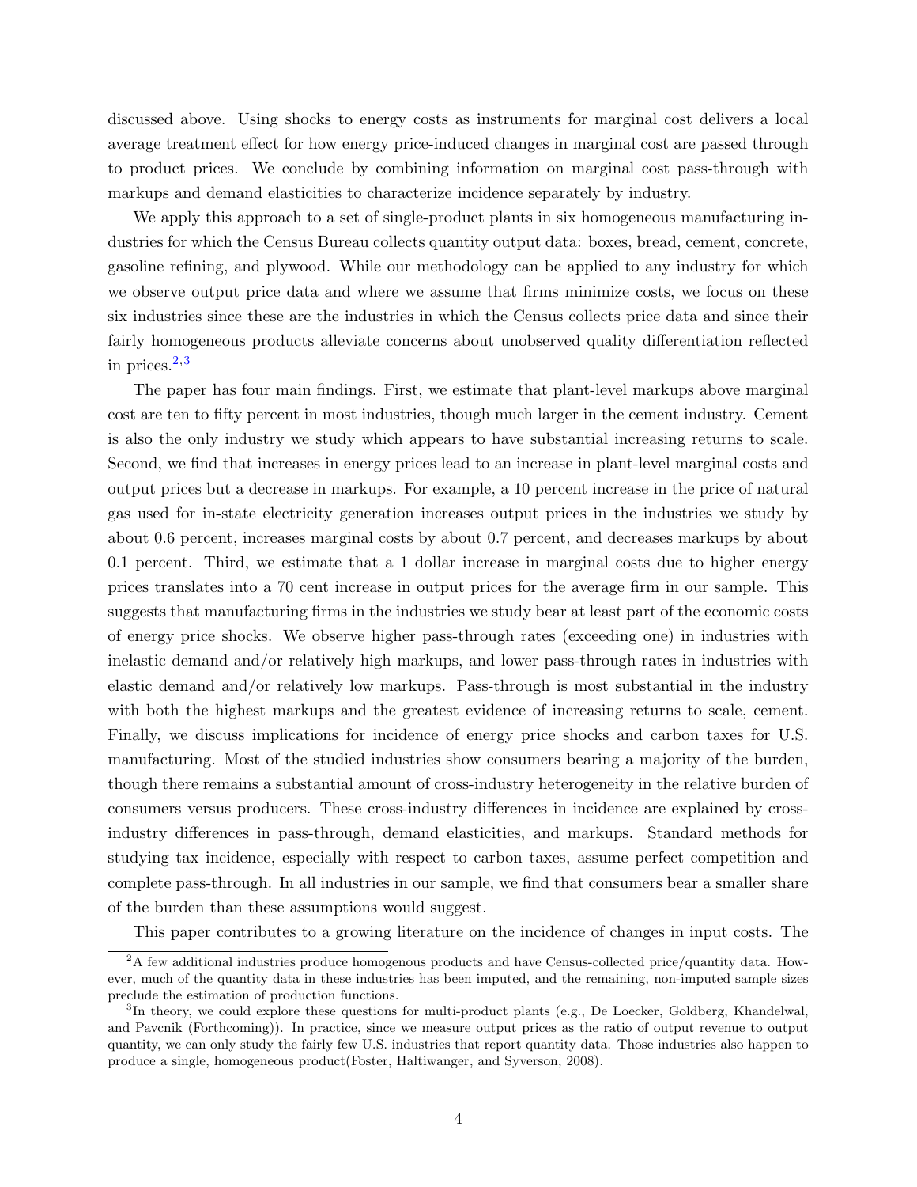discussed above. Using shocks to energy costs as instruments for marginal cost delivers a local average treatment effect for how energy price-induced changes in marginal cost are passed through to product prices. We conclude by combining information on marginal cost pass-through with markups and demand elasticities to characterize incidence separately by industry.

We apply this approach to a set of single-product plants in six homogeneous manufacturing industries for which the Census Bureau collects quantity output data: boxes, bread, cement, concrete, gasoline refining, and plywood. While our methodology can be applied to any industry for which we observe output price data and where we assume that firms minimize costs, we focus on these six industries since these are the industries in which the Census collects price data and since their fairly homogeneous products alleviate concerns about unobserved quality differentiation reflected in prices.[2,3]

The paper has four main findings. First, we estimate that plant-level markups above marginal cost are ten to fifty percent in most industries, though much larger in the cement industry. Cement is also the only industry we study which appears to have substantial increasing returns to scale. Second, we find that increases in energy prices lead to an increase in plant-level marginal costs and output prices but a decrease in markups. For example, a 10 percent increase in the price of natural gas used for in-state electricity generation increases output prices in the industries we study by about 0.6 percent, increases marginal costs by about 0.7 percent, and decreases markups by about 0.1 percent. Third, we estimate that a 1 dollar increase in marginal costs due to higher energy prices translates into a 70 cent increase in output prices for the average firm in our sample. This suggests that manufacturing firms in the industries we study bear at least part of the economic costs of energy price shocks. We observe higher pass-through rates (exceeding one) in industries with inelastic demand and/or relatively high markups, and lower pass-through rates in industries with elastic demand and/or relatively low markups. Pass-through is most substantial in the industry with both the highest markups and the greatest evidence of increasing returns to scale, cement. Finally, we discuss implications for incidence of energy price shocks and carbon taxes for U.S. manufacturing. Most of the studied industries show consumers bearing a majority of the burden, though there remains a substantial amount of cross-industry heterogeneity in the relative burden of consumers versus producers. These cross-industry differences in incidence are explained by cross-industry differences in pass-through, demand elasticities, and markups. Standard methods for studying tax incidence, especially with respect to carbon taxes, assume perfect competition and complete pass-through. In all industries in our sample, we find that consumers bear a smaller share of the burden than these assumptions would suggest.

This paper contributes to a growing literature on the incidence of changes in input costs. The

[2] A few additional industries produce homogenous products and have Census-collected price/quantity data. However, much of the quantity data in these industries has been imputed, and the remaining, non-imputed sample sizes preclude the estimation of production functions.

[3] In theory, we could explore these questions for multi-product plants (e.g., De Loecker, Goldberg, Khandelwal, and Pavcnik (Forthcoming)). In practice, since we measure output prices as the ratio of output revenue to output quantity, we can only study the fairly few U.S. industries that report quantity data. Those industries also happen to produce a single, homogeneous product(Foster, Haltiwanger, and Syverson, 2008).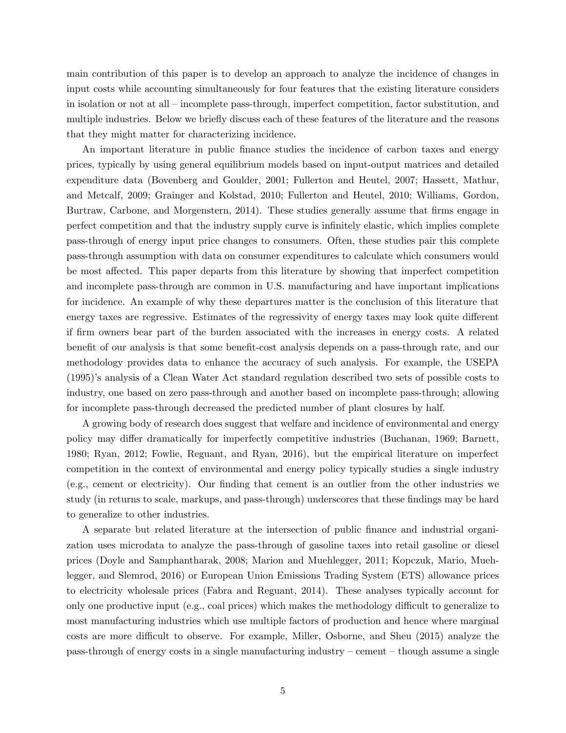main contribution of this paper is to develop an approach to analyze the incidence of changes in input costs while accounting simultaneously for four features that the existing literature considers in isolation or not at all – incomplete pass-through, imperfect competition, factor substitution, and multiple industries. Below we briefly discuss each of these features of the literature and the reasons that they might matter for characterizing incidence.

An important literature in public finance studies the incidence of carbon taxes and energy prices, typically by using general equilibrium models based on input-output matrices and detailed expenditure data (Bovenberg and Goulder, 2001; Fullerton and Heutel, 2007; Hassett, Mathur, and Metcalf, 2009; Grainger and Kolstad, 2010; Fullerton and Heutel, 2010; Williams, Gordon, Burtraw, Carbone, and Morgenstern, 2014). These studies generally assume that firms engage in perfect competition and that the industry supply curve is infinitely elastic, which implies complete pass-through of energy input price changes to consumers. Often, these studies pair this complete pass-through assumption with data on consumer expenditures to calculate which consumers would be most affected. This paper departs from this literature by showing that imperfect competition and incomplete pass-through are common in U.S. manufacturing and have important implications for incidence. An example of why these departures matter is the conclusion of this literature that energy taxes are regressive. Estimates of the regressivity of energy taxes may look quite different if firm owners bear part of the burden associated with the increases in energy costs. A related benefit of our analysis is that some benefit-cost analysis depends on a pass-through rate, and our methodology provides data to enhance the accuracy of such analysis. For example, the USEPA (1995)'s analysis of a Clean Water Act standard regulation described two sets of possible costs to industry, one based on zero pass-through and another based on incomplete pass-through; allowing for incomplete pass-through decreased the predicted number of plant closures by half.

A growing body of research does suggest that welfare and incidence of environmental and energy policy may differ dramatically for imperfectly competitive industries (Buchanan, 1969; Barnett, 1980; Ryan, 2012; Fowlie, Reguant, and Ryan, 2016), but the empirical literature on imperfect competition in the context of environmental and energy policy typically studies a single industry (e.g., cement or electricity). Our finding that cement is an outlier from the other industries we study (in returns to scale, markups, and pass-through) underscores that these findings may be hard to generalize to other industries.

A separate but related literature at the intersection of public finance and industrial organization uses microdata to analyze the pass-through of gasoline taxes into retail gasoline or diesel prices (Doyle and Samphantharak, 2008; Marion and Muehlegger, 2011; Kopczuk, Mario, Muehlegger, and Slemrod, 2016) or European Union Emissions Trading System (ETS) allowance prices to electricity wholesale prices (Fabra and Reguant, 2014). These analyses typically account for only one productive input (e.g., coal prices) which makes the methodology difficult to generalize to most manufacturing industries which use multiple factors of production and hence where marginal costs are more difficult to observe. For example, Miller, Osborne, and Sheu (2015) analyze the pass-through of energy costs in a single manufacturing industry – cement – though assume a single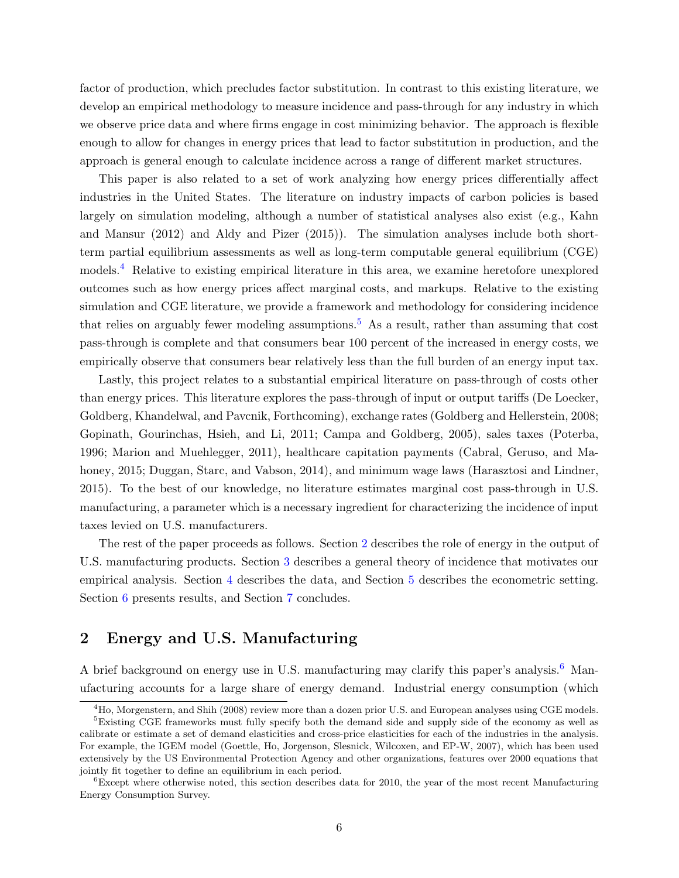factor of production, which precludes factor substitution. In contrast to this existing literature, we develop an empirical methodology to measure incidence and pass-through for any industry in which we observe price data and where firms engage in cost minimizing behavior. The approach is flexible enough to allow for changes in energy prices that lead to factor substitution in production, and the approach is general enough to calculate incidence across a range of different market structures.

This paper is also related to a set of work analyzing how energy prices differentially affect industries in the United States. The literature on industry impacts of carbon policies is based largely on simulation modeling, although a number of statistical analyses also exist (e.g., Kahn and Mansur (2012) and Aldy and Pizer (2015)). The simulation analyses include both short-term partial equilibrium assessments as well as long-term computable general equilibrium (CGE) models.[4] Relative to existing empirical literature in this area, we examine heretofore unexplored outcomes such as how energy prices affect marginal costs, and markups. Relative to the existing simulation and CGE literature, we provide a framework and methodology for considering incidence that relies on arguably fewer modeling assumptions.[5] As a result, rather than assuming that cost pass-through is complete and that consumers bear 100 percent of the increased in energy costs, we empirically observe that consumers bear relatively less than the full burden of an energy input tax.

Lastly, this project relates to a substantial empirical literature on pass-through of costs other than energy prices. This literature explores the pass-through of input or output tariffs (De Loecker, Goldberg, Khandelwal, and Pavcnik, Forthcoming), exchange rates (Goldberg and Hellerstein, 2008; Gopinath, Gourinchas, Hsieh, and Li, 2011; Campa and Goldberg, 2005), sales taxes (Poterba, 1996; Marion and Muehlegger, 2011), healthcare capitation payments (Cabral, Geruso, and Mahoney, 2015; Duggan, Starc, and Vabson, 2014), and minimum wage laws (Harasztosi and Lindner, 2015). To the best of our knowledge, no literature estimates marginal cost pass-through in U.S. manufacturing, a parameter which is a necessary ingredient for characterizing the incidence of input taxes levied on U.S. manufacturers.

The rest of the paper proceeds as follows. Section 2 describes the role of energy in the output of U.S. manufacturing products. Section 3 describes a general theory of incidence that motivates our empirical analysis. Section 4 describes the data, and Section 5 describes the econometric setting. Section 6 presents results, and Section 7 concludes.

## 2 Energy and U.S. Manufacturing

A brief background on energy use in U.S. manufacturing may clarify this paper's analysis.[6] Manufacturing accounts for a large share of energy demand. Industrial energy consumption (which

[4] Ho, Morgenstern, and Shih (2008) review more than a dozen prior U.S. and European analyses using CGE models.

[5] Existing CGE frameworks must fully specify both the demand side and supply side of the economy as well as calibrate or estimate a set of demand elasticities and cross-price elasticities for each of the industries in the analysis. For example, the IGEM model (Goettle, Ho, Jorgenson, Slesnick, Wilcoxen, and EP-W, 2007), which has been used extensively by the US Environmental Protection Agency and other organizations, features over 2000 equations that jointly fit together to define an equilibrium in each period.

[6] Except where otherwise noted, this section describes data for 2010, the year of the most recent Manufacturing Energy Consumption Survey.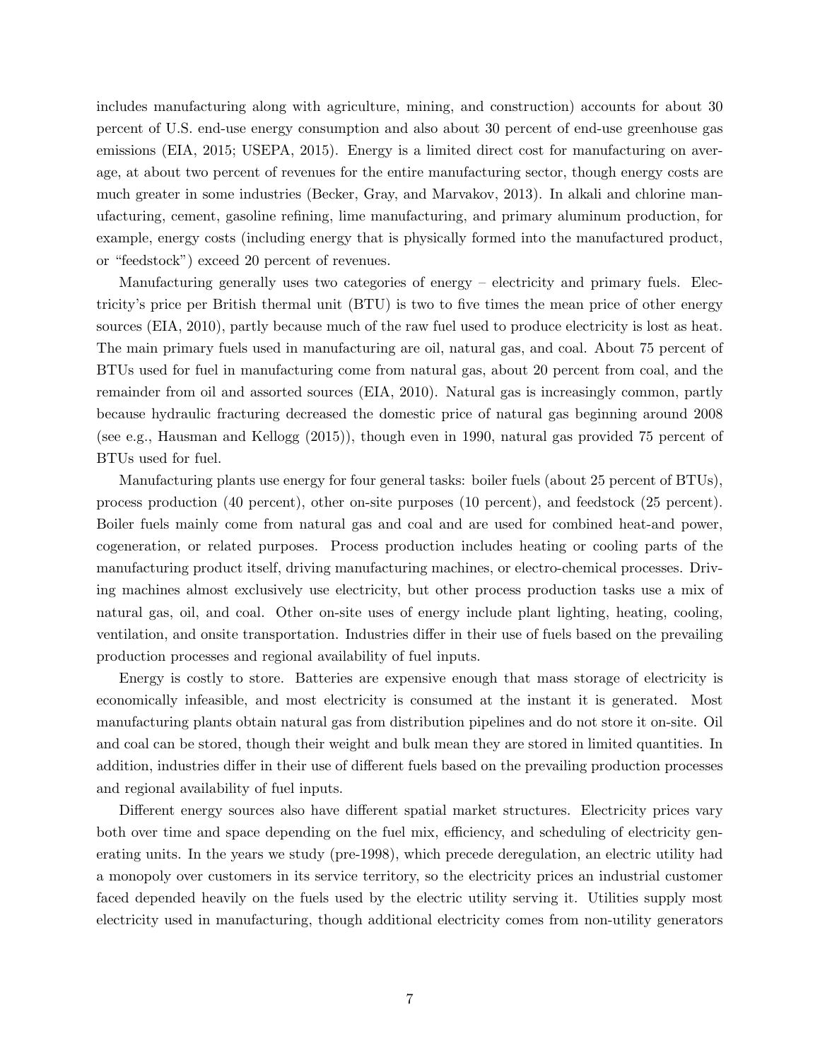includes manufacturing along with agriculture, mining, and construction) accounts for about 30 percent of U.S. end-use energy consumption and also about 30 percent of end-use greenhouse gas emissions (EIA, 2015; USEPA, 2015). Energy is a limited direct cost for manufacturing on average, at about two percent of revenues for the entire manufacturing sector, though energy costs are much greater in some industries (Becker, Gray, and Marvakov, 2013). In alkali and chlorine manufacturing, cement, gasoline refining, lime manufacturing, and primary aluminum production, for example, energy costs (including energy that is physically formed into the manufactured product, or "feedstock") exceed 20 percent of revenues.

Manufacturing generally uses two categories of energy – electricity and primary fuels. Electricity's price per British thermal unit (BTU) is two to five times the mean price of other energy sources (EIA, 2010), partly because much of the raw fuel used to produce electricity is lost as heat. The main primary fuels used in manufacturing are oil, natural gas, and coal. About 75 percent of BTUs used for fuel in manufacturing come from natural gas, about 20 percent from coal, and the remainder from oil and assorted sources (EIA, 2010). Natural gas is increasingly common, partly because hydraulic fracturing decreased the domestic price of natural gas beginning around 2008 (see e.g., Hausman and Kellogg (2015)), though even in 1990, natural gas provided 75 percent of BTUs used for fuel.

Manufacturing plants use energy for four general tasks: boiler fuels (about 25 percent of BTUs), process production (40 percent), other on-site purposes (10 percent), and feedstock (25 percent). Boiler fuels mainly come from natural gas and coal and are used for combined heat-and power, cogeneration, or related purposes. Process production includes heating or cooling parts of the manufacturing product itself, driving manufacturing machines, or electro-chemical processes. Driving machines almost exclusively use electricity, but other process production tasks use a mix of natural gas, oil, and coal. Other on-site uses of energy include plant lighting, heating, cooling, ventilation, and onsite transportation. Industries differ in their use of fuels based on the prevailing production processes and regional availability of fuel inputs.

Energy is costly to store. Batteries are expensive enough that mass storage of electricity is economically infeasible, and most electricity is consumed at the instant it is generated. Most manufacturing plants obtain natural gas from distribution pipelines and do not store it on-site. Oil and coal can be stored, though their weight and bulk mean they are stored in limited quantities. In addition, industries differ in their use of different fuels based on the prevailing production processes and regional availability of fuel inputs.

Different energy sources also have different spatial market structures. Electricity prices vary both over time and space depending on the fuel mix, efficiency, and scheduling of electricity generating units. In the years we study (pre-1998), which precede deregulation, an electric utility had a monopoly over customers in its service territory, so the electricity prices an industrial customer faced depended heavily on the fuels used by the electric utility serving it. Utilities supply most electricity used in manufacturing, though additional electricity comes from non-utility generators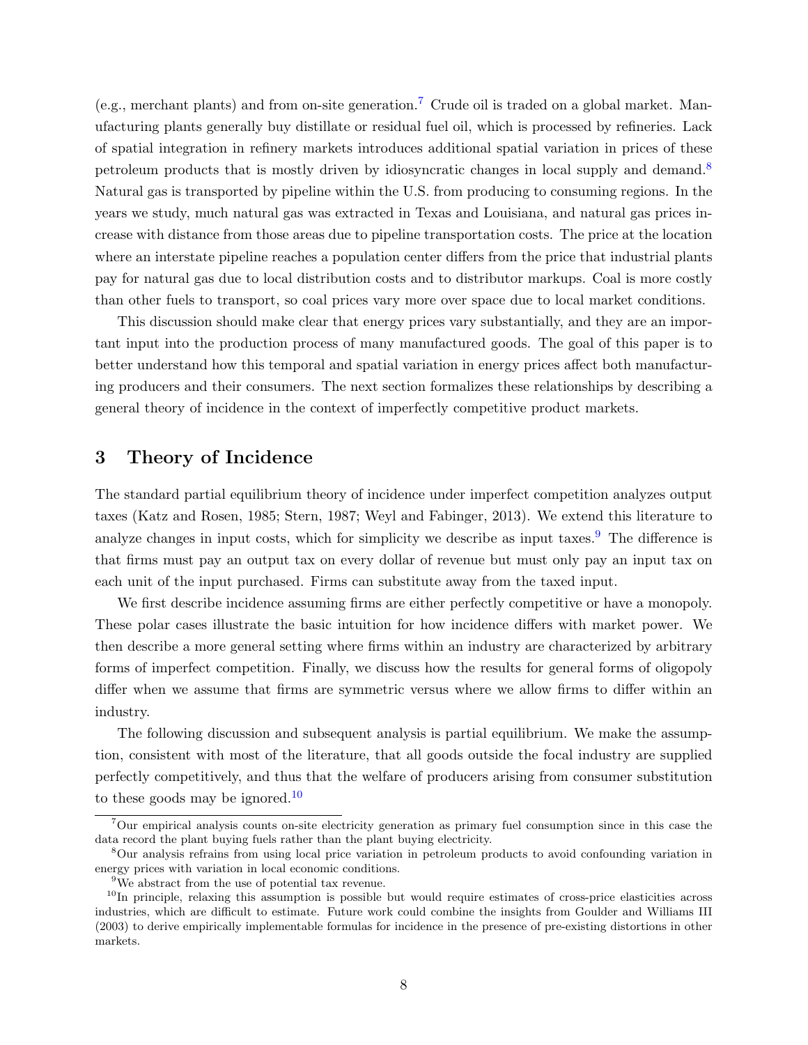(e.g., merchant plants) and from on-site generation.[7] Crude oil is traded on a global market. Manufacturing plants generally buy distillate or residual fuel oil, which is processed by refineries. Lack of spatial integration in refinery markets introduces additional spatial variation in prices of these petroleum products that is mostly driven by idiosyncratic changes in local supply and demand.[8] Natural gas is transported by pipeline within the U.S. from producing to consuming regions. In the years we study, much natural gas was extracted in Texas and Louisiana, and natural gas prices increase with distance from those areas due to pipeline transportation costs. The price at the location where an interstate pipeline reaches a population center differs from the price that industrial plants pay for natural gas due to local distribution costs and to distributor markups. Coal is more costly than other fuels to transport, so coal prices vary more over space due to local market conditions.

This discussion should make clear that energy prices vary substantially, and they are an important input into the production process of many manufactured goods. The goal of this paper is to better understand how this temporal and spatial variation in energy prices affect both manufacturing producers and their consumers. The next section formalizes these relationships by describing a general theory of incidence in the context of imperfectly competitive product markets.

# 3 Theory of Incidence

The standard partial equilibrium theory of incidence under imperfect competition analyzes output taxes (Katz and Rosen, 1985; Stern, 1987; Weyl and Fabinger, 2013). We extend this literature to analyze changes in input costs, which for simplicity we describe as input taxes.[9] The difference is that firms must pay an output tax on every dollar of revenue but must only pay an input tax on each unit of the input purchased. Firms can substitute away from the taxed input.

We first describe incidence assuming firms are either perfectly competitive or have a monopoly. These polar cases illustrate the basic intuition for how incidence differs with market power. We then describe a more general setting where firms within an industry are characterized by arbitrary forms of imperfect competition. Finally, we discuss how the results for general forms of oligopoly differ when we assume that firms are symmetric versus where we allow firms to differ within an industry.

The following discussion and subsequent analysis is partial equilibrium. We make the assumption, consistent with most of the literature, that all goods outside the focal industry are supplied perfectly competitively, and thus that the welfare of producers arising from consumer substitution to these goods may be ignored.[10]

[7] Our empirical analysis counts on-site electricity generation as primary fuel consumption since in this case the data record the plant buying fuels rather than the plant buying electricity.

[8] Our analysis refrains from using local price variation in petroleum products to avoid confounding variation in energy prices with variation in local economic conditions.

[9] We abstract from the use of potential tax revenue.

[10] In principle, relaxing this assumption is possible but would require estimates of cross-price elasticities across industries, which are difficult to estimate. Future work could combine the insights from Goulder and Williams III (2003) to derive empirically implementable formulas for incidence in the presence of pre-existing distortions in other markets.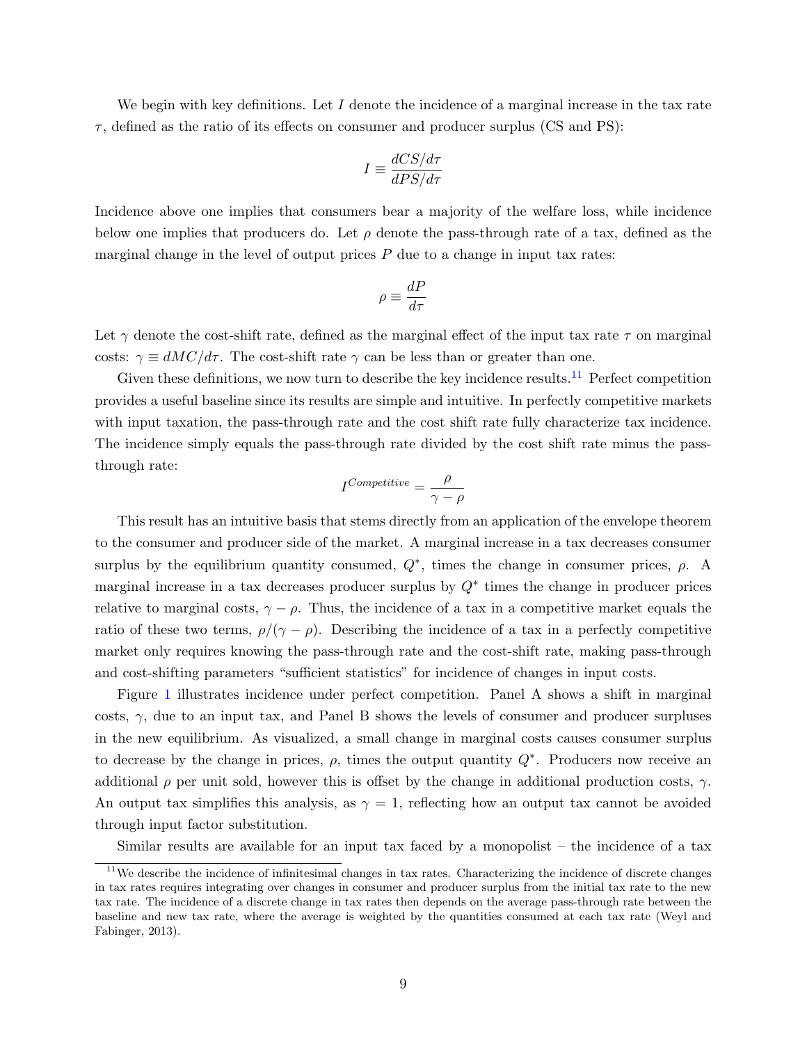We begin with key definitions. Let $I$ denote the incidence of a marginal increase in the tax rate $\tau$, defined as the ratio of its effects on consumer and producer surplus (CS and PS):

$$I \equiv \frac{dCS/d\tau}{dPS/d\tau}$$

Incidence above one implies that consumers bear a majority of the welfare loss, while incidence below one implies that producers do. Let $\rho$ denote the pass-through rate of a tax, defined as the marginal change in the level of output prices $P$ due to a change in input tax rates:

$$\rho \equiv \frac{dP}{d\tau}$$

Let $\gamma$ denote the cost-shift rate, defined as the marginal effect of the input tax rate $\tau$ on marginal costs: $\gamma \equiv dMC/d\tau$. The cost-shift rate $\gamma$ can be less than or greater than one.

Given these definitions, we now turn to describe the key incidence results.[11] Perfect competition provides a useful baseline since its results are simple and intuitive. In perfectly competitive markets with input taxation, the pass-through rate and the cost shift rate fully characterize tax incidence. The incidence simply equals the pass-through rate divided by the cost shift rate minus the pass-through rate:

$$I^{Competitive} = \frac{\rho}{\gamma - \rho}$$

This result has an intuitive basis that stems directly from an application of the envelope theorem to the consumer and producer side of the market. A marginal increase in a tax decreases consumer surplus by the equilibrium quantity consumed, $Q^*$, times the change in consumer prices, $\rho$. A marginal increase in a tax decreases producer surplus by $Q^*$ times the change in producer prices relative to marginal costs, $\gamma - \rho$. Thus, the incidence of a tax in a competitive market equals the ratio of these two terms, $\rho/(\gamma - \rho)$. Describing the incidence of a tax in a perfectly competitive market only requires knowing the pass-through rate and the cost-shift rate, making pass-through and cost-shifting parameters "sufficient statistics" for incidence of changes in input costs.

Figure 1 illustrates incidence under perfect competition. Panel A shows a shift in marginal costs, $\gamma$, due to an input tax, and Panel B shows the levels of consumer and producer surpluses in the new equilibrium. As visualized, a small change in marginal costs causes consumer surplus to decrease by the change in prices, $\rho$, times the output quantity $Q^*$. Producers now receive an additional $\rho$ per unit sold, however this is offset by the change in additional production costs, $\gamma$. An output tax simplifies this analysis, as $\gamma = 1$, reflecting how an output tax cannot be avoided through input factor substitution.

Similar results are available for an input tax faced by a monopolist – the incidence of a tax

[11] We describe the incidence of infinitesimal changes in tax rates. Characterizing the incidence of discrete changes in tax rates requires integrating over changes in consumer and producer surplus from the initial tax rate to the new tax rate. The incidence of a discrete change in tax rates then depends on the average pass-through rate between the baseline and new tax rate, where the average is weighted by the quantities consumed at each tax rate (Weyl and Fabinger, 2013).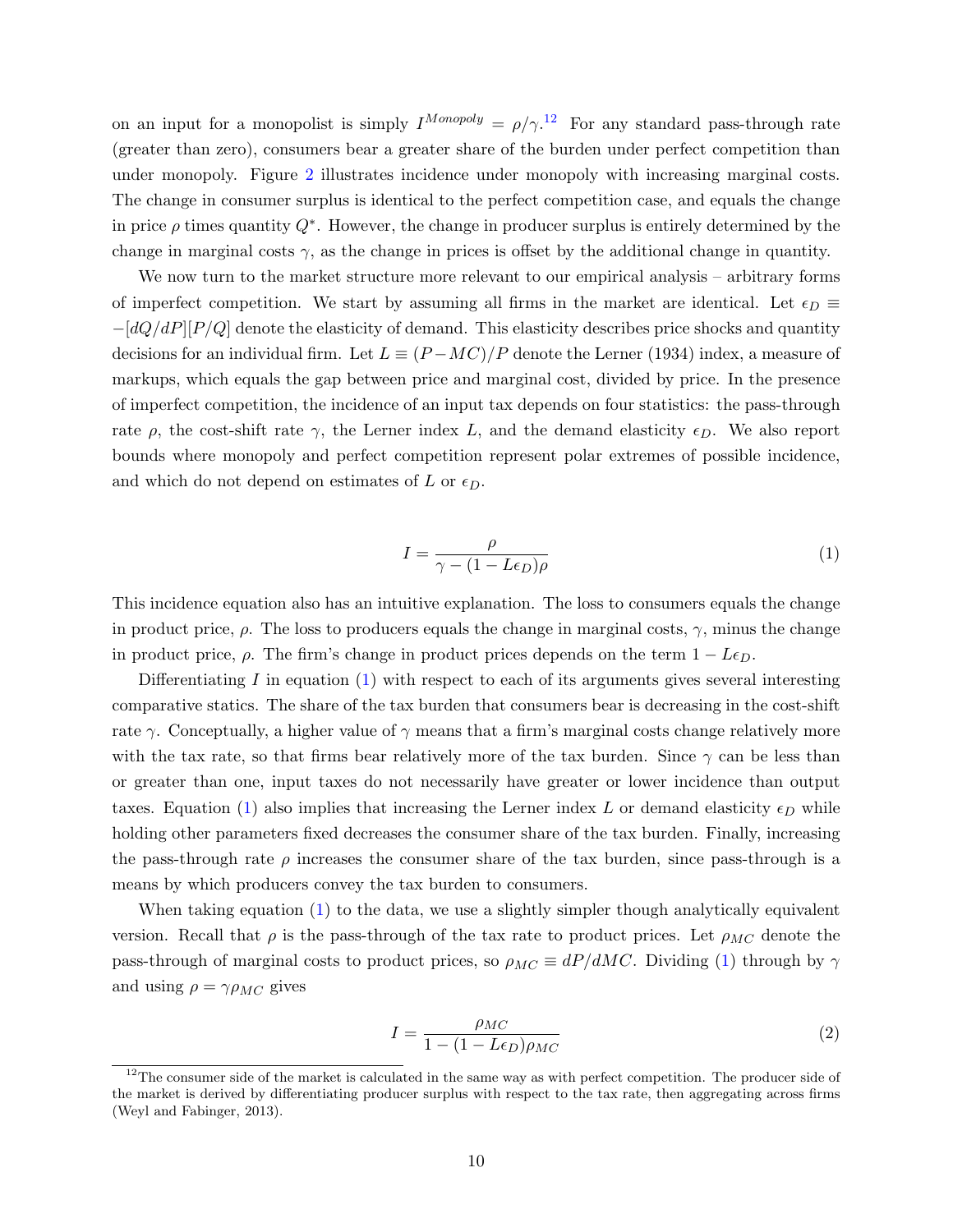on an input for a monopolist is simply $I^{Monopoly} = \rho/\gamma$.[12] For any standard pass-through rate (greater than zero), consumers bear a greater share of the burden under perfect competition than under monopoly. Figure 2 illustrates incidence under monopoly with increasing marginal costs. The change in consumer surplus is identical to the perfect competition case, and equals the change in price $\rho$ times quantity $Q^*$. However, the change in producer surplus is entirely determined by the change in marginal costs $\gamma$, as the change in prices is offset by the additional change in quantity.

We now turn to the market structure more relevant to our empirical analysis – arbitrary forms of imperfect competition. We start by assuming all firms in the market are identical. Let $\epsilon_D \equiv -[dQ/dP][P/Q]$ denote the elasticity of demand. This elasticity describes price shocks and quantity decisions for an individual firm. Let $L \equiv (P - MC)/P$ denote the Lerner (1934) index, a measure of markups, which equals the gap between price and marginal cost, divided by price. In the presence of imperfect competition, the incidence of an input tax depends on four statistics: the pass-through rate $\rho$, the cost-shift rate $\gamma$, the Lerner index $L$, and the demand elasticity $\epsilon_D$. We also report bounds where monopoly and perfect competition represent polar extremes of possible incidence, and which do not depend on estimates of $L$ or $\epsilon_D$.

$$I = \frac{\rho}{\gamma - (1 - L\epsilon_D)\rho} \tag{1}$$

This incidence equation also has an intuitive explanation. The loss to consumers equals the change in product price, $\rho$. The loss to producers equals the change in marginal costs, $\gamma$, minus the change in product price, $\rho$. The firm's change in product prices depends on the term $1 - L\epsilon_D$.

Differentiating $I$ in equation (1) with respect to each of its arguments gives several interesting comparative statics. The share of the tax burden that consumers bear is decreasing in the cost-shift rate $\gamma$. Conceptually, a higher value of $\gamma$ means that a firm's marginal costs change relatively more with the tax rate, so that firms bear relatively more of the tax burden. Since $\gamma$ can be less than or greater than one, input taxes do not necessarily have greater or lower incidence than output taxes. Equation (1) also implies that increasing the Lerner index $L$ or demand elasticity $\epsilon_D$ while holding other parameters fixed decreases the consumer share of the tax burden. Finally, increasing the pass-through rate $\rho$ increases the consumer share of the tax burden, since pass-through is a means by which producers convey the tax burden to consumers.

When taking equation (1) to the data, we use a slightly simpler though analytically equivalent version. Recall that $\rho$ is the pass-through of the tax rate to product prices. Let $\rho_{MC}$ denote the pass-through of marginal costs to product prices, so $\rho_{MC} \equiv dP/dMC$. Dividing (1) through by $\gamma$ and using $\rho = \gamma\rho_{MC}$ gives

$$I = \frac{\rho_{MC}}{1 - (1 - L\epsilon_D)\rho_{MC}} \tag{2}$$

[12] The consumer side of the market is calculated in the same way as with perfect competition. The producer side of the market is derived by differentiating producer surplus with respect to the tax rate, then aggregating across firms (Weyl and Fabinger, 2013).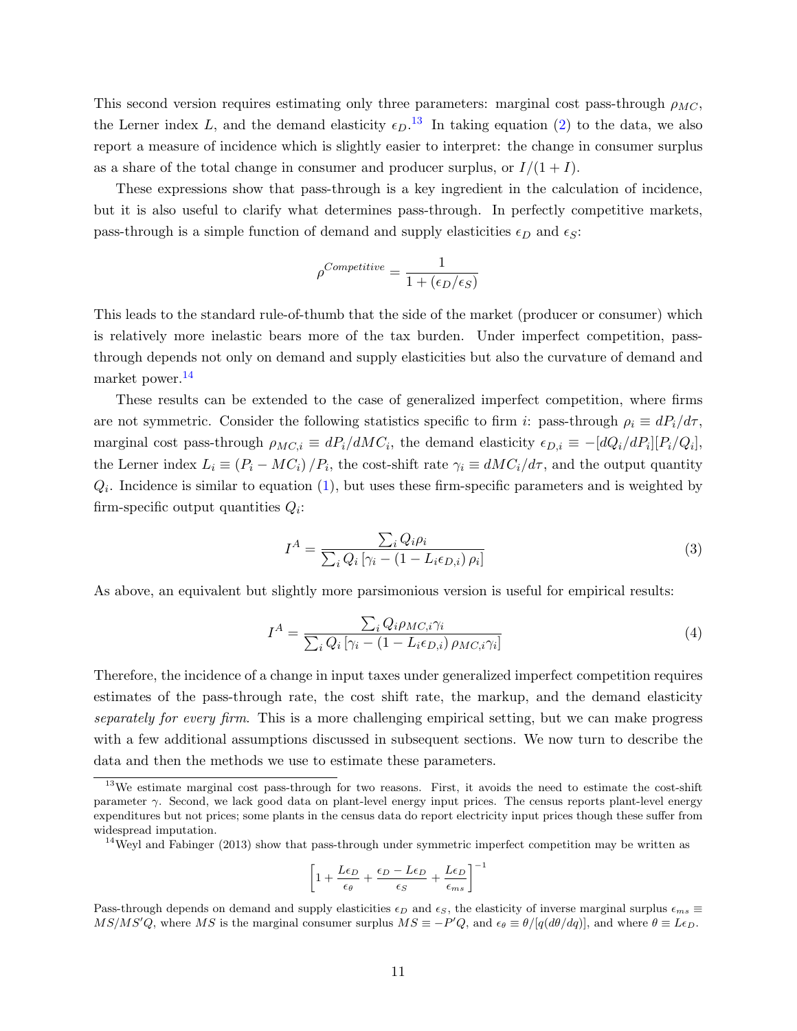This second version requires estimating only three parameters: marginal cost pass-through $\rho_{MC}$, the Lerner index $L$, and the demand elasticity $\epsilon_D$.[13] In taking equation (2) to the data, we also report a measure of incidence which is slightly easier to interpret: the change in consumer surplus as a share of the total change in consumer and producer surplus, or $I/(1+I)$.

These expressions show that pass-through is a key ingredient in the calculation of incidence, but it is also useful to clarify what determines pass-through. In perfectly competitive markets, pass-through is a simple function of demand and supply elasticities $\epsilon_D$ and $\epsilon_S$:

$$\rho^{Competitive} = \frac{1}{1 + (\epsilon_D/\epsilon_S)}$$

This leads to the standard rule-of-thumb that the side of the market (producer or consumer) which is relatively more inelastic bears more of the tax burden. Under imperfect competition, pass-through depends not only on demand and supply elasticities but also the curvature of demand and market power.[14]

These results can be extended to the case of generalized imperfect competition, where firms are not symmetric. Consider the following statistics specific to firm $i$: pass-through $\rho_i \equiv dP_i/d\tau$, marginal cost pass-through $\rho_{MC,i} \equiv dP_i/dMC_i$, the demand elasticity $\epsilon_{D,i} \equiv -[dQ_i/dP_i][P_i/Q_i]$, the Lerner index $L_i \equiv (P_i - MC_i)/P_i$, the cost-shift rate $\gamma_i \equiv dMC_i/d\tau$, and the output quantity $Q_i$. Incidence is similar to equation (1), but uses these firm-specific parameters and is weighted by firm-specific output quantities $Q_i$:

$$I^A = \frac{\sum_i Q_i \rho_i}{\sum_i Q_i \left[\gamma_i - (1 - L_i \epsilon_{D,i})\, \rho_i\right]} \tag{3}$$

As above, an equivalent but slightly more parsimonious version is useful for empirical results:

$$I^A = \frac{\sum_i Q_i \rho_{MC,i} \gamma_i}{\sum_i Q_i \left[\gamma_i - (1 - L_i \epsilon_{D,i})\, \rho_{MC,i} \gamma_i\right]} \tag{4}$$

Therefore, the incidence of a change in input taxes under generalized imperfect competition requires estimates of the pass-through rate, the cost shift rate, the markup, and the demand elasticity *separately for every firm*. This is a more challenging empirical setting, but we can make progress with a few additional assumptions discussed in subsequent sections. We now turn to describe the data and then the methods we use to estimate these parameters.

---

[13] We estimate marginal cost pass-through for two reasons. First, it avoids the need to estimate the cost-shift parameter $\gamma$. Second, we lack good data on plant-level energy input prices. The census reports plant-level energy expenditures but not prices; some plants in the census data do report electricity input prices though these suffer from widespread imputation.

[14] Weyl and Fabinger (2013) show that pass-through under symmetric imperfect competition may be written as

$$\left[1 + \frac{L\epsilon_D}{\epsilon_\theta} + \frac{\epsilon_D - L\epsilon_D}{\epsilon_S} + \frac{L\epsilon_D}{\epsilon_{ms}}\right]^{-1}$$

Pass-through depends on demand and supply elasticities $\epsilon_D$ and $\epsilon_S$, the elasticity of inverse marginal surplus $\epsilon_{ms} \equiv MS/MS'Q$, where $MS$ is the marginal consumer surplus $MS \equiv -P'Q$, and $\epsilon_\theta \equiv \theta/[q(d\theta/dq)]$, and where $\theta \equiv L\epsilon_D$.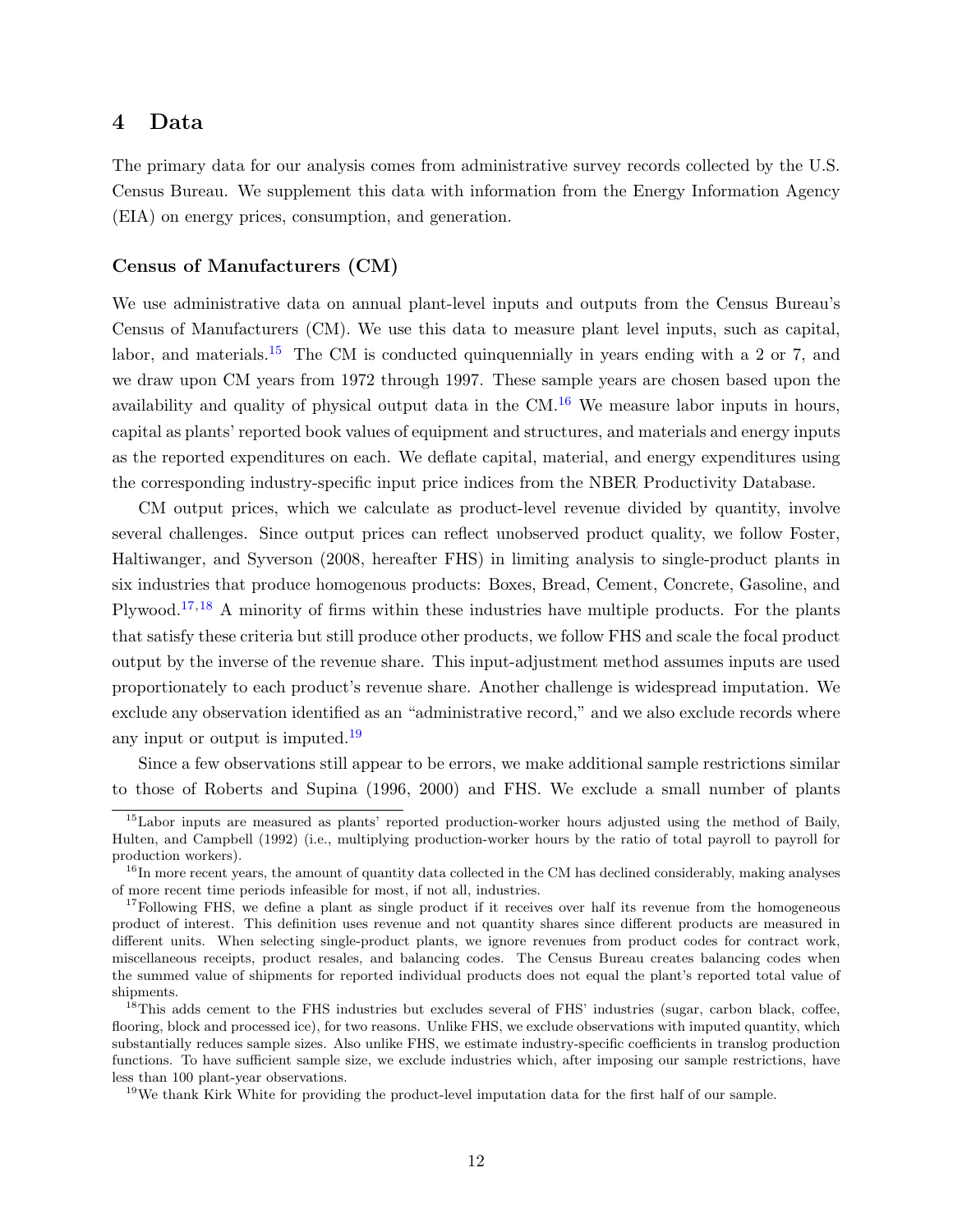# 4 Data

The primary data for our analysis comes from administrative survey records collected by the U.S. Census Bureau. We supplement this data with information from the Energy Information Agency (EIA) on energy prices, consumption, and generation.

### Census of Manufacturers (CM)

We use administrative data on annual plant-level inputs and outputs from the Census Bureau's Census of Manufacturers (CM). We use this data to measure plant level inputs, such as capital, labor, and materials.[15] The CM is conducted quinquennially in years ending with a 2 or 7, and we draw upon CM years from 1972 through 1997. These sample years are chosen based upon the availability and quality of physical output data in the CM.[16] We measure labor inputs in hours, capital as plants' reported book values of equipment and structures, and materials and energy inputs as the reported expenditures on each. We deflate capital, material, and energy expenditures using the corresponding industry-specific input price indices from the NBER Productivity Database.

CM output prices, which we calculate as product-level revenue divided by quantity, involve several challenges. Since output prices can reflect unobserved product quality, we follow Foster, Haltiwanger, and Syverson (2008, hereafter FHS) in limiting analysis to single-product plants in six industries that produce homogenous products: Boxes, Bread, Cement, Concrete, Gasoline, and Plywood.[17,18] A minority of firms within these industries have multiple products. For the plants that satisfy these criteria but still produce other products, we follow FHS and scale the focal product output by the inverse of the revenue share. This input-adjustment method assumes inputs are used proportionately to each product's revenue share. Another challenge is widespread imputation. We exclude any observation identified as an "administrative record," and we also exclude records where any input or output is imputed.[19]

Since a few observations still appear to be errors, we make additional sample restrictions similar to those of Roberts and Supina (1996, 2000) and FHS. We exclude a small number of plants

---

[15] Labor inputs are measured as plants' reported production-worker hours adjusted using the method of Baily, Hulten, and Campbell (1992) (i.e., multiplying production-worker hours by the ratio of total payroll to payroll for production workers).

[16] In more recent years, the amount of quantity data collected in the CM has declined considerably, making analyses of more recent time periods infeasible for most, if not all, industries.

[17] Following FHS, we define a plant as single product if it receives over half its revenue from the homogeneous product of interest. This definition uses revenue and not quantity shares since different products are measured in different units. When selecting single-product plants, we ignore revenues from product codes for contract work, miscellaneous receipts, product resales, and balancing codes. The Census Bureau creates balancing codes when the summed value of shipments for reported individual products does not equal the plant's reported total value of shipments.

[18] This adds cement to the FHS industries but excludes several of FHS' industries (sugar, carbon black, coffee, flooring, block and processed ice), for two reasons. Unlike FHS, we exclude observations with imputed quantity, which substantially reduces sample sizes. Also unlike FHS, we estimate industry-specific coefficients in translog production functions. To have sufficient sample size, we exclude industries which, after imposing our sample restrictions, have less than 100 plant-year observations.

[19] We thank Kirk White for providing the product-level imputation data for the first half of our sample.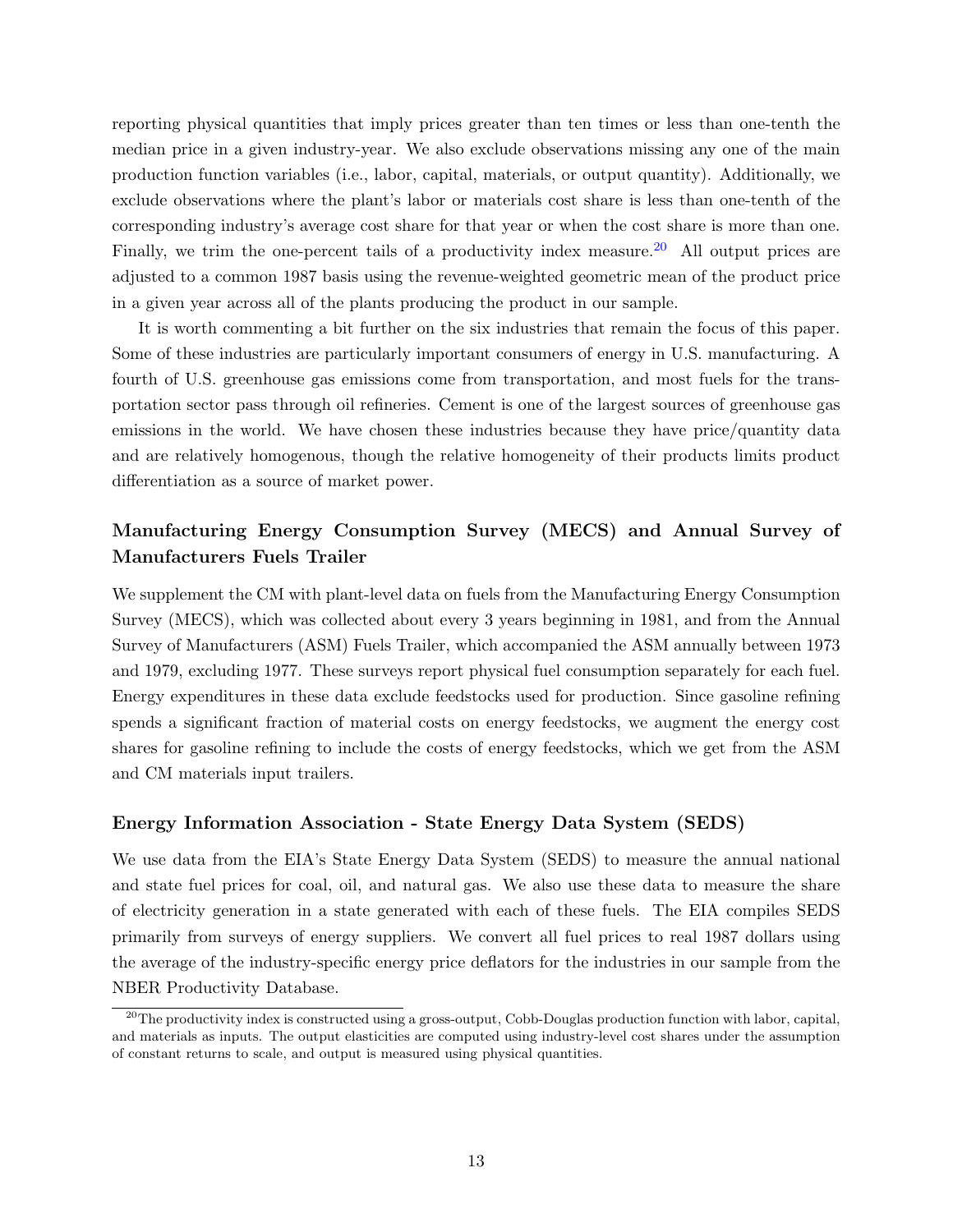reporting physical quantities that imply prices greater than ten times or less than one-tenth the median price in a given industry-year. We also exclude observations missing any one of the main production function variables (i.e., labor, capital, materials, or output quantity). Additionally, we exclude observations where the plant's labor or materials cost share is less than one-tenth of the corresponding industry's average cost share for that year or when the cost share is more than one. Finally, we trim the one-percent tails of a productivity index measure.[20] All output prices are adjusted to a common 1987 basis using the revenue-weighted geometric mean of the product price in a given year across all of the plants producing the product in our sample.

It is worth commenting a bit further on the six industries that remain the focus of this paper. Some of these industries are particularly important consumers of energy in U.S. manufacturing. A fourth of U.S. greenhouse gas emissions come from transportation, and most fuels for the transportation sector pass through oil refineries. Cement is one of the largest sources of greenhouse gas emissions in the world. We have chosen these industries because they have price/quantity data and are relatively homogenous, though the relative homogeneity of their products limits product differentiation as a source of market power.

### Manufacturing Energy Consumption Survey (MECS) and Annual Survey of Manufacturers Fuels Trailer

We supplement the CM with plant-level data on fuels from the Manufacturing Energy Consumption Survey (MECS), which was collected about every 3 years beginning in 1981, and from the Annual Survey of Manufacturers (ASM) Fuels Trailer, which accompanied the ASM annually between 1973 and 1979, excluding 1977. These surveys report physical fuel consumption separately for each fuel. Energy expenditures in these data exclude feedstocks used for production. Since gasoline refining spends a significant fraction of material costs on energy feedstocks, we augment the energy cost shares for gasoline refining to include the costs of energy feedstocks, which we get from the ASM and CM materials input trailers.

### Energy Information Association - State Energy Data System (SEDS)

We use data from the EIA's State Energy Data System (SEDS) to measure the annual national and state fuel prices for coal, oil, and natural gas. We also use these data to measure the share of electricity generation in a state generated with each of these fuels. The EIA compiles SEDS primarily from surveys of energy suppliers. We convert all fuel prices to real 1987 dollars using the average of the industry-specific energy price deflators for the industries in our sample from the NBER Productivity Database.

[20] The productivity index is constructed using a gross-output, Cobb-Douglas production function with labor, capital, and materials as inputs. The output elasticities are computed using industry-level cost shares under the assumption of constant returns to scale, and output is measured using physical quantities.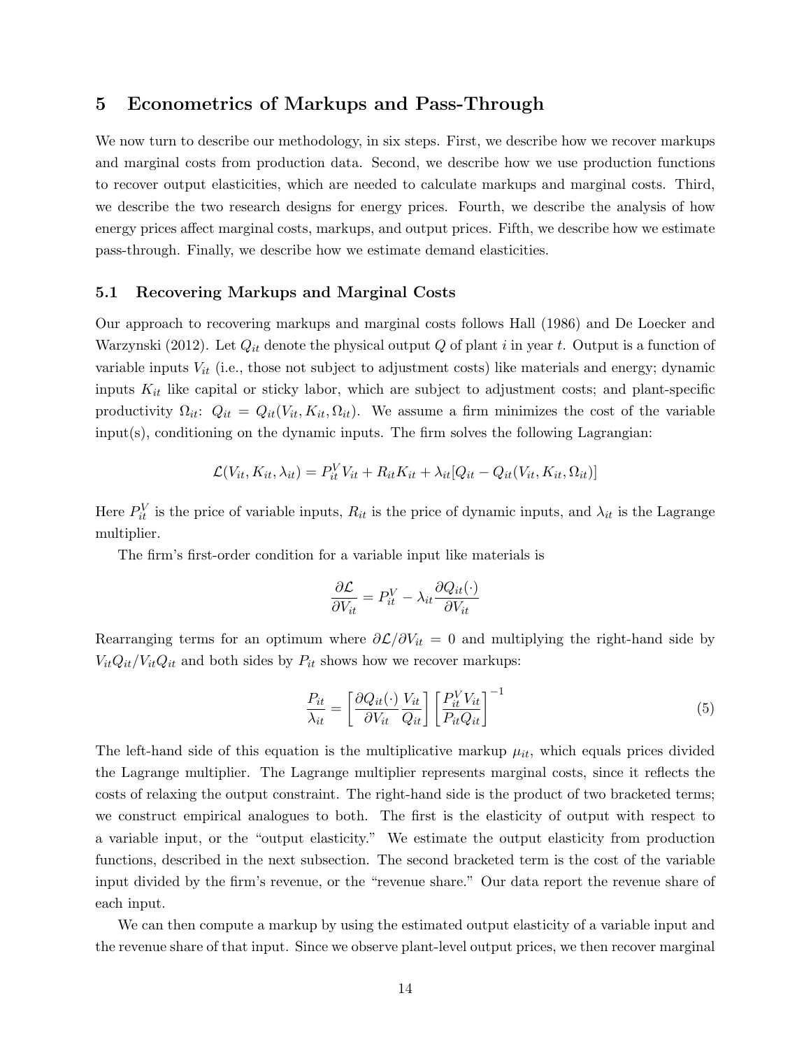## 5 Econometrics of Markups and Pass-Through

We now turn to describe our methodology, in six steps. First, we describe how we recover markups and marginal costs from production data. Second, we describe how we use production functions to recover output elasticities, which are needed to calculate markups and marginal costs. Third, we describe the two research designs for energy prices. Fourth, we describe the analysis of how energy prices affect marginal costs, markups, and output prices. Fifth, we describe how we estimate pass-through. Finally, we describe how we estimate demand elasticities.

### 5.1 Recovering Markups and Marginal Costs

Our approach to recovering markups and marginal costs follows Hall (1986) and De Loecker and Warzynski (2012). Let $Q_{it}$ denote the physical output $Q$ of plant $i$ in year $t$. Output is a function of variable inputs $V_{it}$ (i.e., those not subject to adjustment costs) like materials and energy; dynamic inputs $K_{it}$ like capital or sticky labor, which are subject to adjustment costs; and plant-specific productivity $\Omega_{it}$: $Q_{it} = Q_{it}(V_{it}, K_{it}, \Omega_{it})$. We assume a firm minimizes the cost of the variable input(s), conditioning on the dynamic inputs. The firm solves the following Lagrangian:

$$\mathcal{L}(V_{it}, K_{it}, \lambda_{it}) = P_{it}^{V} V_{it} + R_{it} K_{it} + \lambda_{it}[Q_{it} - Q_{it}(V_{it}, K_{it}, \Omega_{it})]$$

Here $P_{it}^{V}$ is the price of variable inputs, $R_{it}$ is the price of dynamic inputs, and $\lambda_{it}$ is the Lagrange multiplier.

The firm's first-order condition for a variable input like materials is

$$\frac{\partial \mathcal{L}}{\partial V_{it}} = P_{it}^{V} - \lambda_{it} \frac{\partial Q_{it}(\cdot)}{\partial V_{it}}$$

Rearranging terms for an optimum where $\partial \mathcal{L} / \partial V_{it} = 0$ and multiplying the right-hand side by $V_{it} Q_{it} / V_{it} Q_{it}$ and both sides by $P_{it}$ shows how we recover markups:

$$\frac{P_{it}}{\lambda_{it}} = \left[ \frac{\partial Q_{it}(\cdot)}{\partial V_{it}} \frac{V_{it}}{Q_{it}} \right] \left[ \frac{P_{it}^{V} V_{it}}{P_{it} Q_{it}} \right]^{-1} \tag{5}$$

The left-hand side of this equation is the multiplicative markup $\mu_{it}$, which equals prices divided the Lagrange multiplier. The Lagrange multiplier represents marginal costs, since it reflects the costs of relaxing the output constraint. The right-hand side is the product of two bracketed terms; we construct empirical analogues to both. The first is the elasticity of output with respect to a variable input, or the "output elasticity." We estimate the output elasticity from production functions, described in the next subsection. The second bracketed term is the cost of the variable input divided by the firm's revenue, or the "revenue share." Our data report the revenue share of each input.

We can then compute a markup by using the estimated output elasticity of a variable input and the revenue share of that input. Since we observe plant-level output prices, we then recover marginal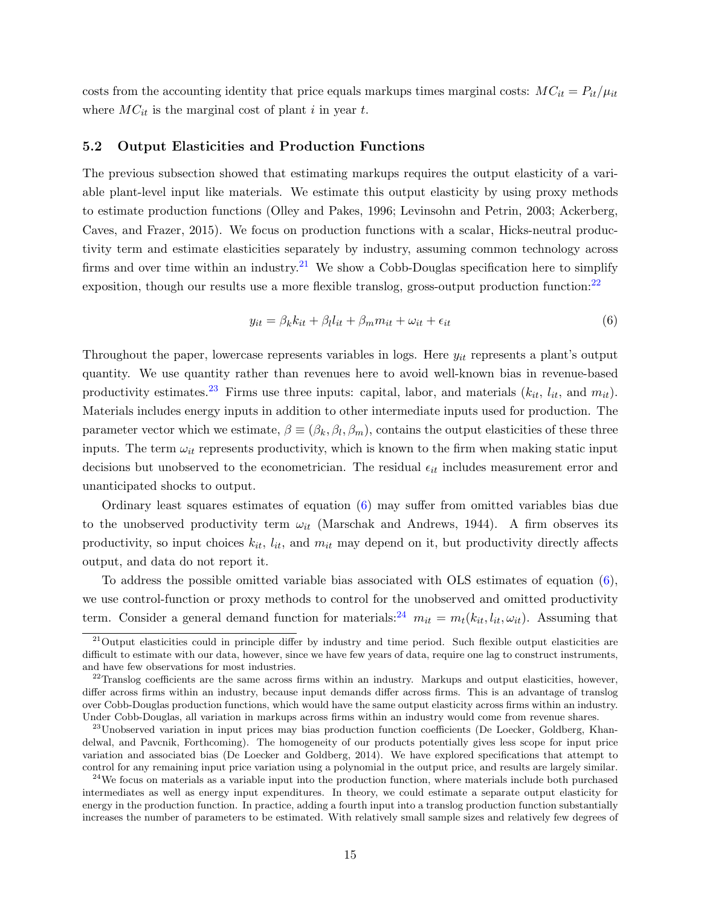costs from the accounting identity that price equals markups times marginal costs: $MC_{it} = P_{it}/\mu_{it}$ where $MC_{it}$ is the marginal cost of plant $i$ in year $t$.

### 5.2 Output Elasticities and Production Functions

The previous subsection showed that estimating markups requires the output elasticity of a variable plant-level input like materials. We estimate this output elasticity by using proxy methods to estimate production functions (Olley and Pakes, 1996; Levinsohn and Petrin, 2003; Ackerberg, Caves, and Frazer, 2015). We focus on production functions with a scalar, Hicks-neutral productivity term and estimate elasticities separately by industry, assuming common technology across firms and over time within an industry.[21] We show a Cobb-Douglas specification here to simplify exposition, though our results use a more flexible translog, gross-output production function:[22]

$$y_{it} = \beta_k k_{it} + \beta_l l_{it} + \beta_m m_{it} + \omega_{it} + \epsilon_{it} \tag{6}$$

Throughout the paper, lowercase represents variables in logs. Here $y_{it}$ represents a plant's output quantity. We use quantity rather than revenues here to avoid well-known bias in revenue-based productivity estimates.[23] Firms use three inputs: capital, labor, and materials ($k_{it}$, $l_{it}$, and $m_{it}$). Materials includes energy inputs in addition to other intermediate inputs used for production. The parameter vector which we estimate, $\beta \equiv (\beta_k, \beta_l, \beta_m)$, contains the output elasticities of these three inputs. The term $\omega_{it}$ represents productivity, which is known to the firm when making static input decisions but unobserved to the econometrician. The residual $\epsilon_{it}$ includes measurement error and unanticipated shocks to output.

Ordinary least squares estimates of equation (6) may suffer from omitted variables bias due to the unobserved productivity term $\omega_{it}$ (Marschak and Andrews, 1944). A firm observes its productivity, so input choices $k_{it}$, $l_{it}$, and $m_{it}$ may depend on it, but productivity directly affects output, and data do not report it.

To address the possible omitted variable bias associated with OLS estimates of equation (6), we use control-function or proxy methods to control for the unobserved and omitted productivity term. Consider a general demand function for materials:[24] $m_{it} = m_t(k_{it}, l_{it}, \omega_{it})$. Assuming that

[21] Output elasticities could in principle differ by industry and time period. Such flexible output elasticities are difficult to estimate with our data, however, since we have few years of data, require one lag to construct instruments, and have few observations for most industries.

[22] Translog coefficients are the same across firms within an industry. Markups and output elasticities, however, differ across firms within an industry, because input demands differ across firms. This is an advantage of translog over Cobb-Douglas production functions, which would have the same output elasticity across firms within an industry. Under Cobb-Douglas, all variation in markups across firms within an industry would come from revenue shares.

[23] Unobserved variation in input prices may bias production function coefficients (De Loecker, Goldberg, Khandelwal, and Pavcnik, Forthcoming). The homogeneity of our products potentially gives less scope for input price variation and associated bias (De Loecker and Goldberg, 2014). We have explored specifications that attempt to control for any remaining input price variation using a polynomial in the output price, and results are largely similar.

[24] We focus on materials as a variable input into the production function, where materials include both purchased intermediates as well as energy input expenditures. In theory, we could estimate a separate output elasticity for energy in the production function. In practice, adding a fourth input into a translog production function substantially increases the number of parameters to be estimated. With relatively small sample sizes and relatively few degrees of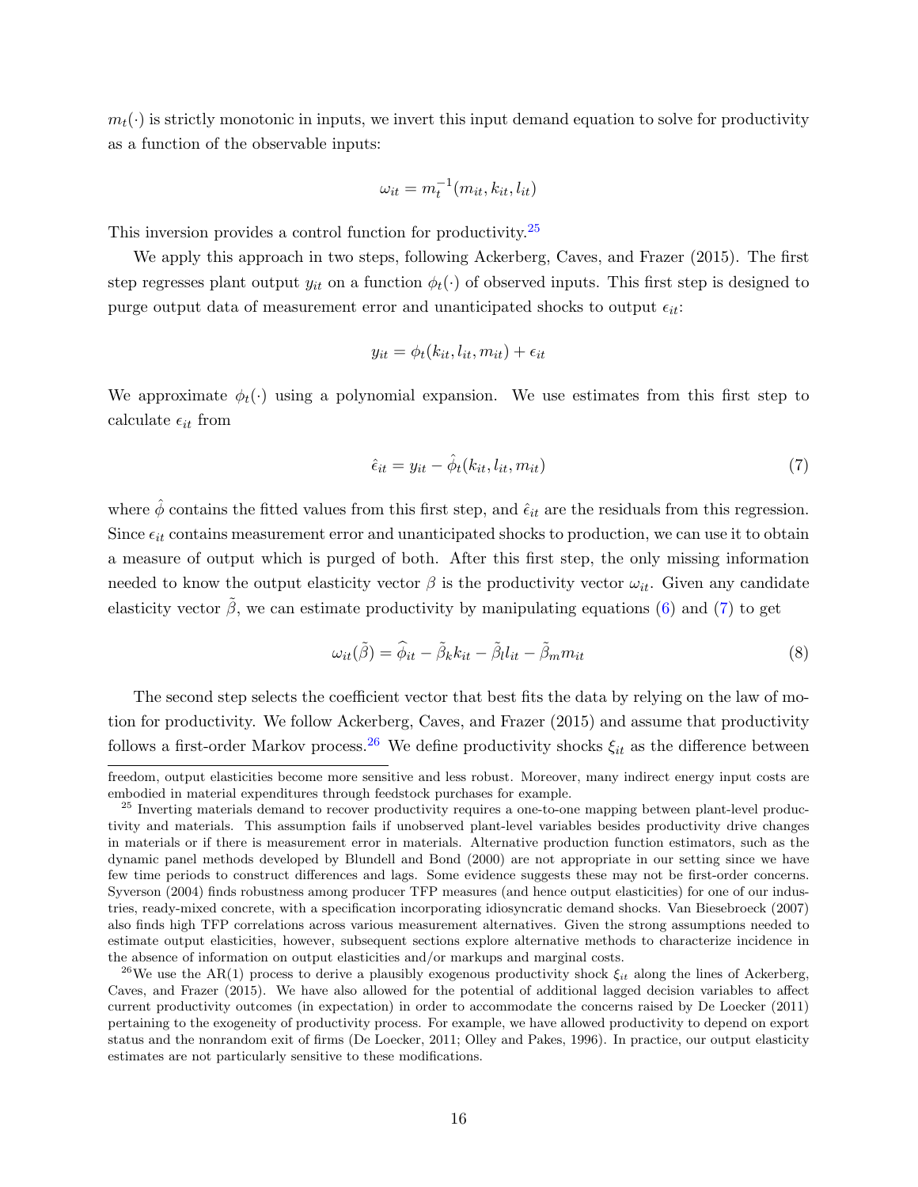$m_t(\cdot)$ is strictly monotonic in inputs, we invert this input demand equation to solve for productivity as a function of the observable inputs:

$$\omega_{it} = m_t^{-1}(m_{it}, k_{it}, l_{it})$$

This inversion provides a control function for productivity.[25]

We apply this approach in two steps, following Ackerberg, Caves, and Frazer (2015). The first step regresses plant output $y_{it}$ on a function $\phi_t(\cdot)$ of observed inputs. This first step is designed to purge output data of measurement error and unanticipated shocks to output $\epsilon_{it}$:

$$y_{it} = \phi_t(k_{it}, l_{it}, m_{it}) + \epsilon_{it}$$

We approximate $\phi_t(\cdot)$ using a polynomial expansion. We use estimates from this first step to calculate $\epsilon_{it}$ from

$$\hat{\epsilon}_{it} = y_{it} - \hat{\phi}_t(k_{it}, l_{it}, m_{it}) \tag{7}$$

where $\hat{\phi}$ contains the fitted values from this first step, and $\hat{\epsilon}_{it}$ are the residuals from this regression. Since $\epsilon_{it}$ contains measurement error and unanticipated shocks to production, we can use it to obtain a measure of output which is purged of both. After this first step, the only missing information needed to know the output elasticity vector $\beta$ is the productivity vector $\omega_{it}$. Given any candidate elasticity vector $\tilde{\beta}$, we can estimate productivity by manipulating equations (6) and (7) to get

$$\omega_{it}(\tilde{\beta}) = \widehat{\phi}_{it} - \tilde{\beta}_k k_{it} - \tilde{\beta}_l l_{it} - \tilde{\beta}_m m_{it} \tag{8}$$

The second step selects the coefficient vector that best fits the data by relying on the law of motion for productivity. We follow Ackerberg, Caves, and Frazer (2015) and assume that productivity follows a first-order Markov process.[26] We define productivity shocks $\xi_{it}$ as the difference between

---

freedom, output elasticities become more sensitive and less robust. Moreover, many indirect energy input costs are embodied in material expenditures through feedstock purchases for example.

[25] Inverting materials demand to recover productivity requires a one-to-one mapping between plant-level productivity and materials. This assumption fails if unobserved plant-level variables besides productivity drive changes in materials or if there is measurement error in materials. Alternative production function estimators, such as the dynamic panel methods developed by Blundell and Bond (2000) are not appropriate in our setting since we have few time periods to construct differences and lags. Some evidence suggests these may not be first-order concerns. Syverson (2004) finds robustness among producer TFP measures (and hence output elasticities) for one of our industries, ready-mixed concrete, with a specification incorporating idiosyncratic demand shocks. Van Biesebroeck (2007) also finds high TFP correlations across various measurement alternatives. Given the strong assumptions needed to estimate output elasticities, however, subsequent sections explore alternative methods to characterize incidence in the absence of information on output elasticities and/or markups and marginal costs.

[26] We use the AR(1) process to derive a plausibly exogenous productivity shock $\xi_{it}$ along the lines of Ackerberg, Caves, and Frazer (2015). We have also allowed for the potential of additional lagged decision variables to affect current productivity outcomes (in expectation) in order to accommodate the concerns raised by De Loecker (2011) pertaining to the exogeneity of productivity process. For example, we have allowed productivity to depend on export status and the nonrandom exit of firms (De Loecker, 2011; Olley and Pakes, 1996). In practice, our output elasticity estimates are not particularly sensitive to these modifications.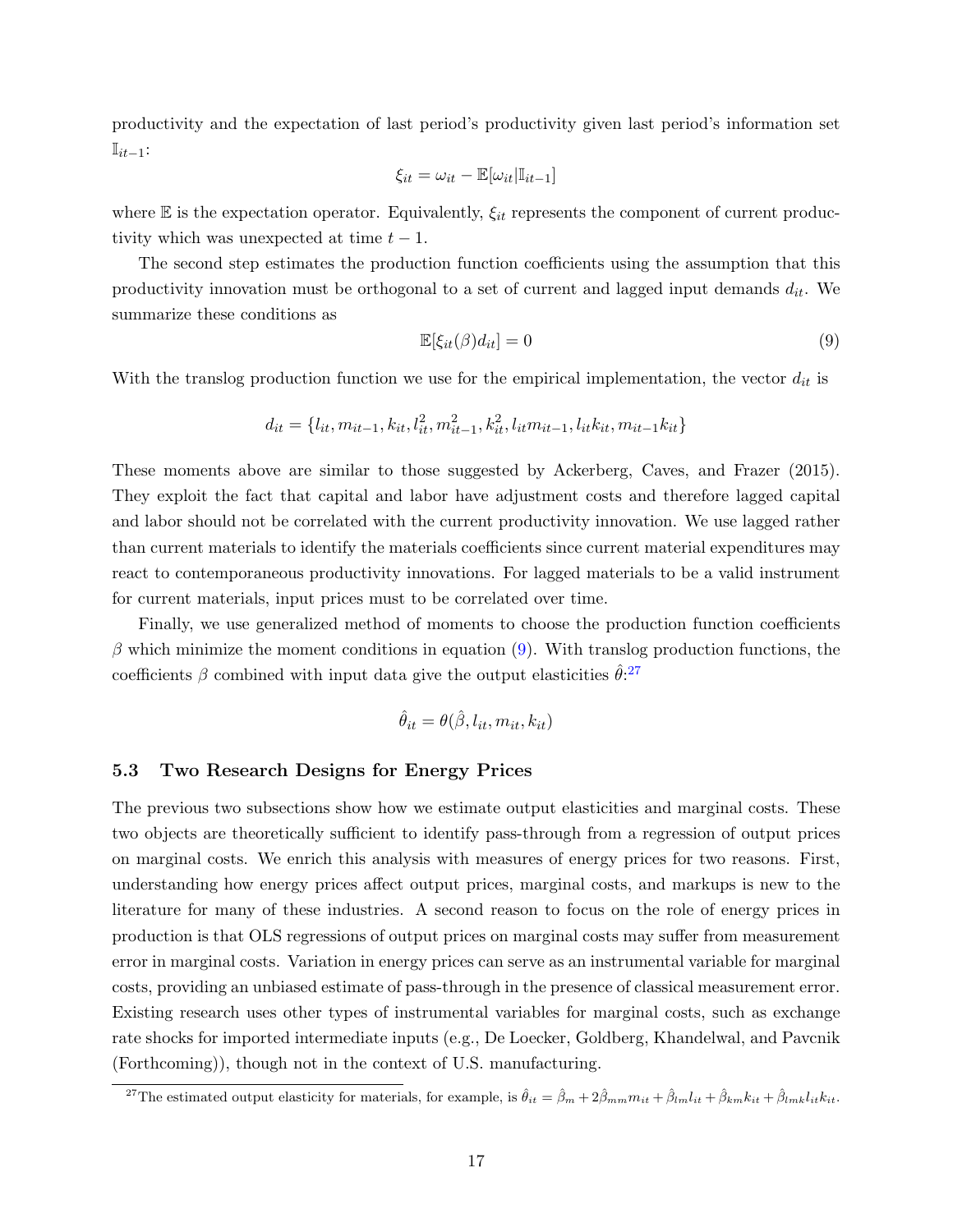productivity and the expectation of last period's productivity given last period's information set $\mathbb{I}_{it-1}$:

$$\xi_{it} = \omega_{it} - \mathbb{E}[\omega_{it}|\mathbb{I}_{it-1}]$$

where $\mathbb{E}$ is the expectation operator. Equivalently, $\xi_{it}$ represents the component of current productivity which was unexpected at time $t-1$.

The second step estimates the production function coefficients using the assumption that this productivity innovation must be orthogonal to a set of current and lagged input demands $d_{it}$. We summarize these conditions as

$$\mathbb{E}[\xi_{it}(\beta)d_{it}] = 0 \tag{9}$$

With the translog production function we use for the empirical implementation, the vector $d_{it}$ is

$$d_{it} = \{l_{it}, m_{it-1}, k_{it}, l_{it}^2, m_{it-1}^2, k_{it}^2, l_{it}m_{it-1}, l_{it}k_{it}, m_{it-1}k_{it}\}$$

These moments above are similar to those suggested by Ackerberg, Caves, and Frazer (2015). They exploit the fact that capital and labor have adjustment costs and therefore lagged capital and labor should not be correlated with the current productivity innovation. We use lagged rather than current materials to identify the materials coefficients since current material expenditures may react to contemporaneous productivity innovations. For lagged materials to be a valid instrument for current materials, input prices must to be correlated over time.

Finally, we use generalized method of moments to choose the production function coefficients $\beta$ which minimize the moment conditions in equation (9). With translog production functions, the coefficients $\beta$ combined with input data give the output elasticities $\hat{\theta}$:[27]

$$\hat{\theta}_{it} = \theta(\hat{\beta}, l_{it}, m_{it}, k_{it})$$

### 5.3 Two Research Designs for Energy Prices

The previous two subsections show how we estimate output elasticities and marginal costs. These two objects are theoretically sufficient to identify pass-through from a regression of output prices on marginal costs. We enrich this analysis with measures of energy prices for two reasons. First, understanding how energy prices affect output prices, marginal costs, and markups is new to the literature for many of these industries. A second reason to focus on the role of energy prices in production is that OLS regressions of output prices on marginal costs may suffer from measurement error in marginal costs. Variation in energy prices can serve as an instrumental variable for marginal costs, providing an unbiased estimate of pass-through in the presence of classical measurement error. Existing research uses other types of instrumental variables for marginal costs, such as exchange rate shocks for imported intermediate inputs (e.g., De Loecker, Goldberg, Khandelwal, and Pavcnik (Forthcoming)), though not in the context of U.S. manufacturing.

[27] The estimated output elasticity for materials, for example, is $\hat{\theta}_{it} = \hat{\beta}_m + 2\hat{\beta}_{mm}m_{it} + \hat{\beta}_{lm}l_{it} + \hat{\beta}_{km}k_{it} + \hat{\beta}_{lmk}l_{it}k_{it}$.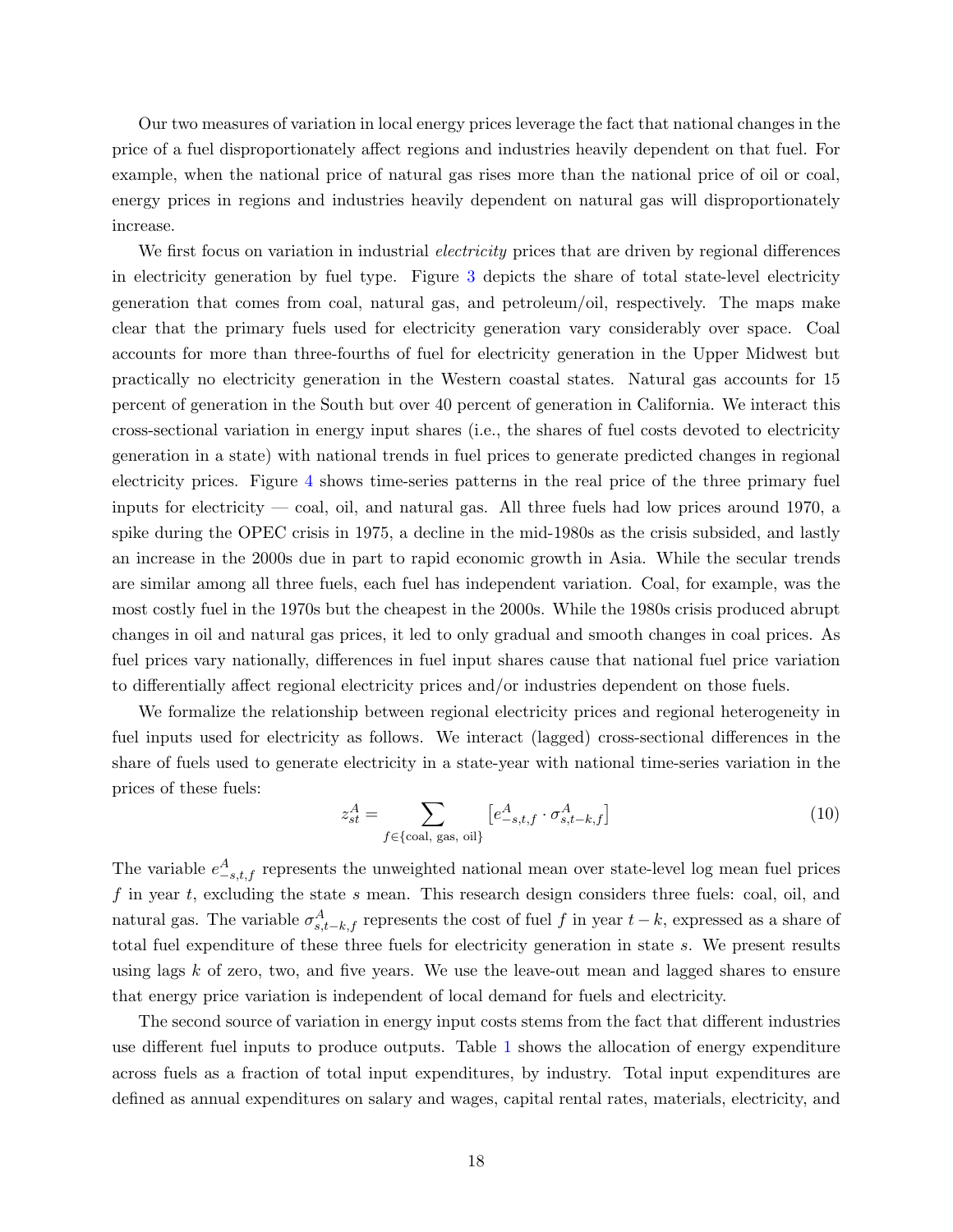Our two measures of variation in local energy prices leverage the fact that national changes in the price of a fuel disproportionately affect regions and industries heavily dependent on that fuel. For example, when the national price of natural gas rises more than the national price of oil or coal, energy prices in regions and industries heavily dependent on natural gas will disproportionately increase.

We first focus on variation in industrial *electricity* prices that are driven by regional differences in electricity generation by fuel type. Figure 3 depicts the share of total state-level electricity generation that comes from coal, natural gas, and petroleum/oil, respectively. The maps make clear that the primary fuels used for electricity generation vary considerably over space. Coal accounts for more than three-fourths of fuel for electricity generation in the Upper Midwest but practically no electricity generation in the Western coastal states. Natural gas accounts for 15 percent of generation in the South but over 40 percent of generation in California. We interact this cross-sectional variation in energy input shares (i.e., the shares of fuel costs devoted to electricity generation in a state) with national trends in fuel prices to generate predicted changes in regional electricity prices. Figure 4 shows time-series patterns in the real price of the three primary fuel inputs for electricity — coal, oil, and natural gas. All three fuels had low prices around 1970, a spike during the OPEC crisis in 1975, a decline in the mid-1980s as the crisis subsided, and lastly an increase in the 2000s due in part to rapid economic growth in Asia. While the secular trends are similar among all three fuels, each fuel has independent variation. Coal, for example, was the most costly fuel in the 1970s but the cheapest in the 2000s. While the 1980s crisis produced abrupt changes in oil and natural gas prices, it led to only gradual and smooth changes in coal prices. As fuel prices vary nationally, differences in fuel input shares cause that national fuel price variation to differentially affect regional electricity prices and/or industries dependent on those fuels.

We formalize the relationship between regional electricity prices and regional heterogeneity in fuel inputs used for electricity as follows. We interact (lagged) cross-sectional differences in the share of fuels used to generate electricity in a state-year with national time-series variation in the prices of these fuels:

$$z^A_{st} = \sum_{f \in \{\text{coal, gas, oil}\}} \left[ e^A_{-s,t,f} \cdot \sigma^A_{s,t-k,f} \right] \tag{10}$$

The variable $e^A_{-s,t,f}$ represents the unweighted national mean over state-level log mean fuel prices $f$ in year $t$, excluding the state $s$ mean. This research design considers three fuels: coal, oil, and natural gas. The variable $\sigma^A_{s,t-k,f}$ represents the cost of fuel $f$ in year $t-k$, expressed as a share of total fuel expenditure of these three fuels for electricity generation in state $s$. We present results using lags $k$ of zero, two, and five years. We use the leave-out mean and lagged shares to ensure that energy price variation is independent of local demand for fuels and electricity.

The second source of variation in energy input costs stems from the fact that different industries use different fuel inputs to produce outputs. Table 1 shows the allocation of energy expenditure across fuels as a fraction of total input expenditures, by industry. Total input expenditures are defined as annual expenditures on salary and wages, capital rental rates, materials, electricity, and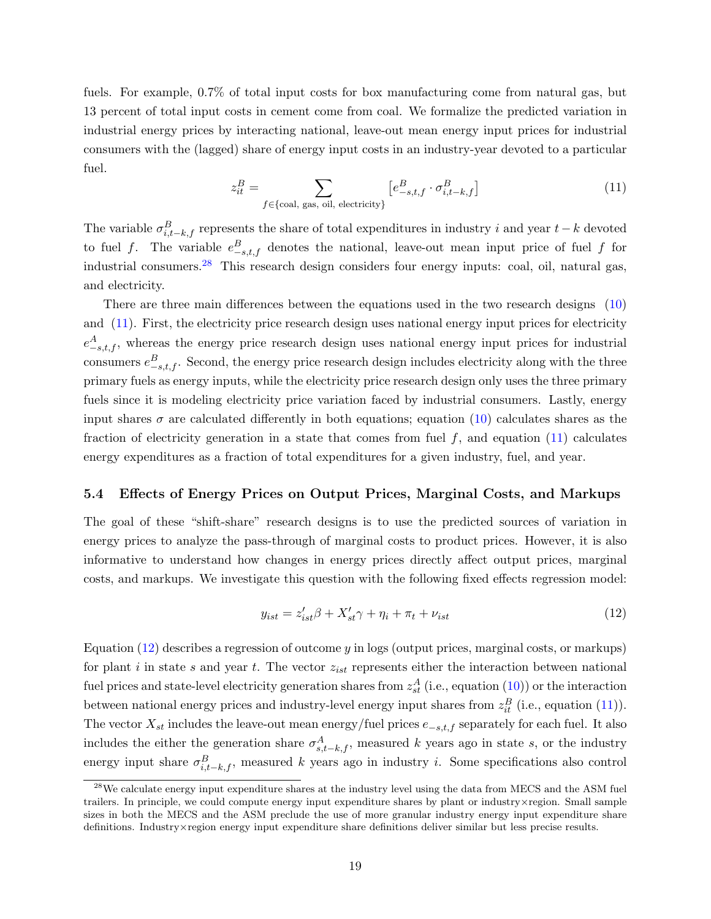fuels. For example, 0.7% of total input costs for box manufacturing come from natural gas, but 13 percent of total input costs in cement come from coal. We formalize the predicted variation in industrial energy prices by interacting national, leave-out mean energy input prices for industrial consumers with the (lagged) share of energy input costs in an industry-year devoted to a particular fuel.

$$z_{it}^B = \sum_{f \in \{\text{coal, gas, oil, electricity}\}} \left[ e_{-s,t,f}^B \cdot \sigma_{i,t-k,f}^B \right] \tag{11}$$

The variable $\sigma_{i,t-k,f}^B$ represents the share of total expenditures in industry $i$ and year $t-k$ devoted to fuel $f$. The variable $e_{-s,t,f}^B$ denotes the national, leave-out mean input price of fuel $f$ for industrial consumers.[28] This research design considers four energy inputs: coal, oil, natural gas, and electricity.

There are three main differences between the equations used in the two research designs (10) and (11). First, the electricity price research design uses national energy input prices for electricity $e_{-s,t,f}^A$, whereas the energy price research design uses national energy input prices for industrial consumers $e_{-s,t,f}^B$. Second, the energy price research design includes electricity along with the three primary fuels as energy inputs, while the electricity price research design only uses the three primary fuels since it is modeling electricity price variation faced by industrial consumers. Lastly, energy input shares $\sigma$ are calculated differently in both equations; equation (10) calculates shares as the fraction of electricity generation in a state that comes from fuel $f$, and equation (11) calculates energy expenditures as a fraction of total expenditures for a given industry, fuel, and year.

### 5.4 Effects of Energy Prices on Output Prices, Marginal Costs, and Markups

The goal of these "shift-share" research designs is to use the predicted sources of variation in energy prices to analyze the pass-through of marginal costs to product prices. However, it is also informative to understand how changes in energy prices directly affect output prices, marginal costs, and markups. We investigate this question with the following fixed effects regression model:

$$y_{ist} = z_{ist}'\beta + X_{st}'\gamma + \eta_i + \pi_t + \nu_{ist} \tag{12}$$

Equation (12) describes a regression of outcome $y$ in logs (output prices, marginal costs, or markups) for plant $i$ in state $s$ and year $t$. The vector $z_{ist}$ represents either the interaction between national fuel prices and state-level electricity generation shares from $z_{st}^A$ (i.e., equation (10)) or the interaction between national energy prices and industry-level energy input shares from $z_{it}^B$ (i.e., equation (11)). The vector $X_{st}$ includes the leave-out mean energy/fuel prices $e_{-s,t,f}$ separately for each fuel. It also includes the either the generation share $\sigma_{s,t-k,f}^A$, measured $k$ years ago in state $s$, or the industry energy input share $\sigma_{i,t-k,f}^B$, measured $k$ years ago in industry $i$. Some specifications also control

[28] We calculate energy input expenditure shares at the industry level using the data from MECS and the ASM fuel trailers. In principle, we could compute energy input expenditure shares by plant or industry×region. Small sample sizes in both the MECS and the ASM preclude the use of more granular industry energy input expenditure share definitions. Industry×region energy input expenditure share definitions deliver similar but less precise results.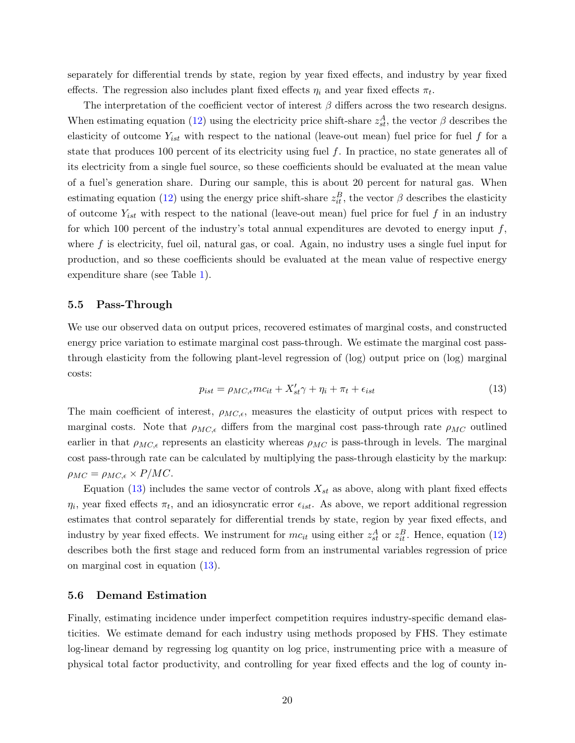separately for differential trends by state, region by year fixed effects, and industry by year fixed effects. The regression also includes plant fixed effects $\eta_i$ and year fixed effects $\pi_t$.

The interpretation of the coefficient vector of interest $\beta$ differs across the two research designs. When estimating equation (12) using the electricity price shift-share $z^A_{st}$, the vector $\beta$ describes the elasticity of outcome $Y_{ist}$ with respect to the national (leave-out mean) fuel price for fuel $f$ for a state that produces 100 percent of its electricity using fuel $f$. In practice, no state generates all of its electricity from a single fuel source, so these coefficients should be evaluated at the mean value of a fuel's generation share. During our sample, this is about 20 percent for natural gas. When estimating equation (12) using the energy price shift-share $z^B_{it}$, the vector $\beta$ describes the elasticity of outcome $Y_{ist}$ with respect to the national (leave-out mean) fuel price for fuel $f$ in an industry for which 100 percent of the industry's total annual expenditures are devoted to energy input $f$, where $f$ is electricity, fuel oil, natural gas, or coal. Again, no industry uses a single fuel input for production, and so these coefficients should be evaluated at the mean value of respective energy expenditure share (see Table 1).

### 5.5 Pass-Through

We use our observed data on output prices, recovered estimates of marginal costs, and constructed energy price variation to estimate marginal cost pass-through. We estimate the marginal cost pass-through elasticity from the following plant-level regression of (log) output price on (log) marginal costs:

$$p_{ist} = \rho_{MC,\epsilon} mc_{it} + X'_{st}\gamma + \eta_i + \pi_t + \epsilon_{ist} \tag{13}$$

The main coefficient of interest, $\rho_{MC,\epsilon}$, measures the elasticity of output prices with respect to marginal costs. Note that $\rho_{MC,\epsilon}$ differs from the marginal cost pass-through rate $\rho_{MC}$ outlined earlier in that $\rho_{MC,\epsilon}$ represents an elasticity whereas $\rho_{MC}$ is pass-through in levels. The marginal cost pass-through rate can be calculated by multiplying the pass-through elasticity by the markup: $\rho_{MC} = \rho_{MC,\epsilon} \times P/MC$.

Equation (13) includes the same vector of controls $X_{st}$ as above, along with plant fixed effects $\eta_i$, year fixed effects $\pi_t$, and an idiosyncratic error $\epsilon_{ist}$. As above, we report additional regression estimates that control separately for differential trends by state, region by year fixed effects, and industry by year fixed effects. We instrument for $mc_{it}$ using either $z^A_{st}$ or $z^B_{it}$. Hence, equation (12) describes both the first stage and reduced form from an instrumental variables regression of price on marginal cost in equation (13).

### 5.6 Demand Estimation

Finally, estimating incidence under imperfect competition requires industry-specific demand elasticities. We estimate demand for each industry using methods proposed by FHS. They estimate log-linear demand by regressing log quantity on log price, instrumenting price with a measure of physical total factor productivity, and controlling for year fixed effects and the log of county in-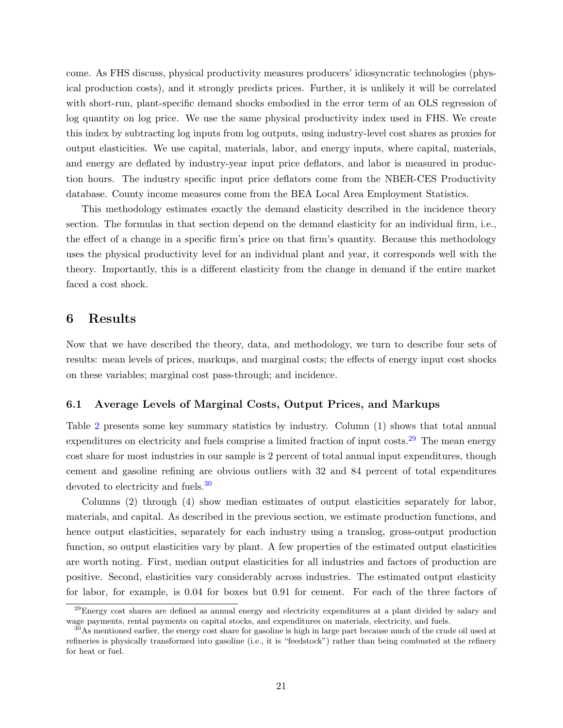come. As FHS discuss, physical productivity measures producers' idiosyncratic technologies (physical production costs), and it strongly predicts prices. Further, it is unlikely it will be correlated with short-run, plant-specific demand shocks embodied in the error term of an OLS regression of log quantity on log price. We use the same physical productivity index used in FHS. We create this index by subtracting log inputs from log outputs, using industry-level cost shares as proxies for output elasticities. We use capital, materials, labor, and energy inputs, where capital, materials, and energy are deflated by industry-year input price deflators, and labor is measured in production hours. The industry specific input price deflators come from the NBER-CES Productivity database. County income measures come from the BEA Local Area Employment Statistics.

This methodology estimates exactly the demand elasticity described in the incidence theory section. The formulas in that section depend on the demand elasticity for an individual firm, i.e., the effect of a change in a specific firm's price on that firm's quantity. Because this methodology uses the physical productivity level for an individual plant and year, it corresponds well with the theory. Importantly, this is a different elasticity from the change in demand if the entire market faced a cost shock.

## 6 Results

Now that we have described the theory, data, and methodology, we turn to describe four sets of results: mean levels of prices, markups, and marginal costs; the effects of energy input cost shocks on these variables; marginal cost pass-through; and incidence.

### 6.1 Average Levels of Marginal Costs, Output Prices, and Markups

Table 2 presents some key summary statistics by industry. Column (1) shows that total annual expenditures on electricity and fuels comprise a limited fraction of input costs.[29] The mean energy cost share for most industries in our sample is 2 percent of total annual input expenditures, though cement and gasoline refining are obvious outliers with 32 and 84 percent of total expenditures devoted to electricity and fuels.[30]

Columns (2) through (4) show median estimates of output elasticities separately for labor, materials, and capital. As described in the previous section, we estimate production functions, and hence output elasticities, separately for each industry using a translog, gross-output production function, so output elasticities vary by plant. A few properties of the estimated output elasticities are worth noting. First, median output elasticities for all industries and factors of production are positive. Second, elasticities vary considerably across industries. The estimated output elasticity for labor, for example, is 0.04 for boxes but 0.91 for cement. For each of the three factors of

[29] Energy cost shares are defined as annual energy and electricity expenditures at a plant divided by salary and wage payments, rental payments on capital stocks, and expenditures on materials, electricity, and fuels.

[30] As mentioned earlier, the energy cost share for gasoline is high in large part because much of the crude oil used at refineries is physically transformed into gasoline (i.e., it is "feedstock") rather than being combusted at the refinery for heat or fuel.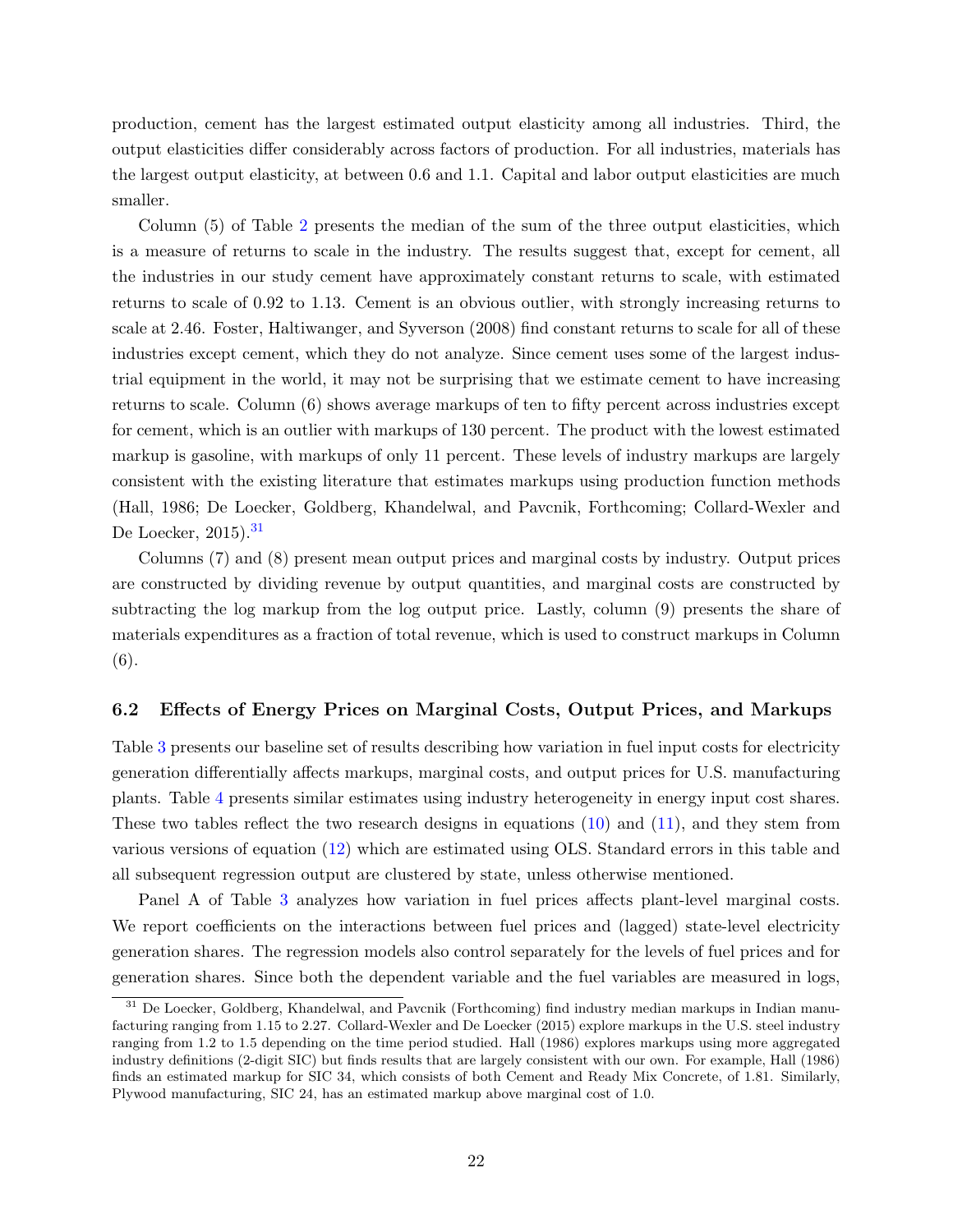production, cement has the largest estimated output elasticity among all industries. Third, the output elasticities differ considerably across factors of production. For all industries, materials has the largest output elasticity, at between 0.6 and 1.1. Capital and labor output elasticities are much smaller.

Column (5) of Table 2 presents the median of the sum of the three output elasticities, which is a measure of returns to scale in the industry. The results suggest that, except for cement, all the industries in our study cement have approximately constant returns to scale, with estimated returns to scale of 0.92 to 1.13. Cement is an obvious outlier, with strongly increasing returns to scale at 2.46. Foster, Haltiwanger, and Syverson (2008) find constant returns to scale for all of these industries except cement, which they do not analyze. Since cement uses some of the largest industrial equipment in the world, it may not be surprising that we estimate cement to have increasing returns to scale. Column (6) shows average markups of ten to fifty percent across industries except for cement, which is an outlier with markups of 130 percent. The product with the lowest estimated markup is gasoline, with markups of only 11 percent. These levels of industry markups are largely consistent with the existing literature that estimates markups using production function methods (Hall, 1986; De Loecker, Goldberg, Khandelwal, and Pavcnik, Forthcoming; Collard-Wexler and De Loecker, 2015).[31]

Columns (7) and (8) present mean output prices and marginal costs by industry. Output prices are constructed by dividing revenue by output quantities, and marginal costs are constructed by subtracting the log markup from the log output price. Lastly, column (9) presents the share of materials expenditures as a fraction of total revenue, which is used to construct markups in Column (6).

### 6.2 Effects of Energy Prices on Marginal Costs, Output Prices, and Markups

Table 3 presents our baseline set of results describing how variation in fuel input costs for electricity generation differentially affects markups, marginal costs, and output prices for U.S. manufacturing plants. Table 4 presents similar estimates using industry heterogeneity in energy input cost shares. These two tables reflect the two research designs in equations (10) and (11), and they stem from various versions of equation (12) which are estimated using OLS. Standard errors in this table and all subsequent regression output are clustered by state, unless otherwise mentioned.

Panel A of Table 3 analyzes how variation in fuel prices affects plant-level marginal costs. We report coefficients on the interactions between fuel prices and (lagged) state-level electricity generation shares. The regression models also control separately for the levels of fuel prices and for generation shares. Since both the dependent variable and the fuel variables are measured in logs,

[31] De Loecker, Goldberg, Khandelwal, and Pavcnik (Forthcoming) find industry median markups in Indian manufacturing ranging from 1.15 to 2.27. Collard-Wexler and De Loecker (2015) explore markups in the U.S. steel industry ranging from 1.2 to 1.5 depending on the time period studied. Hall (1986) explores markups using more aggregated industry definitions (2-digit SIC) but finds results that are largely consistent with our own. For example, Hall (1986) finds an estimated markup for SIC 34, which consists of both Cement and Ready Mix Concrete, of 1.81. Similarly, Plywood manufacturing, SIC 24, has an estimated markup above marginal cost of 1.0.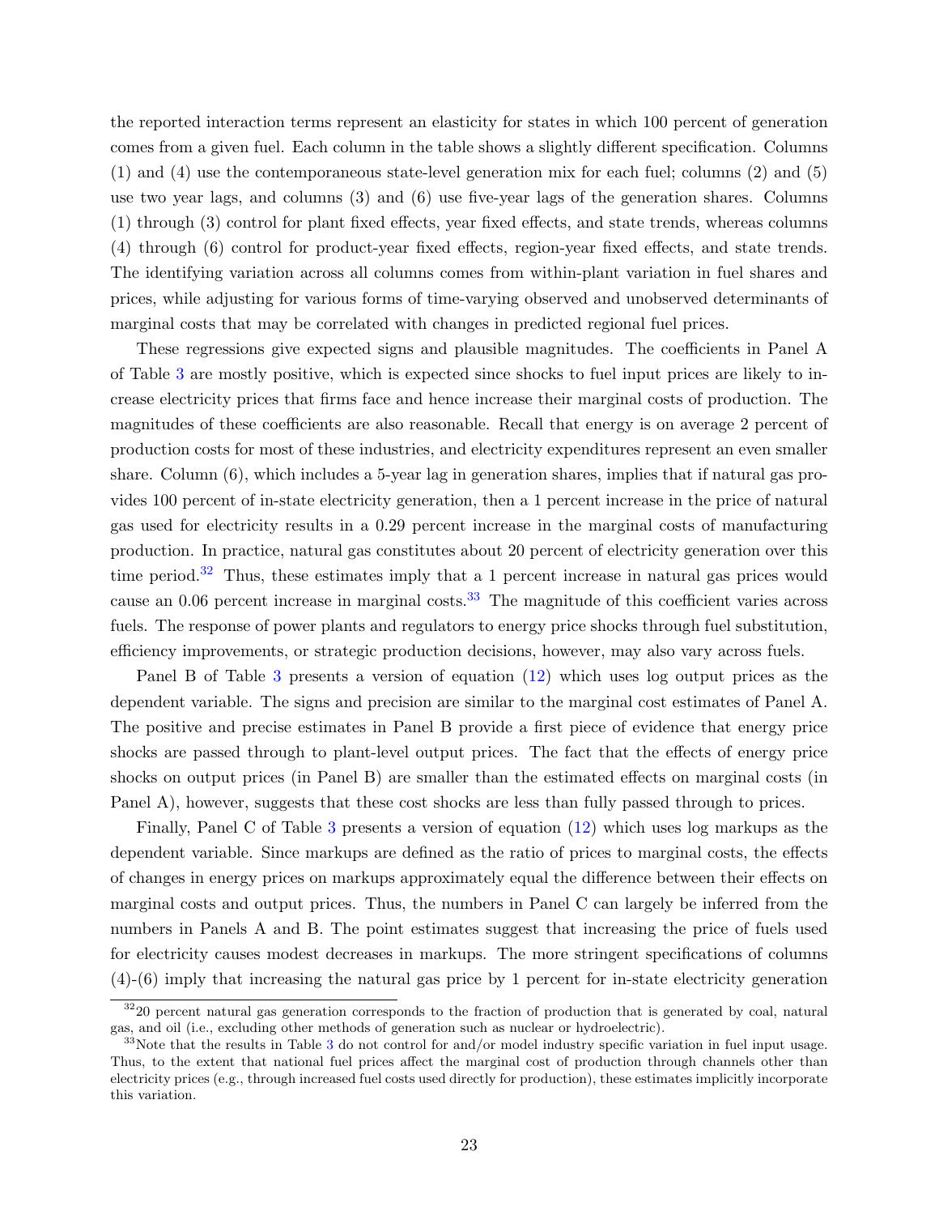the reported interaction terms represent an elasticity for states in which 100 percent of generation comes from a given fuel. Each column in the table shows a slightly different specification. Columns (1) and (4) use the contemporaneous state-level generation mix for each fuel; columns (2) and (5) use two year lags, and columns (3) and (6) use five-year lags of the generation shares. Columns (1) through (3) control for plant fixed effects, year fixed effects, and state trends, whereas columns (4) through (6) control for product-year fixed effects, region-year fixed effects, and state trends. The identifying variation across all columns comes from within-plant variation in fuel shares and prices, while adjusting for various forms of time-varying observed and unobserved determinants of marginal costs that may be correlated with changes in predicted regional fuel prices.

These regressions give expected signs and plausible magnitudes. The coefficients in Panel A of Table 3 are mostly positive, which is expected since shocks to fuel input prices are likely to increase electricity prices that firms face and hence increase their marginal costs of production. The magnitudes of these coefficients are also reasonable. Recall that energy is on average 2 percent of production costs for most of these industries, and electricity expenditures represent an even smaller share. Column (6), which includes a 5-year lag in generation shares, implies that if natural gas provides 100 percent of in-state electricity generation, then a 1 percent increase in the price of natural gas used for electricity results in a 0.29 percent increase in the marginal costs of manufacturing production. In practice, natural gas constitutes about 20 percent of electricity generation over this time period.[32] Thus, these estimates imply that a 1 percent increase in natural gas prices would cause an 0.06 percent increase in marginal costs.[33] The magnitude of this coefficient varies across fuels. The response of power plants and regulators to energy price shocks through fuel substitution, efficiency improvements, or strategic production decisions, however, may also vary across fuels.

Panel B of Table 3 presents a version of equation (12) which uses log output prices as the dependent variable. The signs and precision are similar to the marginal cost estimates of Panel A. The positive and precise estimates in Panel B provide a first piece of evidence that energy price shocks are passed through to plant-level output prices. The fact that the effects of energy price shocks on output prices (in Panel B) are smaller than the estimated effects on marginal costs (in Panel A), however, suggests that these cost shocks are less than fully passed through to prices.

Finally, Panel C of Table 3 presents a version of equation (12) which uses log markups as the dependent variable. Since markups are defined as the ratio of prices to marginal costs, the effects of changes in energy prices on markups approximately equal the difference between their effects on marginal costs and output prices. Thus, the numbers in Panel C can largely be inferred from the numbers in Panels A and B. The point estimates suggest that increasing the price of fuels used for electricity causes modest decreases in markups. The more stringent specifications of columns (4)-(6) imply that increasing the natural gas price by 1 percent for in-state electricity generation

[32] 20 percent natural gas generation corresponds to the fraction of production that is generated by coal, natural gas, and oil (i.e., excluding other methods of generation such as nuclear or hydroelectric).

[33] Note that the results in Table 3 do not control for and/or model industry specific variation in fuel input usage. Thus, to the extent that national fuel prices affect the marginal cost of production through channels other than electricity prices (e.g., through increased fuel costs used directly for production), these estimates implicitly incorporate this variation.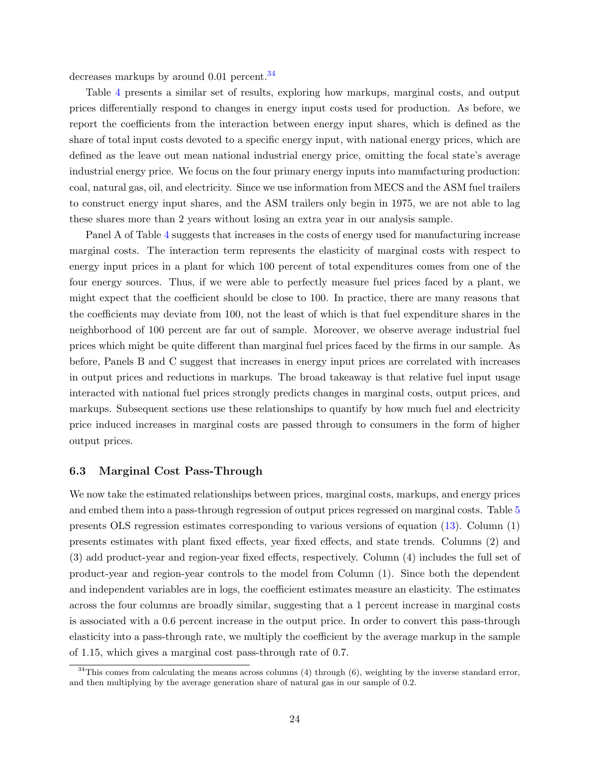decreases markups by around 0.01 percent.[34]

Table 4 presents a similar set of results, exploring how markups, marginal costs, and output prices differentially respond to changes in energy input costs used for production. As before, we report the coefficients from the interaction between energy input shares, which is defined as the share of total input costs devoted to a specific energy input, with national energy prices, which are defined as the leave out mean national industrial energy price, omitting the focal state's average industrial energy price. We focus on the four primary energy inputs into manufacturing production: coal, natural gas, oil, and electricity. Since we use information from MECS and the ASM fuel trailers to construct energy input shares, and the ASM trailers only begin in 1975, we are not able to lag these shares more than 2 years without losing an extra year in our analysis sample.

Panel A of Table 4 suggests that increases in the costs of energy used for manufacturing increase marginal costs. The interaction term represents the elasticity of marginal costs with respect to energy input prices in a plant for which 100 percent of total expenditures comes from one of the four energy sources. Thus, if we were able to perfectly measure fuel prices faced by a plant, we might expect that the coefficient should be close to 100. In practice, there are many reasons that the coefficients may deviate from 100, not the least of which is that fuel expenditure shares in the neighborhood of 100 percent are far out of sample. Moreover, we observe average industrial fuel prices which might be quite different than marginal fuel prices faced by the firms in our sample. As before, Panels B and C suggest that increases in energy input prices are correlated with increases in output prices and reductions in markups. The broad takeaway is that relative fuel input usage interacted with national fuel prices strongly predicts changes in marginal costs, output prices, and markups. Subsequent sections use these relationships to quantify by how much fuel and electricity price induced increases in marginal costs are passed through to consumers in the form of higher output prices.

### 6.3 Marginal Cost Pass-Through

We now take the estimated relationships between prices, marginal costs, markups, and energy prices and embed them into a pass-through regression of output prices regressed on marginal costs. Table 5 presents OLS regression estimates corresponding to various versions of equation (13). Column (1) presents estimates with plant fixed effects, year fixed effects, and state trends. Columns (2) and (3) add product-year and region-year fixed effects, respectively. Column (4) includes the full set of product-year and region-year controls to the model from Column (1). Since both the dependent and independent variables are in logs, the coefficient estimates measure an elasticity. The estimates across the four columns are broadly similar, suggesting that a 1 percent increase in marginal costs is associated with a 0.6 percent increase in the output price. In order to convert this pass-through elasticity into a pass-through rate, we multiply the coefficient by the average markup in the sample of 1.15, which gives a marginal cost pass-through rate of 0.7.

[34] This comes from calculating the means across columns (4) through (6), weighting by the inverse standard error, and then multiplying by the average generation share of natural gas in our sample of 0.2.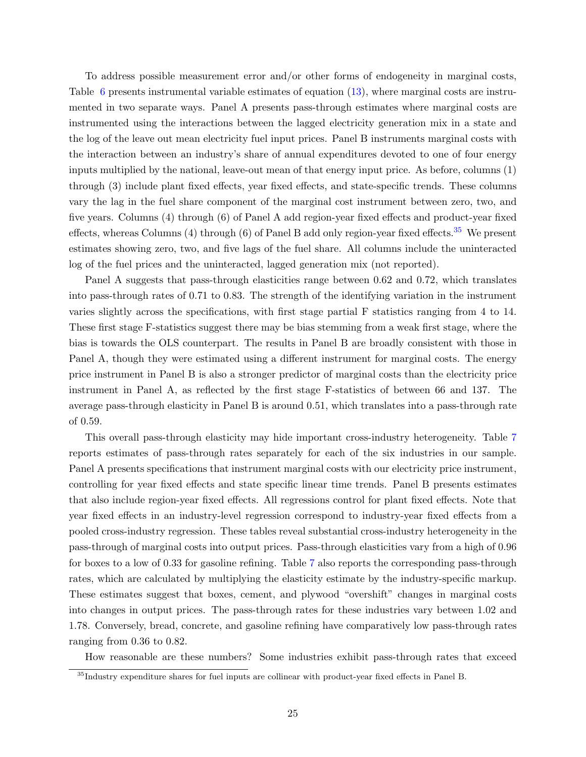To address possible measurement error and/or other forms of endogeneity in marginal costs, Table 6 presents instrumental variable estimates of equation (13), where marginal costs are instrumented in two separate ways. Panel A presents pass-through estimates where marginal costs are instrumented using the interactions between the lagged electricity generation mix in a state and the log of the leave out mean electricity fuel input prices. Panel B instruments marginal costs with the interaction between an industry's share of annual expenditures devoted to one of four energy inputs multiplied by the national, leave-out mean of that energy input price. As before, columns (1) through (3) include plant fixed effects, year fixed effects, and state-specific trends. These columns vary the lag in the fuel share component of the marginal cost instrument between zero, two, and five years. Columns (4) through (6) of Panel A add region-year fixed effects and product-year fixed effects, whereas Columns (4) through (6) of Panel B add only region-year fixed effects.[35] We present estimates showing zero, two, and five lags of the fuel share. All columns include the uninteracted log of the fuel prices and the uninteracted, lagged generation mix (not reported).

Panel A suggests that pass-through elasticities range between 0.62 and 0.72, which translates into pass-through rates of 0.71 to 0.83. The strength of the identifying variation in the instrument varies slightly across the specifications, with first stage partial F statistics ranging from 4 to 14. These first stage F-statistics suggest there may be bias stemming from a weak first stage, where the bias is towards the OLS counterpart. The results in Panel B are broadly consistent with those in Panel A, though they were estimated using a different instrument for marginal costs. The energy price instrument in Panel B is also a stronger predictor of marginal costs than the electricity price instrument in Panel A, as reflected by the first stage F-statistics of between 66 and 137. The average pass-through elasticity in Panel B is around 0.51, which translates into a pass-through rate of 0.59.

This overall pass-through elasticity may hide important cross-industry heterogeneity. Table 7 reports estimates of pass-through rates separately for each of the six industries in our sample. Panel A presents specifications that instrument marginal costs with our electricity price instrument, controlling for year fixed effects and state specific linear time trends. Panel B presents estimates that also include region-year fixed effects. All regressions control for plant fixed effects. Note that year fixed effects in an industry-level regression correspond to industry-year fixed effects from a pooled cross-industry regression. These tables reveal substantial cross-industry heterogeneity in the pass-through of marginal costs into output prices. Pass-through elasticities vary from a high of 0.96 for boxes to a low of 0.33 for gasoline refining. Table 7 also reports the corresponding pass-through rates, which are calculated by multiplying the elasticity estimate by the industry-specific markup. These estimates suggest that boxes, cement, and plywood "overshift" changes in marginal costs into changes in output prices. The pass-through rates for these industries vary between 1.02 and 1.78. Conversely, bread, concrete, and gasoline refining have comparatively low pass-through rates ranging from 0.36 to 0.82.

How reasonable are these numbers? Some industries exhibit pass-through rates that exceed

[35] Industry expenditure shares for fuel inputs are collinear with product-year fixed effects in Panel B.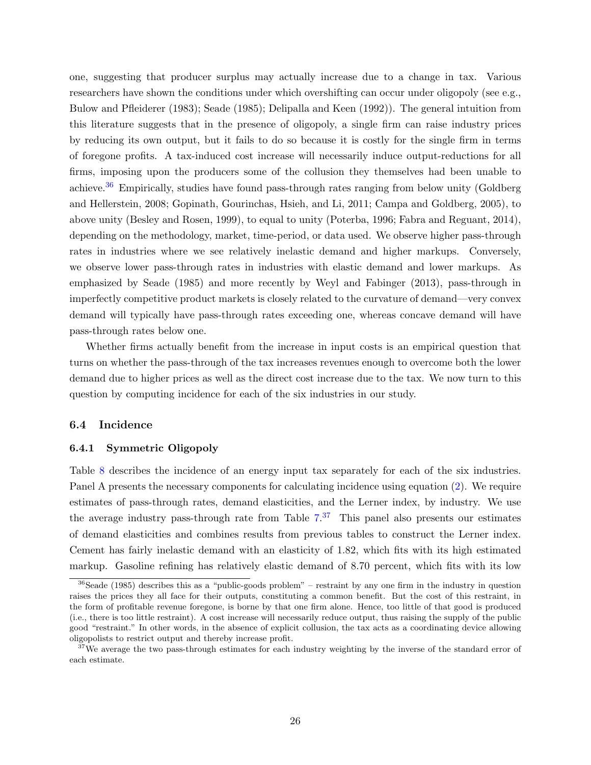one, suggesting that producer surplus may actually increase due to a change in tax. Various researchers have shown the conditions under which overshifting can occur under oligopoly (see e.g., Bulow and Pfleiderer (1983); Seade (1985); Delipalla and Keen (1992)). The general intuition from this literature suggests that in the presence of oligopoly, a single firm can raise industry prices by reducing its own output, but it fails to do so because it is costly for the single firm in terms of foregone profits. A tax-induced cost increase will necessarily induce output-reductions for all firms, imposing upon the producers some of the collusion they themselves had been unable to achieve.[36] Empirically, studies have found pass-through rates ranging from below unity (Goldberg and Hellerstein, 2008; Gopinath, Gourinchas, Hsieh, and Li, 2011; Campa and Goldberg, 2005), to above unity (Besley and Rosen, 1999), to equal to unity (Poterba, 1996; Fabra and Reguant, 2014), depending on the methodology, market, time-period, or data used. We observe higher pass-through rates in industries where we see relatively inelastic demand and higher markups. Conversely, we observe lower pass-through rates in industries with elastic demand and lower markups. As emphasized by Seade (1985) and more recently by Weyl and Fabinger (2013), pass-through in imperfectly competitive product markets is closely related to the curvature of demand—very convex demand will typically have pass-through rates exceeding one, whereas concave demand will have pass-through rates below one.

Whether firms actually benefit from the increase in input costs is an empirical question that turns on whether the pass-through of the tax increases revenues enough to overcome both the lower demand due to higher prices as well as the direct cost increase due to the tax. We now turn to this question by computing incidence for each of the six industries in our study.

### 6.4 Incidence

#### 6.4.1 Symmetric Oligopoly

Table 8 describes the incidence of an energy input tax separately for each of the six industries. Panel A presents the necessary components for calculating incidence using equation (2). We require estimates of pass-through rates, demand elasticities, and the Lerner index, by industry. We use the average industry pass-through rate from Table 7.[37] This panel also presents our estimates of demand elasticities and combines results from previous tables to construct the Lerner index. Cement has fairly inelastic demand with an elasticity of 1.82, which fits with its high estimated markup. Gasoline refining has relatively elastic demand of 8.70 percent, which fits with its low

[36] Seade (1985) describes this as a "public-goods problem" – restraint by any one firm in the industry in question raises the prices they all face for their outputs, constituting a common benefit. But the cost of this restraint, in the form of profitable revenue foregone, is borne by that one firm alone. Hence, too little of that good is produced (i.e., there is too little restraint). A cost increase will necessarily reduce output, thus raising the supply of the public good "restraint." In other words, in the absence of explicit collusion, the tax acts as a coordinating device allowing oligopolists to restrict output and thereby increase profit.

[37] We average the two pass-through estimates for each industry weighting by the inverse of the standard error of each estimate.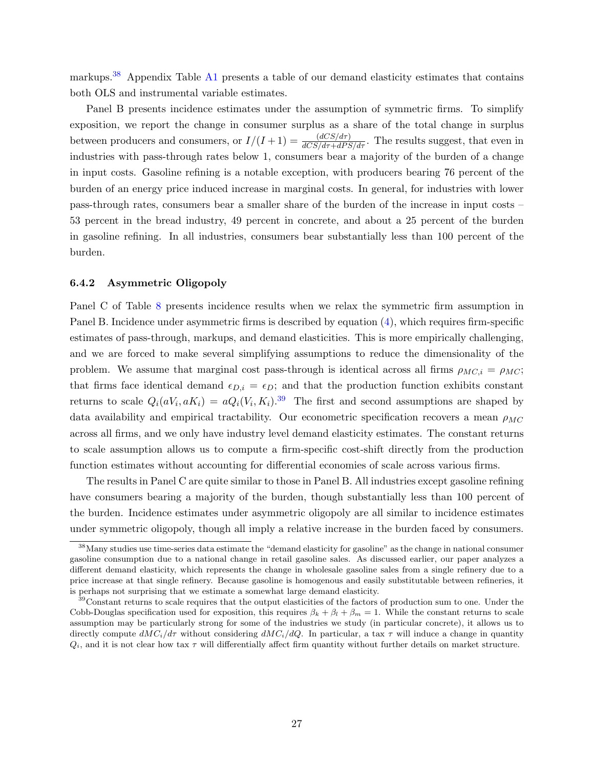markups.[38] Appendix Table A1 presents a table of our demand elasticity estimates that contains both OLS and instrumental variable estimates.

Panel B presents incidence estimates under the assumption of symmetric firms. To simplify exposition, we report the change in consumer surplus as a share of the total change in surplus between producers and consumers, or $I/(I+1) = \frac{(dCS/d\tau)}{dCS/d\tau + dPS/d\tau}$. The results suggest, that even in industries with pass-through rates below 1, consumers bear a majority of the burden of a change in input costs. Gasoline refining is a notable exception, with producers bearing 76 percent of the burden of an energy price induced increase in marginal costs. In general, for industries with lower pass-through rates, consumers bear a smaller share of the burden of the increase in input costs – 53 percent in the bread industry, 49 percent in concrete, and about a 25 percent of the burden in gasoline refining. In all industries, consumers bear substantially less than 100 percent of the burden.

### 6.4.2 Asymmetric Oligopoly

Panel C of Table 8 presents incidence results when we relax the symmetric firm assumption in Panel B. Incidence under asymmetric firms is described by equation (4), which requires firm-specific estimates of pass-through, markups, and demand elasticities. This is more empirically challenging, and we are forced to make several simplifying assumptions to reduce the dimensionality of the problem. We assume that marginal cost pass-through is identical across all firms $\rho_{MC,i} = \rho_{MC}$; that firms face identical demand $\epsilon_{D,i} = \epsilon_D$; and that the production function exhibits constant returns to scale $Q_i(aV_i, aK_i) = aQ_i(V_i, K_i)$.[39] The first and second assumptions are shaped by data availability and empirical tractability. Our econometric specification recovers a mean $\rho_{MC}$ across all firms, and we only have industry level demand elasticity estimates. The constant returns to scale assumption allows us to compute a firm-specific cost-shift directly from the production function estimates without accounting for differential economies of scale across various firms.

The results in Panel C are quite similar to those in Panel B. All industries except gasoline refining have consumers bearing a majority of the burden, though substantially less than 100 percent of the burden. Incidence estimates under asymmetric oligopoly are all similar to incidence estimates under symmetric oligopoly, though all imply a relative increase in the burden faced by consumers.

[38] Many studies use time-series data estimate the "demand elasticity for gasoline" as the change in national consumer gasoline consumption due to a national change in retail gasoline sales. As discussed earlier, our paper analyzes a different demand elasticity, which represents the change in wholesale gasoline sales from a single refinery due to a price increase at that single refinery. Because gasoline is homogenous and easily substitutable between refineries, it is perhaps not surprising that we estimate a somewhat large demand elasticity.

[39] Constant returns to scale requires that the output elasticities of the factors of production sum to one. Under the Cobb-Douglas specification used for exposition, this requires $\beta_k + \beta_l + \beta_m = 1$. While the constant returns to scale assumption may be particularly strong for some of the industries we study (in particular concrete), it allows us to directly compute $dMC_i/d\tau$ without considering $dMC_i/dQ$. In particular, a tax $\tau$ will induce a change in quantity $Q_i$, and it is not clear how tax $\tau$ will differentially affect firm quantity without further details on market structure.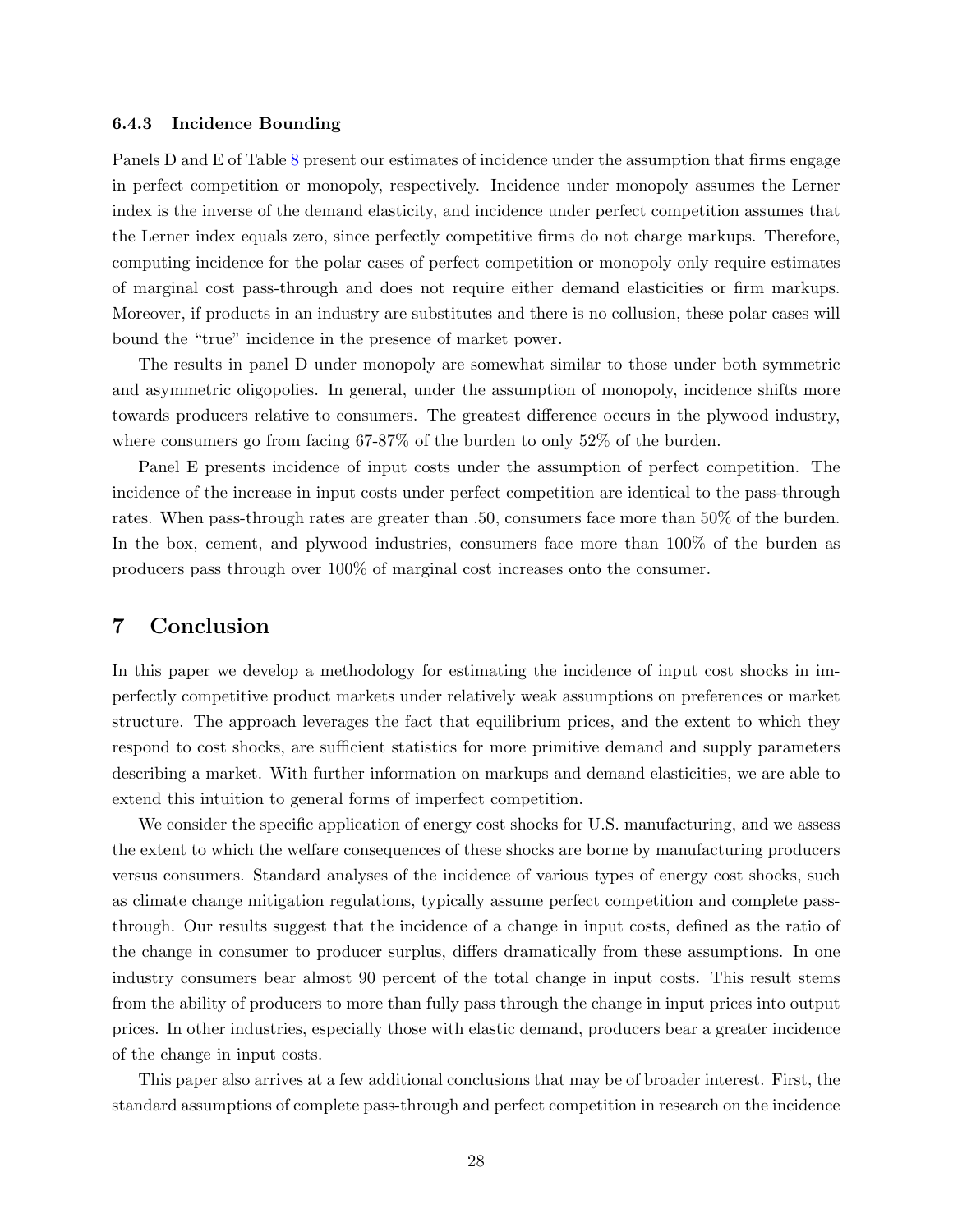### 6.4.3 Incidence Bounding

Panels D and E of Table 8 present our estimates of incidence under the assumption that firms engage in perfect competition or monopoly, respectively. Incidence under monopoly assumes the Lerner index is the inverse of the demand elasticity, and incidence under perfect competition assumes that the Lerner index equals zero, since perfectly competitive firms do not charge markups. Therefore, computing incidence for the polar cases of perfect competition or monopoly only require estimates of marginal cost pass-through and does not require either demand elasticities or firm markups. Moreover, if products in an industry are substitutes and there is no collusion, these polar cases will bound the "true" incidence in the presence of market power.

The results in panel D under monopoly are somewhat similar to those under both symmetric and asymmetric oligopolies. In general, under the assumption of monopoly, incidence shifts more towards producers relative to consumers. The greatest difference occurs in the plywood industry, where consumers go from facing 67-87% of the burden to only 52% of the burden.

Panel E presents incidence of input costs under the assumption of perfect competition. The incidence of the increase in input costs under perfect competition are identical to the pass-through rates. When pass-through rates are greater than .50, consumers face more than 50% of the burden. In the box, cement, and plywood industries, consumers face more than 100% of the burden as producers pass through over 100% of marginal cost increases onto the consumer.

## 7 Conclusion

In this paper we develop a methodology for estimating the incidence of input cost shocks in imperfectly competitive product markets under relatively weak assumptions on preferences or market structure. The approach leverages the fact that equilibrium prices, and the extent to which they respond to cost shocks, are sufficient statistics for more primitive demand and supply parameters describing a market. With further information on markups and demand elasticities, we are able to extend this intuition to general forms of imperfect competition.

We consider the specific application of energy cost shocks for U.S. manufacturing, and we assess the extent to which the welfare consequences of these shocks are borne by manufacturing producers versus consumers. Standard analyses of the incidence of various types of energy cost shocks, such as climate change mitigation regulations, typically assume perfect competition and complete pass-through. Our results suggest that the incidence of a change in input costs, defined as the ratio of the change in consumer to producer surplus, differs dramatically from these assumptions. In one industry consumers bear almost 90 percent of the total change in input costs. This result stems from the ability of producers to more than fully pass through the change in input prices into output prices. In other industries, especially those with elastic demand, producers bear a greater incidence of the change in input costs.

This paper also arrives at a few additional conclusions that may be of broader interest. First, the standard assumptions of complete pass-through and perfect competition in research on the incidence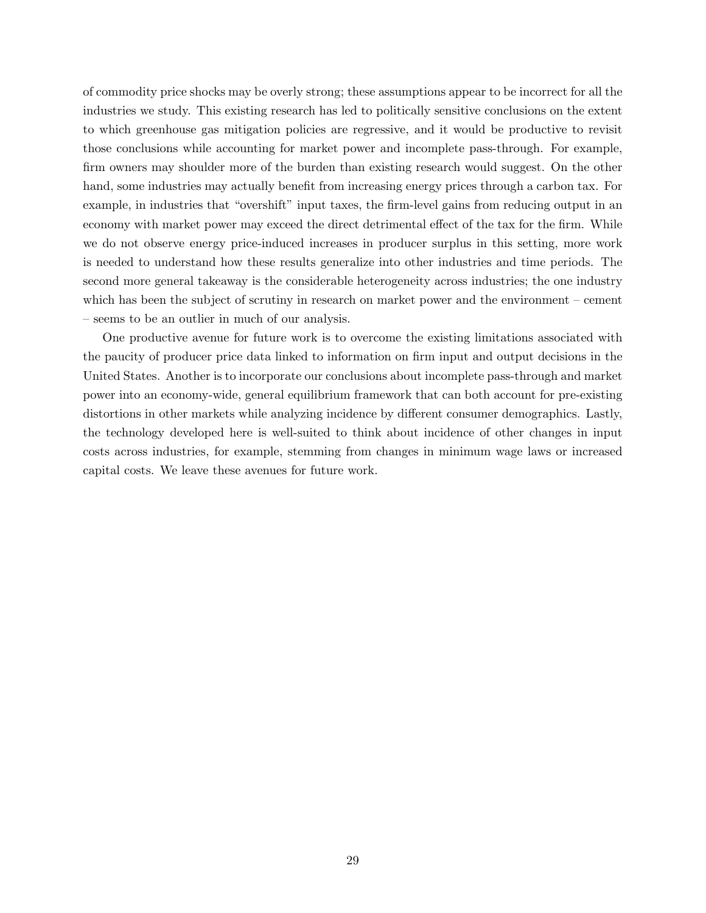of commodity price shocks may be overly strong; these assumptions appear to be incorrect for all the industries we study. This existing research has led to politically sensitive conclusions on the extent to which greenhouse gas mitigation policies are regressive, and it would be productive to revisit those conclusions while accounting for market power and incomplete pass-through. For example, firm owners may shoulder more of the burden than existing research would suggest. On the other hand, some industries may actually benefit from increasing energy prices through a carbon tax. For example, in industries that "overshift" input taxes, the firm-level gains from reducing output in an economy with market power may exceed the direct detrimental effect of the tax for the firm. While we do not observe energy price-induced increases in producer surplus in this setting, more work is needed to understand how these results generalize into other industries and time periods. The second more general takeaway is the considerable heterogeneity across industries; the one industry which has been the subject of scrutiny in research on market power and the environment – cement – seems to be an outlier in much of our analysis.

One productive avenue for future work is to overcome the existing limitations associated with the paucity of producer price data linked to information on firm input and output decisions in the United States. Another is to incorporate our conclusions about incomplete pass-through and market power into an economy-wide, general equilibrium framework that can both account for pre-existing distortions in other markets while analyzing incidence by different consumer demographics. Lastly, the technology developed here is well-suited to think about incidence of other changes in input costs across industries, for example, stemming from changes in minimum wage laws or increased capital costs. We leave these avenues for future work.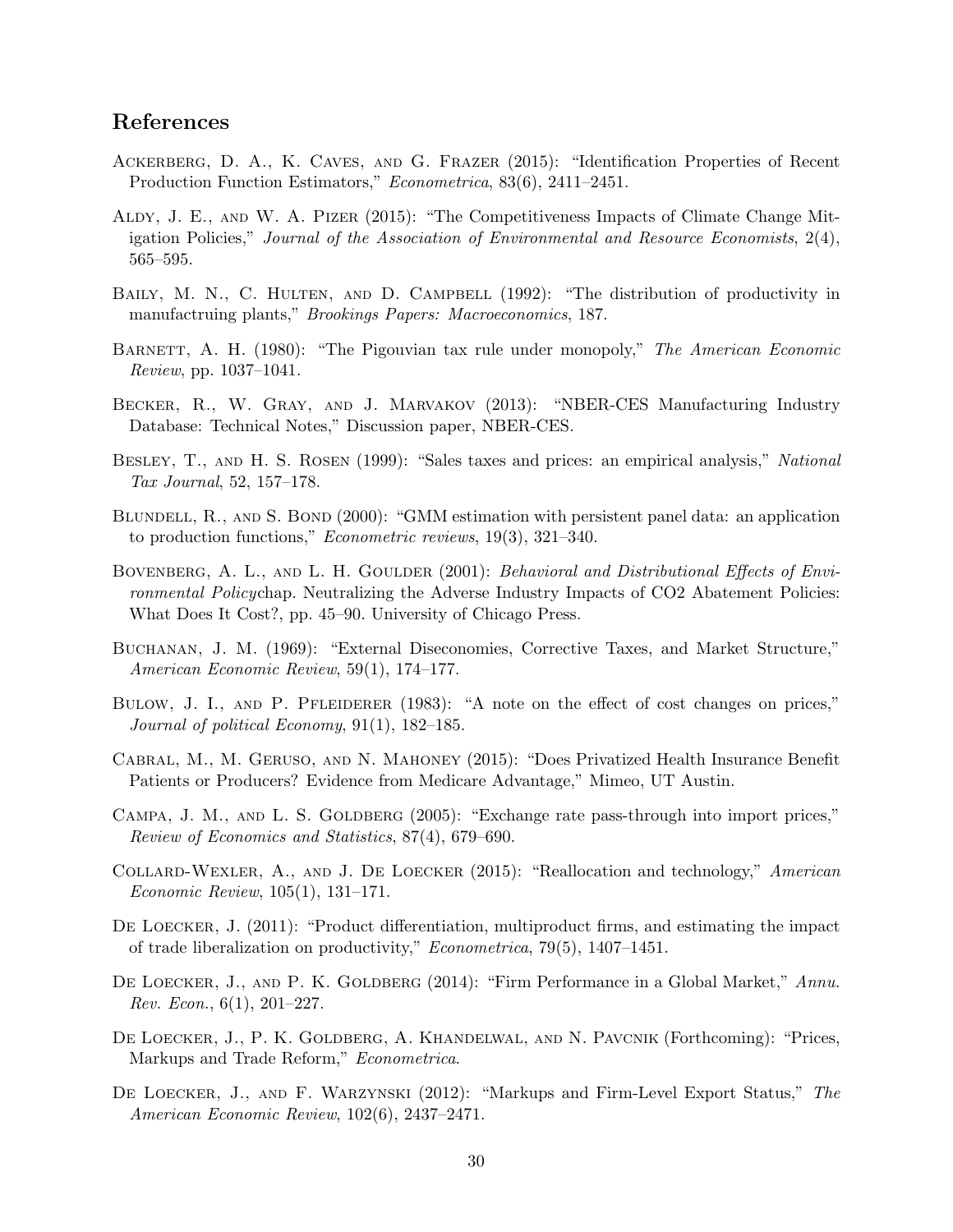## References

Ackerberg, D. A., K. Caves, and G. Frazer (2015): "Identification Properties of Recent Production Function Estimators," *Econometrica*, 83(6), 2411–2451.

Aldy, J. E., and W. A. Pizer (2015): "The Competitiveness Impacts of Climate Change Mitigation Policies," *Journal of the Association of Environmental and Resource Economists*, 2(4), 565–595.

Baily, M. N., C. Hulten, and D. Campbell (1992): "The distribution of productivity in manufactruing plants," *Brookings Papers: Macroeconomics*, 187.

Barnett, A. H. (1980): "The Pigouvian tax rule under monopoly," *The American Economic Review*, pp. 1037–1041.

Becker, R., W. Gray, and J. Marvakov (2013): "NBER-CES Manufacturing Industry Database: Technical Notes," Discussion paper, NBER-CES.

Besley, T., and H. S. Rosen (1999): "Sales taxes and prices: an empirical analysis," *National Tax Journal*, 52, 157–178.

Blundell, R., and S. Bond (2000): "GMM estimation with persistent panel data: an application to production functions," *Econometric reviews*, 19(3), 321–340.

Bovenberg, A. L., and L. H. Goulder (2001): *Behavioral and Distributional Effects of Environmental Policy*chap. Neutralizing the Adverse Industry Impacts of CO2 Abatement Policies: What Does It Cost?, pp. 45–90. University of Chicago Press.

Buchanan, J. M. (1969): "External Diseconomies, Corrective Taxes, and Market Structure," *American Economic Review*, 59(1), 174–177.

Bulow, J. I., and P. Pfleiderer (1983): "A note on the effect of cost changes on prices," *Journal of political Economy*, 91(1), 182–185.

Cabral, M., M. Geruso, and N. Mahoney (2015): "Does Privatized Health Insurance Benefit Patients or Producers? Evidence from Medicare Advantage," Mimeo, UT Austin.

Campa, J. M., and L. S. Goldberg (2005): "Exchange rate pass-through into import prices," *Review of Economics and Statistics*, 87(4), 679–690.

Collard-Wexler, A., and J. De Loecker (2015): "Reallocation and technology," *American Economic Review*, 105(1), 131–171.

De Loecker, J. (2011): "Product differentiation, multiproduct firms, and estimating the impact of trade liberalization on productivity," *Econometrica*, 79(5), 1407–1451.

De Loecker, J., and P. K. Goldberg (2014): "Firm Performance in a Global Market," *Annu. Rev. Econ.*, 6(1), 201–227.

De Loecker, J., P. K. Goldberg, A. Khandelwal, and N. Pavcnik (Forthcoming): "Prices, Markups and Trade Reform," *Econometrica*.

De Loecker, J., and F. Warzynski (2012): "Markups and Firm-Level Export Status," *The American Economic Review*, 102(6), 2437–2471.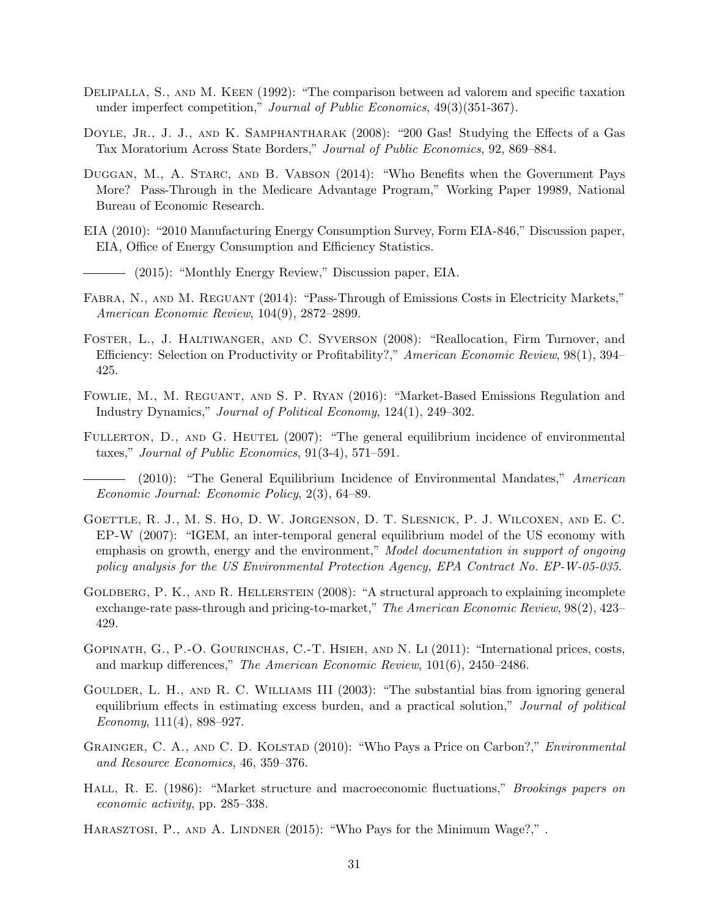Delipalla, S., and M. Keen (1992): "The comparison between ad valorem and specific taxation under imperfect competition," *Journal of Public Economics*, 49(3)(351-367).

Doyle, Jr., J. J., and K. Samphantharak (2008): "200 Gas! Studying the Effects of a Gas Tax Moratorium Across State Borders," *Journal of Public Economics*, 92, 869–884.

Duggan, M., A. Starc, and B. Vabson (2014): "Who Benefits when the Government Pays More? Pass-Through in the Medicare Advantage Program," Working Paper 19989, National Bureau of Economic Research.

EIA (2010): "2010 Manufacturing Energy Consumption Survey, Form EIA-846," Discussion paper, EIA, Office of Energy Consumption and Efficiency Statistics.

——— (2015): "Monthly Energy Review," Discussion paper, EIA.

Fabra, N., and M. Reguant (2014): "Pass-Through of Emissions Costs in Electricity Markets," *American Economic Review*, 104(9), 2872–2899.

Foster, L., J. Haltiwanger, and C. Syverson (2008): "Reallocation, Firm Turnover, and Efficiency: Selection on Productivity or Profitability?," *American Economic Review*, 98(1), 394–425.

Fowlie, M., M. Reguant, and S. P. Ryan (2016): "Market-Based Emissions Regulation and Industry Dynamics," *Journal of Political Economy*, 124(1), 249–302.

Fullerton, D., and G. Heutel (2007): "The general equilibrium incidence of environmental taxes," *Journal of Public Economics*, 91(3-4), 571–591.

——— (2010): "The General Equilibrium Incidence of Environmental Mandates," *American Economic Journal: Economic Policy*, 2(3), 64–89.

Goettle, R. J., M. S. Ho, D. W. Jorgenson, D. T. Slesnick, P. J. Wilcoxen, and E. C. EP-W (2007): "IGEM, an inter-temporal general equilibrium model of the US economy with emphasis on growth, energy and the environment," *Model documentation in support of ongoing policy analysis for the US Environmental Protection Agency, EPA Contract No. EP-W-05-035*.

Goldberg, P. K., and R. Hellerstein (2008): "A structural approach to explaining incomplete exchange-rate pass-through and pricing-to-market," *The American Economic Review*, 98(2), 423–429.

Gopinath, G., P.-O. Gourinchas, C.-T. Hsieh, and N. Li (2011): "International prices, costs, and markup differences," *The American Economic Review*, 101(6), 2450–2486.

Goulder, L. H., and R. C. Williams III (2003): "The substantial bias from ignoring general equilibrium effects in estimating excess burden, and a practical solution," *Journal of political Economy*, 111(4), 898–927.

Grainger, C. A., and C. D. Kolstad (2010): "Who Pays a Price on Carbon?," *Environmental and Resource Economics*, 46, 359–376.

Hall, R. E. (1986): "Market structure and macroeconomic fluctuations," *Brookings papers on economic activity*, pp. 285–338.

Harasztosi, P., and A. Lindner (2015): "Who Pays for the Minimum Wage?," .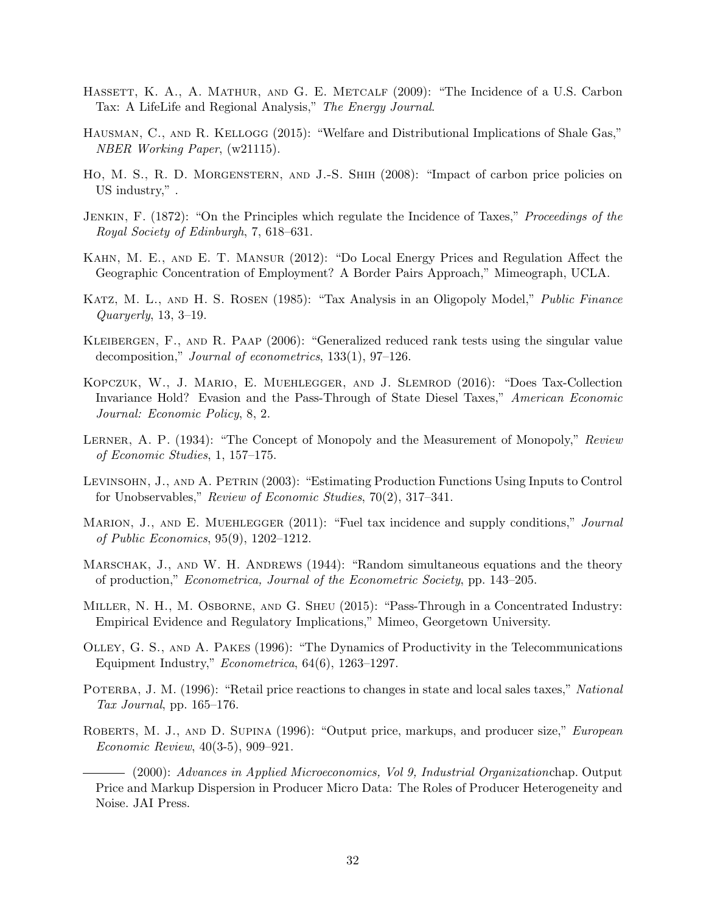Hassett, K. A., A. Mathur, and G. E. Metcalf (2009): "The Incidence of a U.S. Carbon Tax: A LifeLife and Regional Analysis," *The Energy Journal*.

Hausman, C., and R. Kellogg (2015): "Welfare and Distributional Implications of Shale Gas," *NBER Working Paper*, (w21115).

Ho, M. S., R. D. Morgenstern, and J.-S. Shih (2008): "Impact of carbon price policies on US industry," .

Jenkin, F. (1872): "On the Principles which regulate the Incidence of Taxes," *Proceedings of the Royal Society of Edinburgh*, 7, 618–631.

Kahn, M. E., and E. T. Mansur (2012): "Do Local Energy Prices and Regulation Affect the Geographic Concentration of Employment? A Border Pairs Approach," Mimeograph, UCLA.

Katz, M. L., and H. S. Rosen (1985): "Tax Analysis in an Oligopoly Model," *Public Finance Quaryerly*, 13, 3–19.

Kleibergen, F., and R. Paap (2006): "Generalized reduced rank tests using the singular value decomposition," *Journal of econometrics*, 133(1), 97–126.

Kopczuk, W., J. Mario, E. Muehlegger, and J. Slemrod (2016): "Does Tax-Collection Invariance Hold? Evasion and the Pass-Through of State Diesel Taxes," *American Economic Journal: Economic Policy*, 8, 2.

Lerner, A. P. (1934): "The Concept of Monopoly and the Measurement of Monopoly," *Review of Economic Studies*, 1, 157–175.

Levinsohn, J., and A. Petrin (2003): "Estimating Production Functions Using Inputs to Control for Unobservables," *Review of Economic Studies*, 70(2), 317–341.

Marion, J., and E. Muehlegger (2011): "Fuel tax incidence and supply conditions," *Journal of Public Economics*, 95(9), 1202–1212.

Marschak, J., and W. H. Andrews (1944): "Random simultaneous equations and the theory of production," *Econometrica, Journal of the Econometric Society*, pp. 143–205.

Miller, N. H., M. Osborne, and G. Sheu (2015): "Pass-Through in a Concentrated Industry: Empirical Evidence and Regulatory Implications," Mimeo, Georgetown University.

Olley, G. S., and A. Pakes (1996): "The Dynamics of Productivity in the Telecommunications Equipment Industry," *Econometrica*, 64(6), 1263–1297.

Poterba, J. M. (1996): "Retail price reactions to changes in state and local sales taxes," *National Tax Journal*, pp. 165–176.

Roberts, M. J., and D. Supina (1996): "Output price, markups, and producer size," *European Economic Review*, 40(3-5), 909–921.

——— (2000): *Advances in Applied Microeconomics, Vol 9, Industrial Organization*chap. Output Price and Markup Dispersion in Producer Micro Data: The Roles of Producer Heterogeneity and Noise. JAI Press.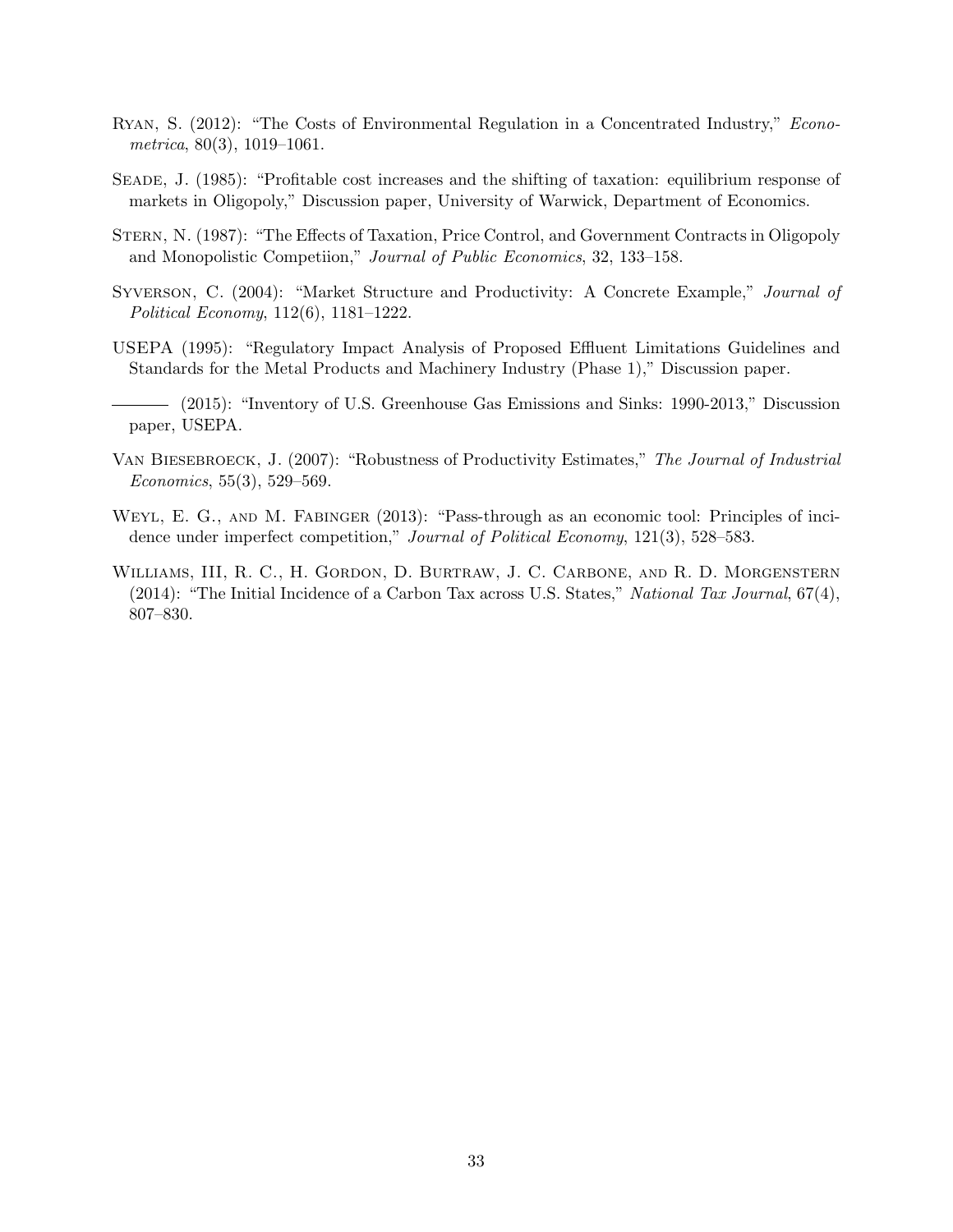Ryan, S. (2012): "The Costs of Environmental Regulation in a Concentrated Industry," *Econometrica*, 80(3), 1019–1061.

Seade, J. (1985): "Profitable cost increases and the shifting of taxation: equilibrium response of markets in Oligopoly," Discussion paper, University of Warwick, Department of Economics.

Stern, N. (1987): "The Effects of Taxation, Price Control, and Government Contracts in Oligopoly and Monopolistic Competiion," *Journal of Public Economics*, 32, 133–158.

Syverson, C. (2004): "Market Structure and Productivity: A Concrete Example," *Journal of Political Economy*, 112(6), 1181–1222.

USEPA (1995): "Regulatory Impact Analysis of Proposed Effluent Limitations Guidelines and Standards for the Metal Products and Machinery Industry (Phase 1)," Discussion paper.

——— (2015): "Inventory of U.S. Greenhouse Gas Emissions and Sinks: 1990-2013," Discussion paper, USEPA.

Van Biesebroeck, J. (2007): "Robustness of Productivity Estimates," *The Journal of Industrial Economics*, 55(3), 529–569.

Weyl, E. G., and M. Fabinger (2013): "Pass-through as an economic tool: Principles of incidence under imperfect competition," *Journal of Political Economy*, 121(3), 528–583.

Williams, III, R. C., H. Gordon, D. Burtraw, J. C. Carbone, and R. D. Morgenstern (2014): "The Initial Incidence of a Carbon Tax across U.S. States," *National Tax Journal*, 67(4), 807–830.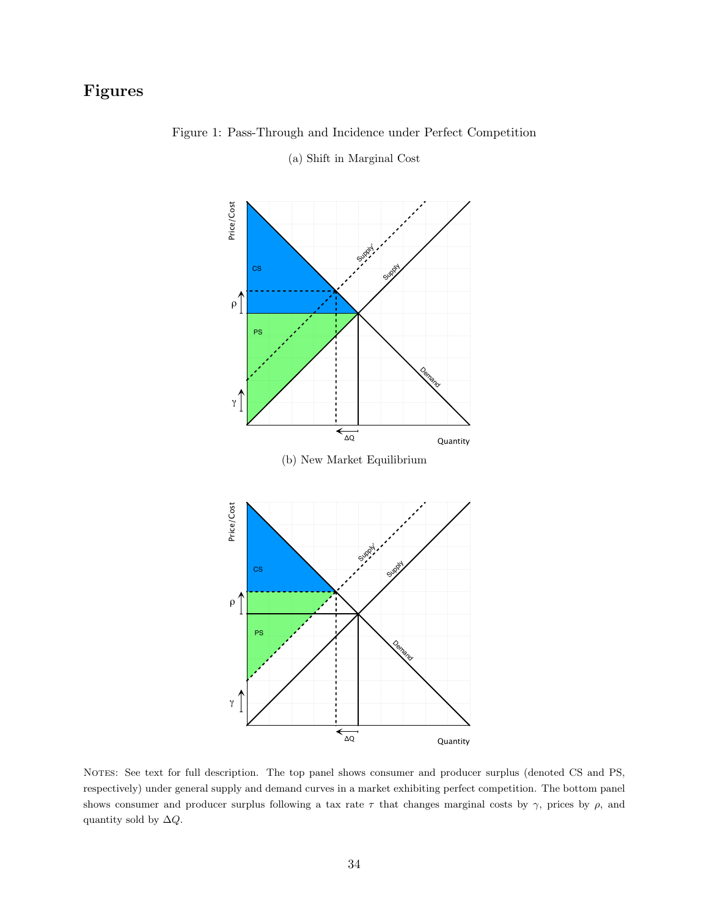# Figures

Figure 1: Pass-Through and Incidence under Perfect Competition

(a) Shift in Marginal Cost

(b) New Market Equilibrium

Notes: See text for full description. The top panel shows consumer and producer surplus (denoted CS and PS, respectively) under general supply and demand curves in a market exhibiting perfect competition. The bottom panel shows consumer and producer surplus following a tax rate $\tau$ that changes marginal costs by $\gamma$, prices by $\rho$, and quantity sold by $\Delta Q$.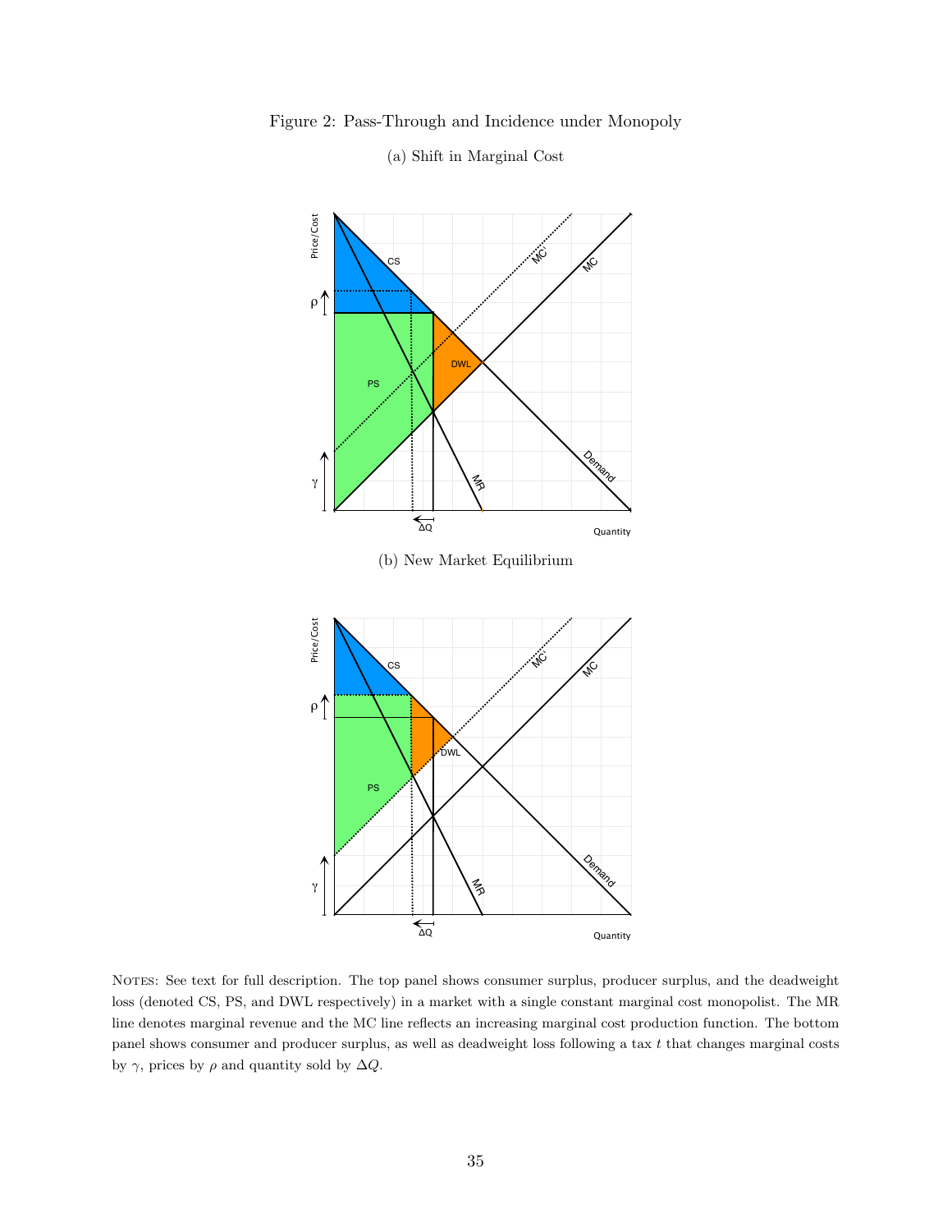Figure 2: Pass-Through and Incidence under Monopoly

(a) Shift in Marginal Cost

(b) New Market Equilibrium

Notes: See text for full description. The top panel shows consumer surplus, producer surplus, and the deadweight loss (denoted CS, PS, and DWL respectively) in a market with a single constant marginal cost monopolist. The MR line denotes marginal revenue and the MC line reflects an increasing marginal cost production function. The bottom panel shows consumer and producer surplus, as well as deadweight loss following a tax $t$ that changes marginal costs by $\gamma$, prices by $\rho$ and quantity sold by $\Delta Q$.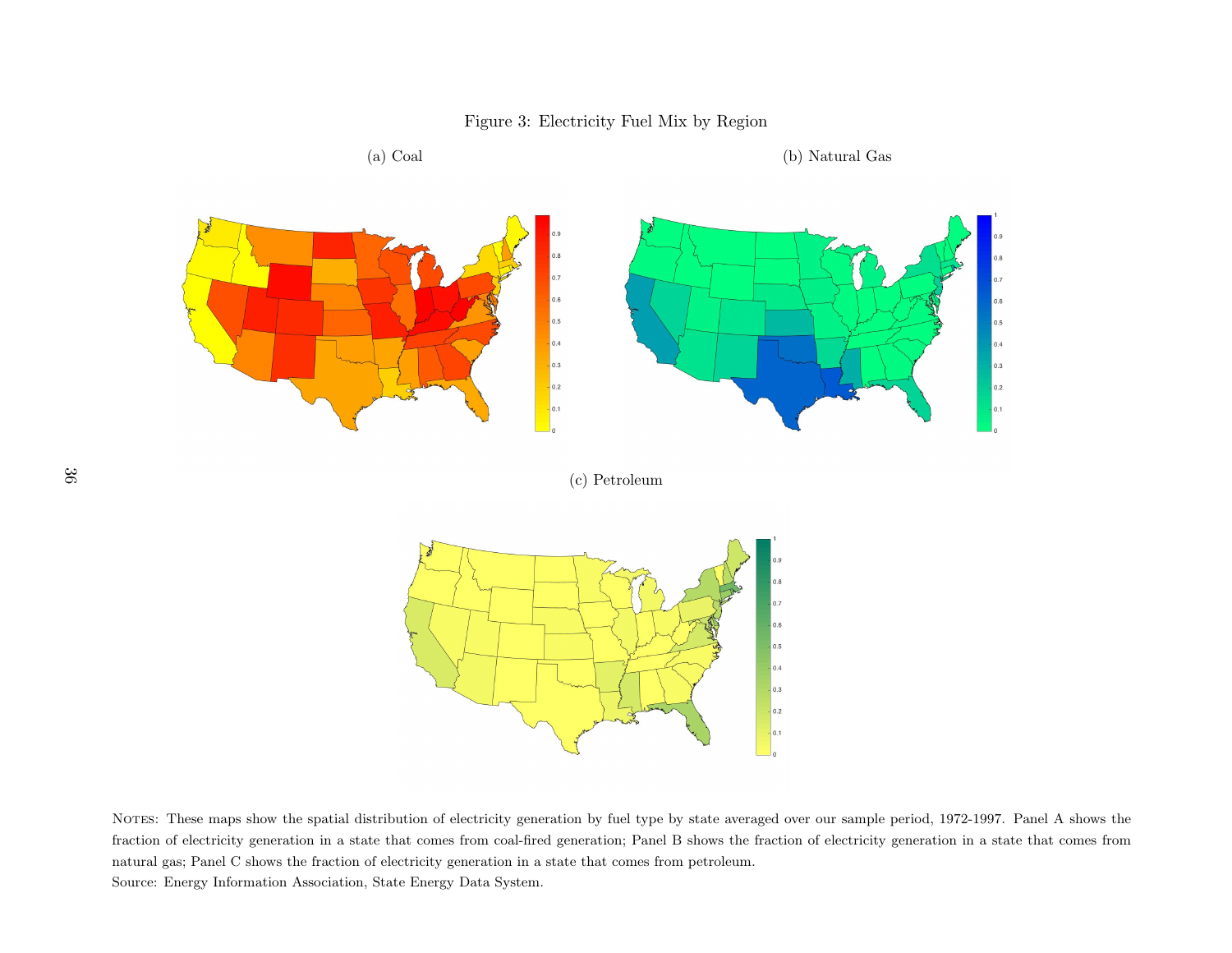Figure 3: Electricity Fuel Mix by Region

(a) Coal

(b) Natural Gas

(c) Petroleum

NOTES: These maps show the spatial distribution of electricity generation by fuel type by state averaged over our sample period, 1972-1997. Panel A shows the fraction of electricity generation in a state that comes from coal-fired generation; Panel B shows the fraction of electricity generation in a state that comes from natural gas; Panel C shows the fraction of electricity generation in a state that comes from petroleum.
Source: Energy Information Association, State Energy Data System.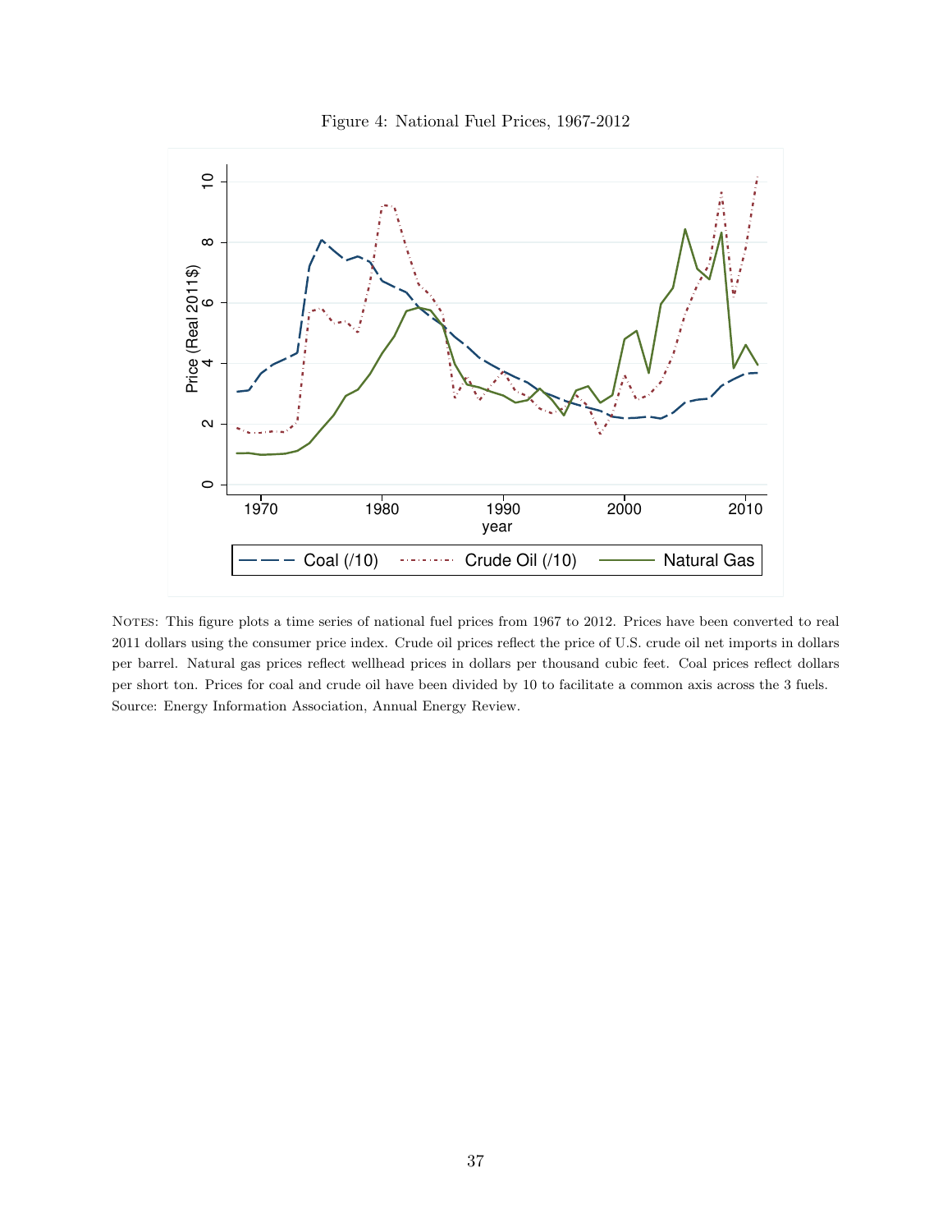Figure 4: National Fuel Prices, 1967-2012

NOTES: This figure plots a time series of national fuel prices from 1967 to 2012. Prices have been converted to real 2011 dollars using the consumer price index. Crude oil prices reflect the price of U.S. crude oil net imports in dollars per barrel. Natural gas prices reflect wellhead prices in dollars per thousand cubic feet. Coal prices reflect dollars per short ton. Prices for coal and crude oil have been divided by 10 to facilitate a common axis across the 3 fuels. Source: Energy Information Association, Annual Energy Review.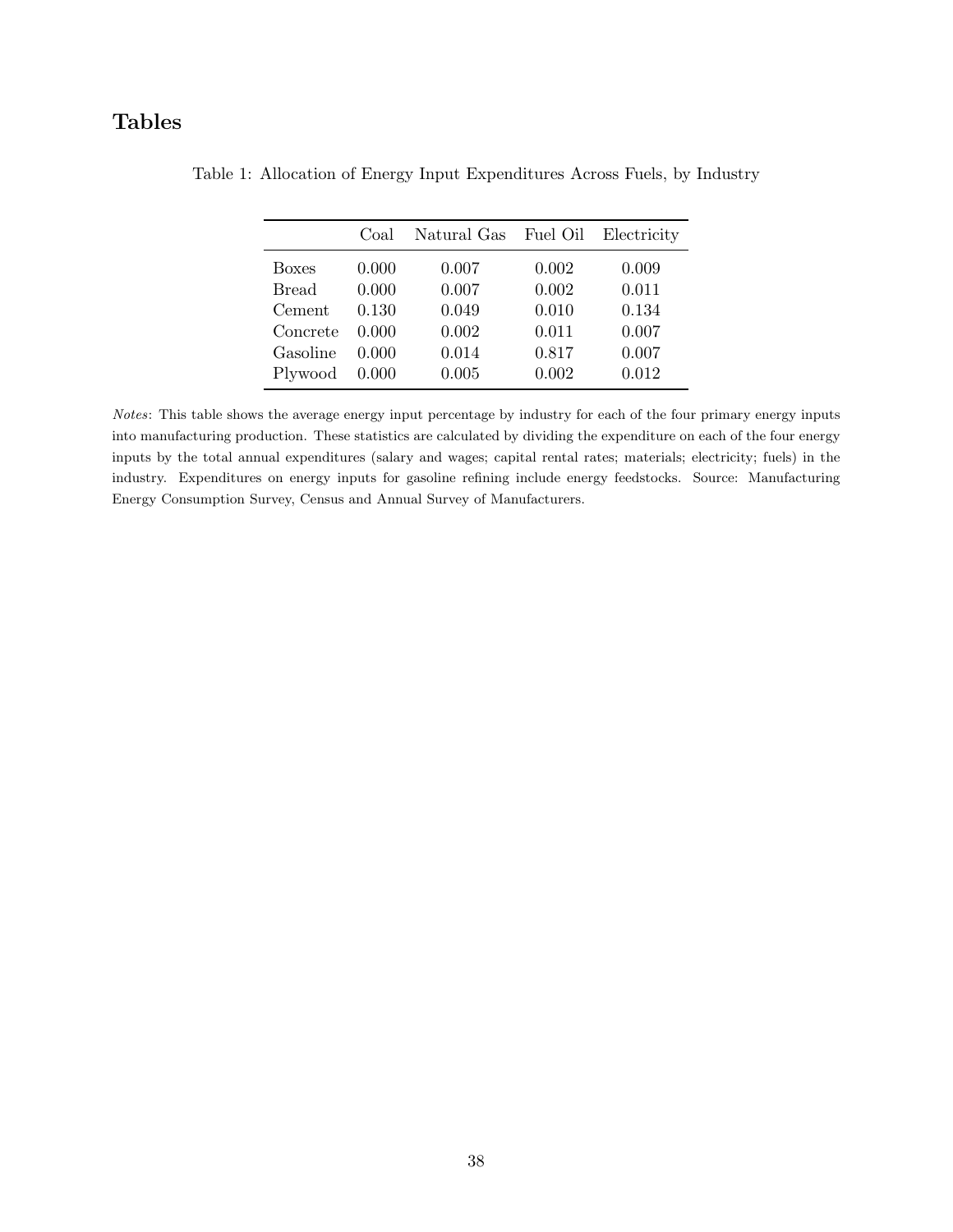# Tables

Table 1: Allocation of Energy Input Expenditures Across Fuels, by Industry

| | Coal | Natural Gas | Fuel Oil | Electricity |
|---|---|---|---|---|
| Boxes | 0.000 | 0.007 | 0.002 | 0.009 |
| Bread | 0.000 | 0.007 | 0.002 | 0.011 |
| Cement | 0.130 | 0.049 | 0.010 | 0.134 |
| Concrete | 0.000 | 0.002 | 0.011 | 0.007 |
| Gasoline | 0.000 | 0.014 | 0.817 | 0.007 |
| Plywood | 0.000 | 0.005 | 0.002 | 0.012 |

*Notes*: This table shows the average energy input percentage by industry for each of the four primary energy inputs into manufacturing production. These statistics are calculated by dividing the expenditure on each of the four energy inputs by the total annual expenditures (salary and wages; capital rental rates; materials; electricity; fuels) in the industry. Expenditures on energy inputs for gasoline refining include energy feedstocks. Source: Manufacturing Energy Consumption Survey, Census and Annual Survey of Manufacturers.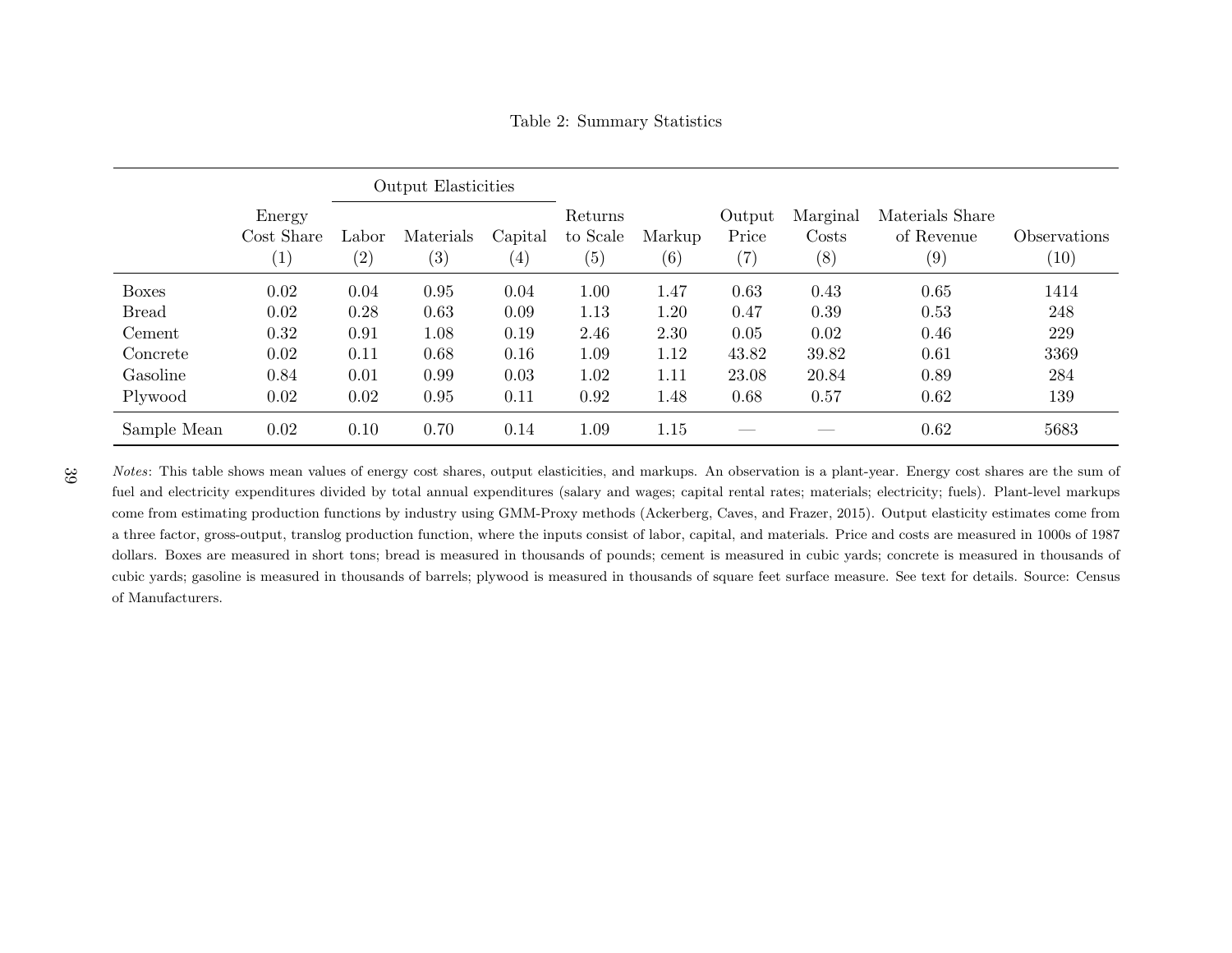Table 2: Summary Statistics

| | Energy Cost Share | Output Elasticities | | | Returns to Scale | Markup | Output Price | Marginal Costs | Materials Share of Revenue | Observations |
|---|---|---|---|---|---|---|---|---|---|---|
| | | Labor | Materials | Capital | | | | | | |
| | (1) | (2) | (3) | (4) | (5) | (6) | (7) | (8) | (9) | (10) |
| Boxes | 0.02 | 0.04 | 0.95 | 0.04 | 1.00 | 1.47 | 0.63 | 0.43 | 0.65 | 1414 |
| Bread | 0.02 | 0.28 | 0.63 | 0.09 | 1.13 | 1.20 | 0.47 | 0.39 | 0.53 | 248 |
| Cement | 0.32 | 0.91 | 1.08 | 0.19 | 2.46 | 2.30 | 0.05 | 0.02 | 0.46 | 229 |
| Concrete | 0.02 | 0.11 | 0.68 | 0.16 | 1.09 | 1.12 | 43.82 | 39.82 | 0.61 | 3369 |
| Gasoline | 0.84 | 0.01 | 0.99 | 0.03 | 1.02 | 1.11 | 23.08 | 20.84 | 0.89 | 284 |
| Plywood | 0.02 | 0.02 | 0.95 | 0.11 | 0.92 | 1.48 | 0.68 | 0.57 | 0.62 | 139 |
| Sample Mean | 0.02 | 0.10 | 0.70 | 0.14 | 1.09 | 1.15 | — | — | 0.62 | 5683 |

*Notes*: This table shows mean values of energy cost shares, output elasticities, and markups. An observation is a plant-year. Energy cost shares are the sum of fuel and electricity expenditures divided by total annual expenditures (salary and wages; capital rental rates; materials; electricity; fuels). Plant-level markups come from estimating production functions by industry using GMM-Proxy methods (Ackerberg, Caves, and Frazer, 2015). Output elasticity estimates come from a three factor, gross-output, translog production function, where the inputs consist of labor, capital, and materials. Price and costs are measured in 1000s of 1987 dollars. Boxes are measured in short tons; bread is measured in thousands of pounds; cement is measured in cubic yards; concrete is measured in thousands of cubic yards; gasoline is measured in thousands of barrels; plywood is measured in thousands of square feet surface measure. See text for details. Source: Census of Manufacturers.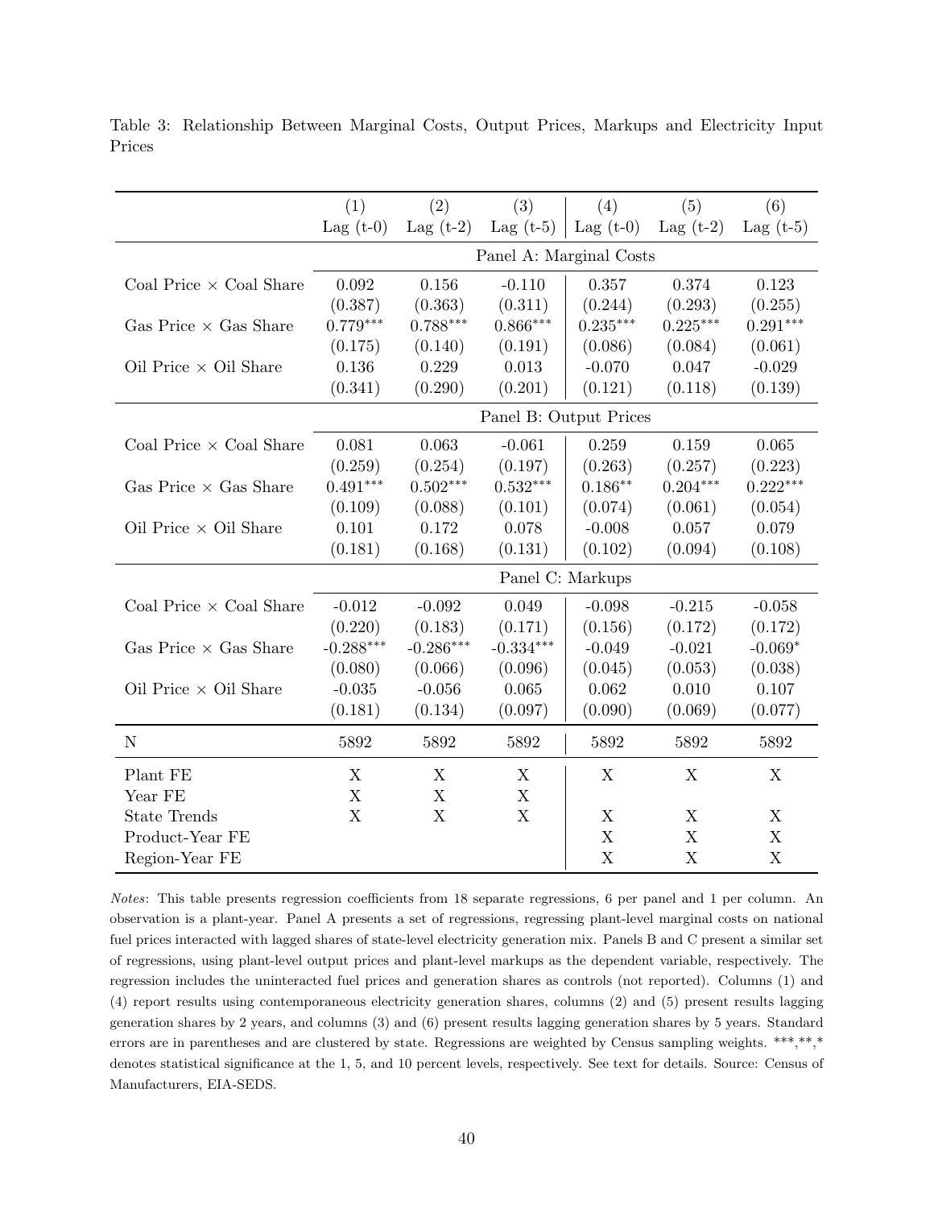Table 3: Relationship Between Marginal Costs, Output Prices, Markups and Electricity Input Prices

| | (1) Lag (t-0) | (2) Lag (t-2) | (3) Lag (t-5) | (4) Lag (t-0) | (5) Lag (t-2) | (6) Lag (t-5) |
|---|---|---|---|---|---|---|
| | Panel A: Marginal Costs | | | | | |
| Coal Price × Coal Share | 0.092 | 0.156 | -0.110 | 0.357 | 0.374 | 0.123 |
| | (0.387) | (0.363) | (0.311) | (0.244) | (0.293) | (0.255) |
| Gas Price × Gas Share | 0.779*** | 0.788*** | 0.866*** | 0.235*** | 0.225*** | 0.291*** |
| | (0.175) | (0.140) | (0.191) | (0.086) | (0.084) | (0.061) |
| Oil Price × Oil Share | 0.136 | 0.229 | 0.013 | -0.070 | 0.047 | -0.029 |
| | (0.341) | (0.290) | (0.201) | (0.121) | (0.118) | (0.139) |
| | Panel B: Output Prices | | | | | |
| Coal Price × Coal Share | 0.081 | 0.063 | -0.061 | 0.259 | 0.159 | 0.065 |
| | (0.259) | (0.254) | (0.197) | (0.263) | (0.257) | (0.223) |
| Gas Price × Gas Share | 0.491*** | 0.502*** | 0.532*** | 0.186** | 0.204*** | 0.222*** |
| | (0.109) | (0.088) | (0.101) | (0.074) | (0.061) | (0.054) |
| Oil Price × Oil Share | 0.101 | 0.172 | 0.078 | -0.008 | 0.057 | 0.079 |
| | (0.181) | (0.168) | (0.131) | (0.102) | (0.094) | (0.108) |
| | Panel C: Markups | | | | | |
| Coal Price × Coal Share | -0.012 | -0.092 | 0.049 | -0.098 | -0.215 | -0.058 |
| | (0.220) | (0.183) | (0.171) | (0.156) | (0.172) | (0.172) |
| Gas Price × Gas Share | -0.288*** | -0.286*** | -0.334*** | -0.049 | -0.021 | -0.069* |
| | (0.080) | (0.066) | (0.096) | (0.045) | (0.053) | (0.038) |
| Oil Price × Oil Share | -0.035 | -0.056 | 0.065 | 0.062 | 0.010 | 0.107 |
| | (0.181) | (0.134) | (0.097) | (0.090) | (0.069) | (0.077) |
| N | 5892 | 5892 | 5892 | 5892 | 5892 | 5892 |
| Plant FE | X | X | X | X | X | X |
| Year FE | X | X | X | | | |
| State Trends | X | X | X | X | X | X |
| Product-Year FE | | | | X | X | X |
| Region-Year FE | | | | X | X | X |

*Notes*: This table presents regression coefficients from 18 separate regressions, 6 per panel and 1 per column. An observation is a plant-year. Panel A presents a set of regressions, regressing plant-level marginal costs on national fuel prices interacted with lagged shares of state-level electricity generation mix. Panels B and C present a similar set of regressions, using plant-level output prices and plant-level markups as the dependent variable, respectively. The regression includes the uninteracted fuel prices and generation shares as controls (not reported). Columns (1) and (4) report results using contemporaneous electricity generation shares, columns (2) and (5) present results lagging generation shares by 2 years, and columns (3) and (6) present results lagging generation shares by 5 years. Standard errors are in parentheses and are clustered by state. Regressions are weighted by Census sampling weights. ***,**,* denotes statistical significance at the 1, 5, and 10 percent levels, respectively. See text for details. Source: Census of Manufacturers, EIA-SEDS.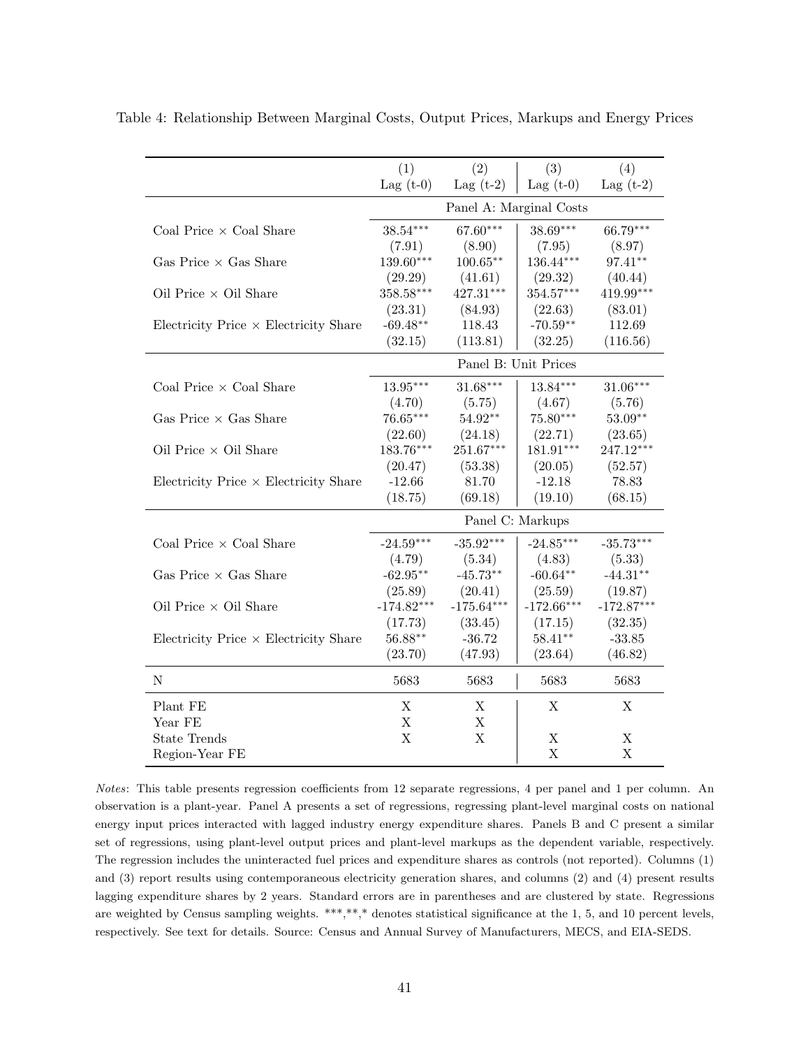Table 4: Relationship Between Marginal Costs, Output Prices, Markups and Energy Prices

| | (1) | (2) | (3) | (4) |
|---|---|---|---|---|
| | Lag (t-0) | Lag (t-2) | Lag (t-0) | Lag (t-2) |
| | Panel A: Marginal Costs | | | |
| Coal Price × Coal Share | 38.54*** | 67.60*** | 38.69*** | 66.79*** |
| | (7.91) | (8.90) | (7.95) | (8.97) |
| Gas Price × Gas Share | 139.60*** | 100.65** | 136.44*** | 97.41** |
| | (29.29) | (41.61) | (29.32) | (40.44) |
| Oil Price × Oil Share | 358.58*** | 427.31*** | 354.57*** | 419.99*** |
| | (23.31) | (84.93) | (22.63) | (83.01) |
| Electricity Price × Electricity Share | -69.48** | 118.43 | -70.59** | 112.69 |
| | (32.15) | (113.81) | (32.25) | (116.56) |
| | Panel B: Unit Prices | | | |
| Coal Price × Coal Share | 13.95*** | 31.68*** | 13.84*** | 31.06*** |
| | (4.70) | (5.75) | (4.67) | (5.76) |
| Gas Price × Gas Share | 76.65*** | 54.92** | 75.80*** | 53.09** |
| | (22.60) | (24.18) | (22.71) | (23.65) |
| Oil Price × Oil Share | 183.76*** | 251.67*** | 181.91*** | 247.12*** |
| | (20.47) | (53.38) | (20.05) | (52.57) |
| Electricity Price × Electricity Share | -12.66 | 81.70 | -12.18 | 78.83 |
| | (18.75) | (69.18) | (19.10) | (68.15) |
| | Panel C: Markups | | | |
| Coal Price × Coal Share | -24.59*** | -35.92*** | -24.85*** | -35.73*** |
| | (4.79) | (5.34) | (4.83) | (5.33) |
| Gas Price × Gas Share | -62.95** | -45.73** | -60.64** | -44.31** |
| | (25.89) | (20.41) | (25.59) | (19.87) |
| Oil Price × Oil Share | -174.82*** | -175.64*** | -172.66*** | -172.87*** |
| | (17.73) | (33.45) | (17.15) | (32.35) |
| Electricity Price × Electricity Share | 56.88** | -36.72 | 58.41** | -33.85 |
| | (23.70) | (47.93) | (23.64) | (46.82) |
| N | 5683 | 5683 | 5683 | 5683 |
| Plant FE | X | X | X | X |
| Year FE | X | X | | |
| State Trends | X | X | X | X |
| Region-Year FE | | | X | X |

*Notes*: This table presents regression coefficients from 12 separate regressions, 4 per panel and 1 per column. An observation is a plant-year. Panel A presents a set of regressions, regressing plant-level marginal costs on national energy input prices interacted with lagged industry energy expenditure shares. Panels B and C present a similar set of regressions, using plant-level output prices and plant-level markups as the dependent variable, respectively. The regression includes the uninteracted fuel prices and expenditure shares as controls (not reported). Columns (1) and (3) report results using contemporaneous electricity generation shares, and columns (2) and (4) present results lagging expenditure shares by 2 years. Standard errors are in parentheses and are clustered by state. Regressions are weighted by Census sampling weights. ***,**,* denotes statistical significance at the 1, 5, and 10 percent levels, respectively. See text for details. Source: Census and Annual Survey of Manufacturers, MECS, and EIA-SEDS.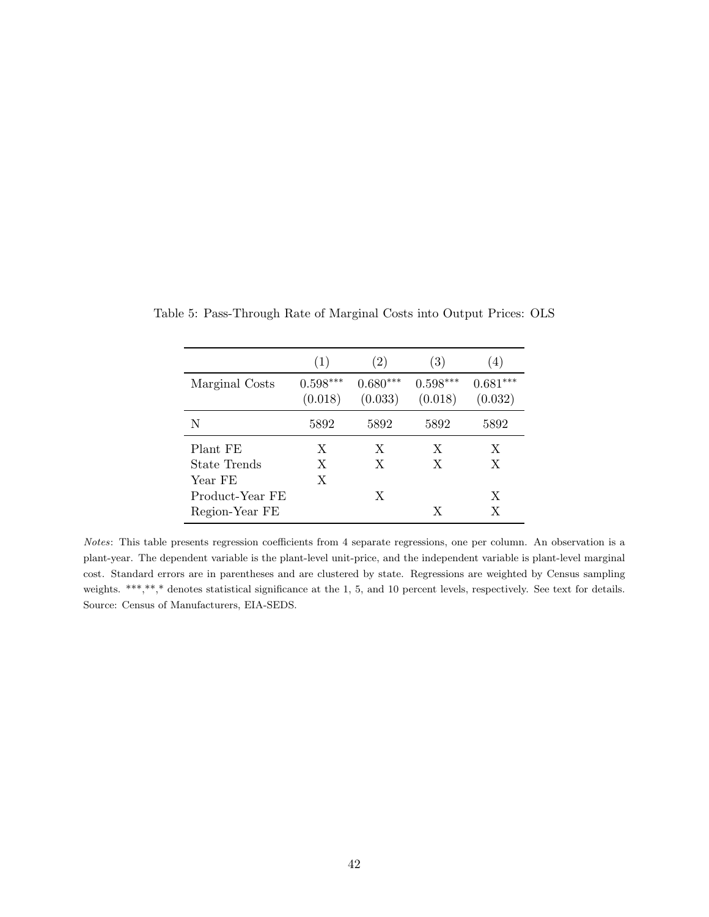Table 5: Pass-Through Rate of Marginal Costs into Output Prices: OLS

| | (1) | (2) | (3) | (4) |
|---|---|---|---|---|
| Marginal Costs | $0.598^{***}$ | $0.680^{***}$ | $0.598^{***}$ | $0.681^{***}$ |
| | (0.018) | (0.033) | (0.018) | (0.032) |
| N | 5892 | 5892 | 5892 | 5892 |
| Plant FE | X | X | X | X |
| State Trends | X | X | X | X |
| Year FE | X | | | |
| Product-Year FE | | X | | X |
| Region-Year FE | | | X | X |

*Notes*: This table presents regression coefficients from 4 separate regressions, one per column. An observation is a plant-year. The dependent variable is the plant-level unit-price, and the independent variable is plant-level marginal cost. Standard errors are in parentheses and are clustered by state. Regressions are weighted by Census sampling weights. \*\*\*,\*\*,\* denotes statistical significance at the 1, 5, and 10 percent levels, respectively. See text for details. Source: Census of Manufacturers, EIA-SEDS.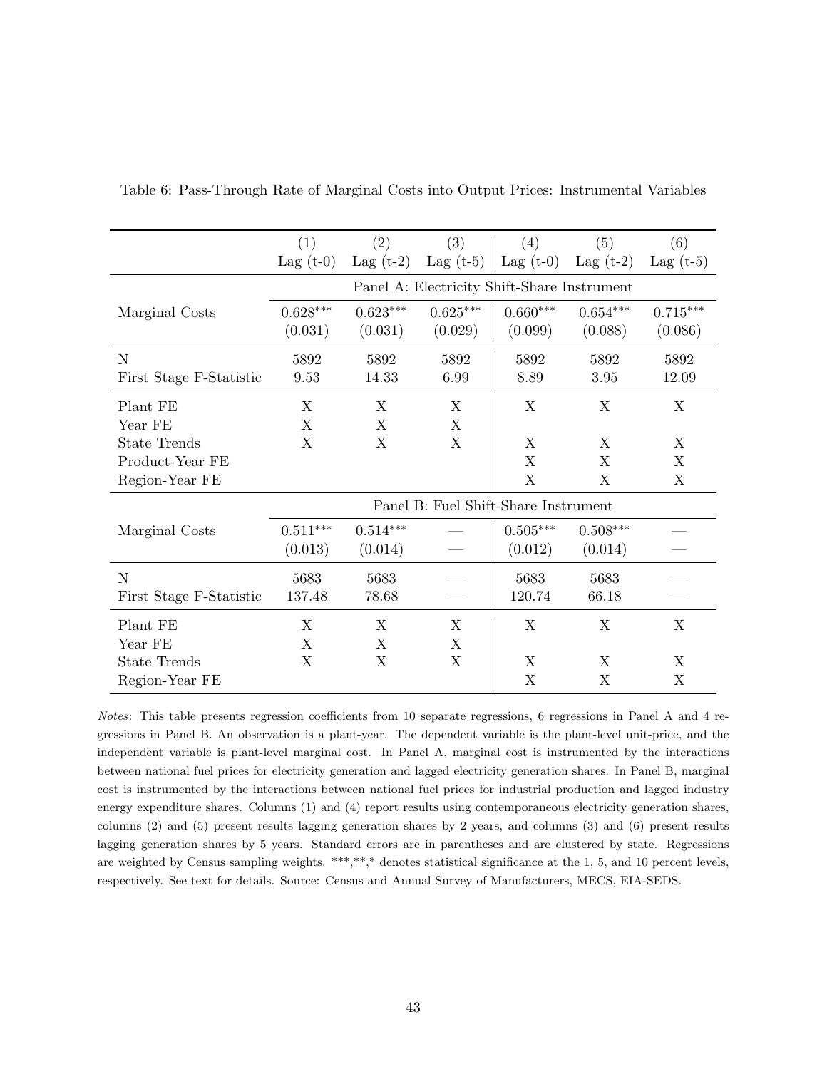Table 6: Pass-Through Rate of Marginal Costs into Output Prices: Instrumental Variables

| | (1) Lag (t-0) | (2) Lag (t-2) | (3) Lag (t-5) | (4) Lag (t-0) | (5) Lag (t-2) | (6) Lag (t-5) |
|---|---|---|---|---|---|---|
| | Panel A: Electricity Shift-Share Instrument | | | | | |
| Marginal Costs | 0.628*** | 0.623*** | 0.625*** | 0.660*** | 0.654*** | 0.715*** |
| | (0.031) | (0.031) | (0.029) | (0.099) | (0.088) | (0.086) |
| N | 5892 | 5892 | 5892 | 5892 | 5892 | 5892 |
| First Stage F-Statistic | 9.53 | 14.33 | 6.99 | 8.89 | 3.95 | 12.09 |
| Plant FE | X | X | X | X | X | X |
| Year FE | X | X | X | | | |
| State Trends | X | X | X | X | X | X |
| Product-Year FE | | | | X | X | X |
| Region-Year FE | | | | X | X | X |
| | Panel B: Fuel Shift-Share Instrument | | | | | |
| Marginal Costs | 0.511*** | 0.514*** | — | 0.505*** | 0.508*** | — |
| | (0.013) | (0.014) | — | (0.012) | (0.014) | — |
| N | 5683 | 5683 | — | 5683 | 5683 | — |
| First Stage F-Statistic | 137.48 | 78.68 | — | 120.74 | 66.18 | — |
| Plant FE | X | X | X | X | X | X |
| Year FE | X | X | X | | | |
| State Trends | X | X | X | X | X | X |
| Region-Year FE | | | | X | X | X |

*Notes*: This table presents regression coefficients from 10 separate regressions, 6 regressions in Panel A and 4 regressions in Panel B. An observation is a plant-year. The dependent variable is the plant-level unit-price, and the independent variable is plant-level marginal cost. In Panel A, marginal cost is instrumented by the interactions between national fuel prices for electricity generation and lagged electricity generation shares. In Panel B, marginal cost is instrumented by the interactions between national fuel prices for industrial production and lagged industry energy expenditure shares. Columns (1) and (4) report results using contemporaneous electricity generation shares, columns (2) and (5) present results lagging generation shares by 2 years, and columns (3) and (6) present results lagging generation shares by 5 years. Standard errors are in parentheses and are clustered by state. Regressions are weighted by Census sampling weights. ***,**,* denotes statistical significance at the 1, 5, and 10 percent levels, respectively. See text for details. Source: Census and Annual Survey of Manufacturers, MECS, EIA-SEDS.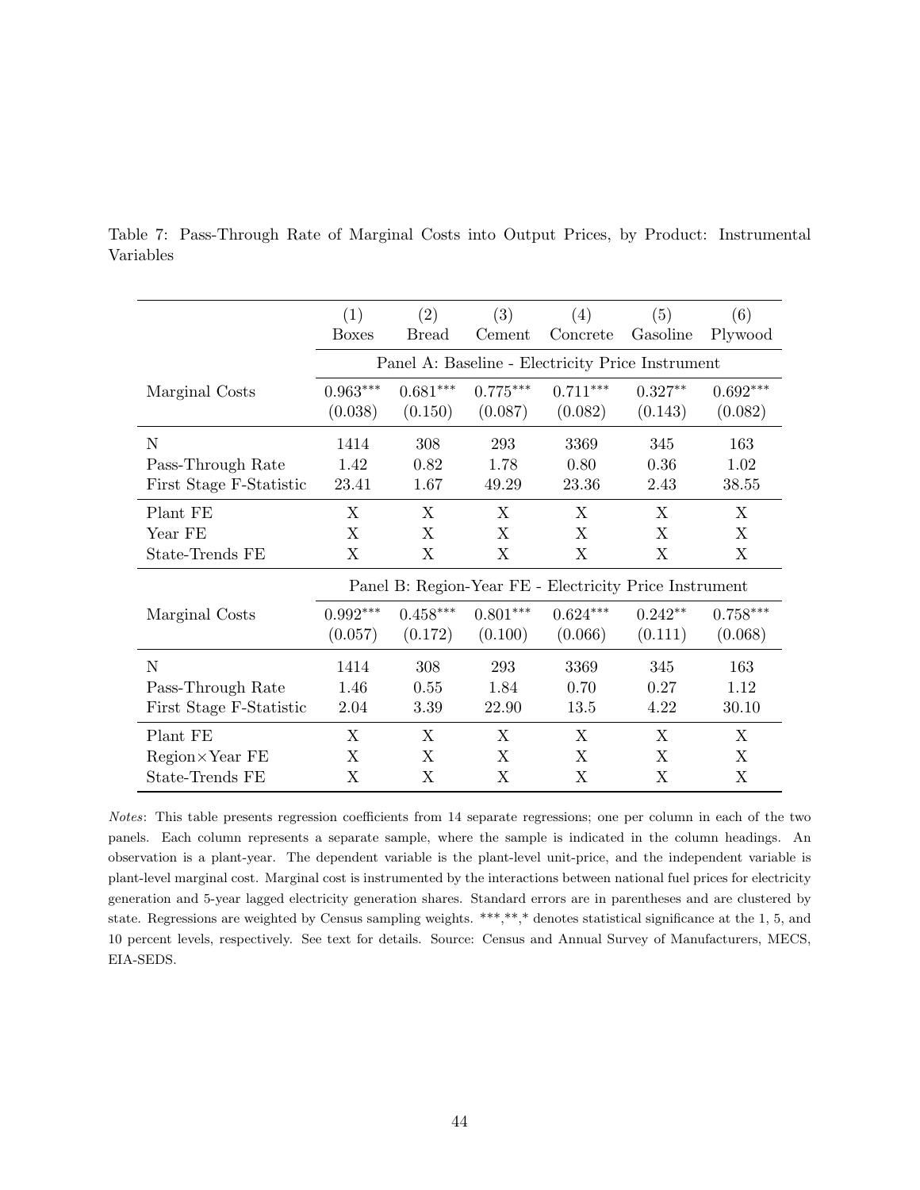Table 7: Pass-Through Rate of Marginal Costs into Output Prices, by Product: Instrumental Variables

| | (1) Boxes | (2) Bread | (3) Cement | (4) Concrete | (5) Gasoline | (6) Plywood |
|---|---|---|---|---|---|---|
| | Panel A: Baseline - Electricity Price Instrument | | | | | |
| Marginal Costs | $0.963^{***}$ | $0.681^{***}$ | $0.775^{***}$ | $0.711^{***}$ | $0.327^{**}$ | $0.692^{***}$ |
| | (0.038) | (0.150) | (0.087) | (0.082) | (0.143) | (0.082) |
| N | 1414 | 308 | 293 | 3369 | 345 | 163 |
| Pass-Through Rate | 1.42 | 0.82 | 1.78 | 0.80 | 0.36 | 1.02 |
| First Stage F-Statistic | 23.41 | 1.67 | 49.29 | 23.36 | 2.43 | 38.55 |
| Plant FE | X | X | X | X | X | X |
| Year FE | X | X | X | X | X | X |
| State-Trends FE | X | X | X | X | X | X |
| | Panel B: Region-Year FE - Electricity Price Instrument | | | | | |
| Marginal Costs | $0.992^{***}$ | $0.458^{***}$ | $0.801^{***}$ | $0.624^{***}$ | $0.242^{**}$ | $0.758^{***}$ |
| | (0.057) | (0.172) | (0.100) | (0.066) | (0.111) | (0.068) |
| N | 1414 | 308 | 293 | 3369 | 345 | 163 |
| Pass-Through Rate | 1.46 | 0.55 | 1.84 | 0.70 | 0.27 | 1.12 |
| First Stage F-Statistic | 2.04 | 3.39 | 22.90 | 13.5 | 4.22 | 30.10 |
| Plant FE | X | X | X | X | X | X |
| Region×Year FE | X | X | X | X | X | X |
| State-Trends FE | X | X | X | X | X | X |

*Notes*: This table presents regression coefficients from 14 separate regressions; one per column in each of the two panels. Each column represents a separate sample, where the sample is indicated in the column headings. An observation is a plant-year. The dependent variable is the plant-level unit-price, and the independent variable is plant-level marginal cost. Marginal cost is instrumented by the interactions between national fuel prices for electricity generation and 5-year lagged electricity generation shares. Standard errors are in parentheses and are clustered by state. Regressions are weighted by Census sampling weights. ***,**,* denotes statistical significance at the 1, 5, and 10 percent levels, respectively. See text for details. Source: Census and Annual Survey of Manufacturers, MECS, EIA-SEDS.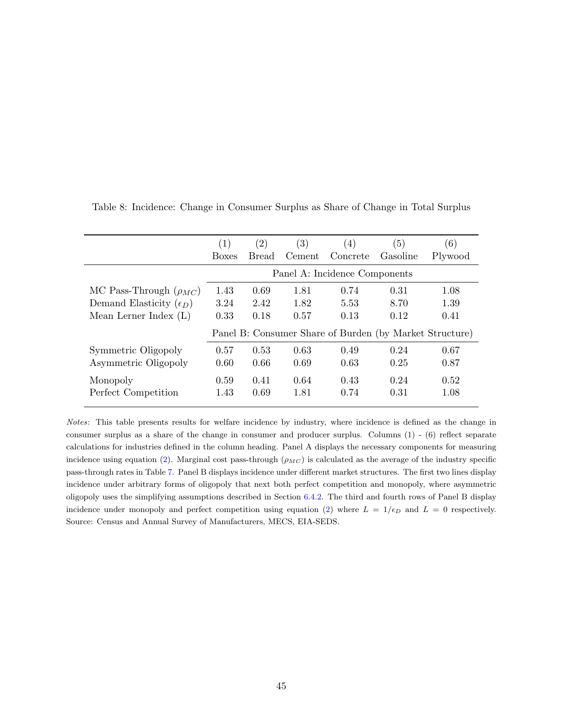Table 8: Incidence: Change in Consumer Surplus as Share of Change in Total Surplus

| | (1) Boxes | (2) Bread | (3) Cement | (4) Concrete | (5) Gasoline | (6) Plywood |
|---|---|---|---|---|---|---|
| | Panel A: Incidence Components | | | | | |
| MC Pass-Through ($\rho_{MC}$) | 1.43 | 0.69 | 1.81 | 0.74 | 0.31 | 1.08 |
| Demand Elasticity ($\epsilon_D$) | 3.24 | 2.42 | 1.82 | 5.53 | 8.70 | 1.39 |
| Mean Lerner Index (L) | 0.33 | 0.18 | 0.57 | 0.13 | 0.12 | 0.41 |
| | Panel B: Consumer Share of Burden (by Market Structure) | | | | | |
| Symmetric Oligopoly | 0.57 | 0.53 | 0.63 | 0.49 | 0.24 | 0.67 |
| Asymmetric Oligopoly | 0.60 | 0.66 | 0.69 | 0.63 | 0.25 | 0.87 |
| Monopoly | 0.59 | 0.41 | 0.64 | 0.43 | 0.24 | 0.52 |
| Perfect Competition | 1.43 | 0.69 | 1.81 | 0.74 | 0.31 | 1.08 |

*Notes*: This table presents results for welfare incidence by industry, where incidence is defined as the change in consumer surplus as a share of the change in consumer and producer surplus. Columns (1) - (6) reflect separate calculations for industries defined in the column heading. Panel A displays the necessary components for measuring incidence using equation (2). Marginal cost pass-through ($\rho_{MC}$) is calculated as the average of the industry specific pass-through rates in Table 7. Panel B displays incidence under different market structures. The first two lines display incidence under arbitrary forms of oligopoly that next both perfect competition and monopoly, where asymmetric oligopoly uses the simplifying assumptions described in Section 6.4.2. The third and fourth rows of Panel B display incidence under monopoly and perfect competition using equation (2) where $L = 1/\epsilon_D$ and $L = 0$ respectively. Source: Census and Annual Survey of Manufacturers, MECS, EIA-SEDS.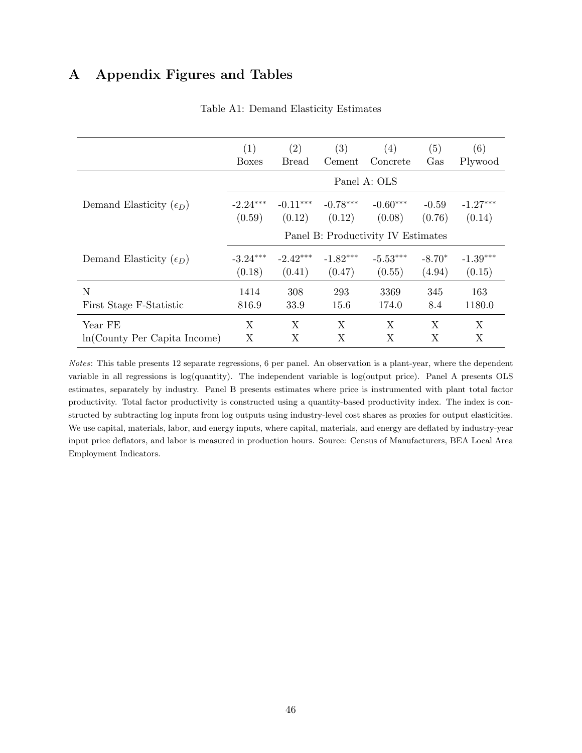# A Appendix Figures and Tables

Table A1: Demand Elasticity Estimates

| | (1) Boxes | (2) Bread | (3) Cement | (4) Concrete | (5) Gas | (6) Plywood |
|---|---|---|---|---|---|---|
| | Panel A: OLS | | | | | |
| Demand Elasticity ($\epsilon_D$) | -2.24*** | -0.11*** | -0.78*** | -0.60*** | -0.59 | -1.27*** |
| | (0.59) | (0.12) | (0.12) | (0.08) | (0.76) | (0.14) |
| | Panel B: Productivity IV Estimates | | | | | |
| Demand Elasticity ($\epsilon_D$) | -3.24*** | -2.42*** | -1.82*** | -5.53*** | -8.70* | -1.39*** |
| | (0.18) | (0.41) | (0.47) | (0.55) | (4.94) | (0.15) |
| N | 1414 | 308 | 293 | 3369 | 345 | 163 |
| First Stage F-Statistic | 816.9 | 33.9 | 15.6 | 174.0 | 8.4 | 1180.0 |
| Year FE | X | X | X | X | X | X |
| ln(County Per Capita Income) | X | X | X | X | X | X |

*Notes*: This table presents 12 separate regressions, 6 per panel. An observation is a plant-year, where the dependent variable in all regressions is log(quantity). The independent variable is log(output price). Panel A presents OLS estimates, separately by industry. Panel B presents estimates where price is instrumented with plant total factor productivity. Total factor productivity is constructed using a quantity-based productivity index. The index is constructed by subtracting log inputs from log outputs using industry-level cost shares as proxies for output elasticities. We use capital, materials, labor, and energy inputs, where capital, materials, and energy are deflated by industry-year input price deflators, and labor is measured in production hours. Source: Census of Manufacturers, BEA Local Area Employment Indicators.